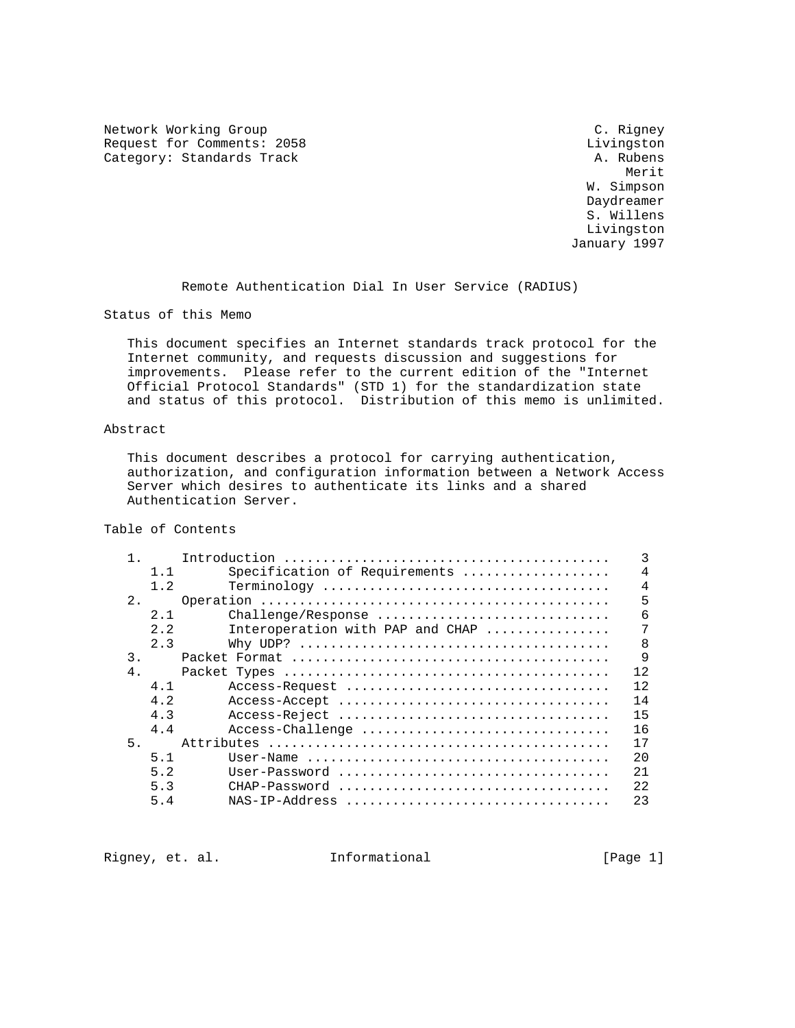Network Working Group C. Rigney
Request for Comments: 2058 Livingston
Category: Standards Track A. Rubens
Merit
W. Simpson
Daydreamer
S. Willens
Livingston
January 1997

# Remote Authentication Dial In User Service (RADIUS)

## Status of this Memo

This document specifies an Internet standards track protocol for the Internet community, and requests discussion and suggestions for improvements. Please refer to the current edition of the "Internet Official Protocol Standards" (STD 1) for the standardization state and status of this protocol. Distribution of this memo is unlimited.

## Abstract

This document describes a protocol for carrying authentication, authorization, and configuration information between a Network Access Server which desires to authenticate its links and a shared Authentication Server.

## Table of Contents

| | | |
|---|---|---|
| 1. | Introduction | 3 |
| 1.1 | Specification of Requirements | 4 |
| 1.2 | Terminology | 4 |
| 2. | Operation | 5 |
| 2.1 | Challenge/Response | 6 |
| 2.2 | Interoperation with PAP and CHAP | 7 |
| 2.3 | Why UDP? | 8 |
| 3. | Packet Format | 9 |
| 4. | Packet Types | 12 |
| 4.1 | Access-Request | 12 |
| 4.2 | Access-Accept | 14 |
| 4.3 | Access-Reject | 15 |
| 4.4 | Access-Challenge | 16 |
| 5. | Attributes | 17 |
| 5.1 | User-Name | 20 |
| 5.2 | User-Password | 21 |
| 5.3 | CHAP-Password | 22 |
| 5.4 | NAS-IP-Address | 23 |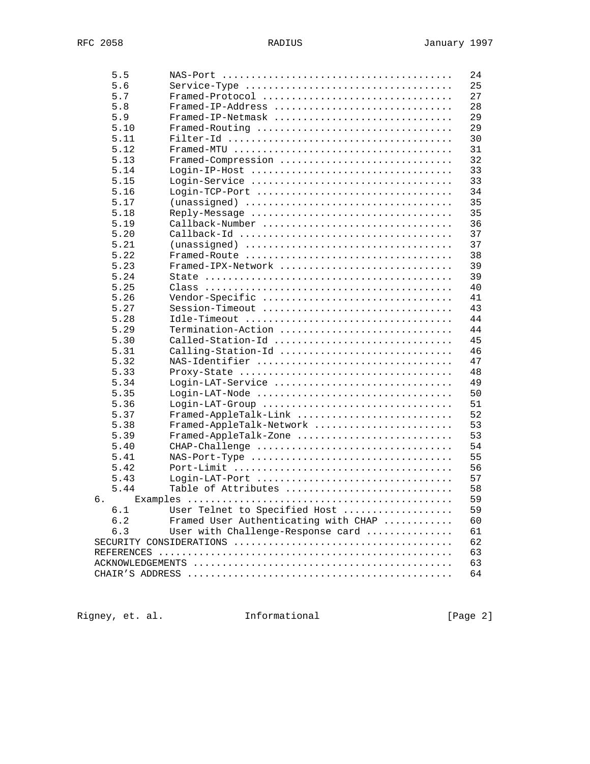```
      5.5       NAS-Port .......................................  24
      5.6       Service-Type ...................................  25
      5.7       Framed-Protocol ................................  27
      5.8       Framed-IP-Address ..............................  28
      5.9       Framed-IP-Netmask ..............................  29
      5.10      Framed-Routing .................................  29
      5.11      Filter-Id ......................................  30
      5.12      Framed-MTU .....................................  31
      5.13      Framed-Compression .............................  32
      5.14      Login-IP-Host ..................................  33
      5.15      Login-Service ..................................  33
      5.16      Login-TCP-Port .................................  34
      5.17      (unassigned) ...................................  35
      5.18      Reply-Message ..................................  35
      5.19      Callback-Number ................................  36
      5.20      Callback-Id ....................................  37
      5.21      (unassigned) ...................................  37
      5.22      Framed-Route ...................................  38
      5.23      Framed-IPX-Network .............................  39
      5.24      State ..........................................  39
      5.25      Class ..........................................  40
      5.26      Vendor-Specific ................................  41
      5.27      Session-Timeout ................................  43
      5.28      Idle-Timeout ...................................  44
      5.29      Termination-Action .............................  44
      5.30      Called-Station-Id ..............................  45
      5.31      Calling-Station-Id .............................  46
      5.32      NAS-Identifier .................................  47
      5.33      Proxy-State ....................................  48
      5.34      Login-LAT-Service ..............................  49
      5.35      Login-LAT-Node .................................  50
      5.36      Login-LAT-Group ................................  51
      5.37      Framed-AppleTalk-Link ..........................  52
      5.38      Framed-AppleTalk-Network .......................  53
      5.39      Framed-AppleTalk-Zone ..........................  53
      5.40      CHAP-Challenge .................................  54
      5.41      NAS-Port-Type ..................................  55
      5.42      Port-Limit .....................................  56
      5.43      Login-LAT-Port .................................  57
      5.44      Table of Attributes ............................  58
   6.     Examples .............................................  59
      6.1       User Telnet to Specified Host ..................  59
      6.2       Framed User Authenticating with CHAP ...........  60
      6.3       User with Challenge-Response card ..............  61
   SECURITY CONSIDERATIONS .....................................  62
   REFERENCES ..................................................  63
   ACKNOWLEDGEMENTS ............................................  63
   CHAIR'S ADDRESS .............................................  64
```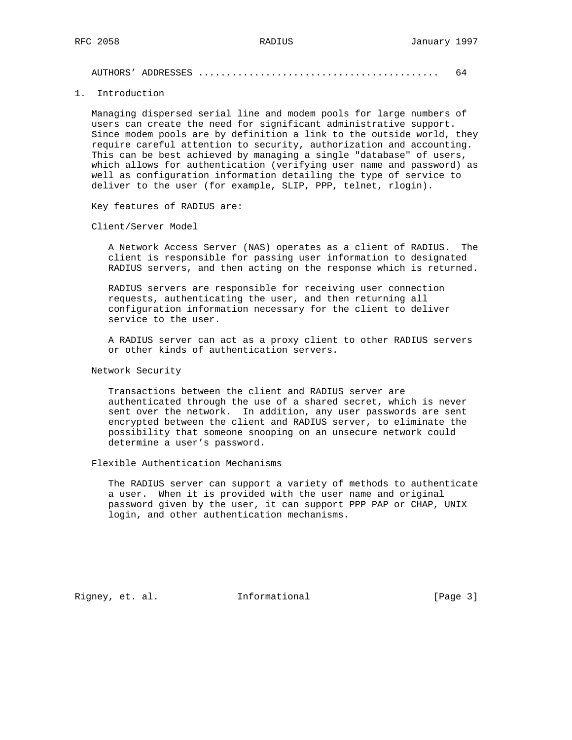AUTHORS' ADDRESSES .......................................... 64

# 1. Introduction

Managing dispersed serial line and modem pools for large numbers of users can create the need for significant administrative support. Since modem pools are by definition a link to the outside world, they require careful attention to security, authorization and accounting. This can be best achieved by managing a single "database" of users, which allows for authentication (verifying user name and password) as well as configuration information detailing the type of service to deliver to the user (for example, SLIP, PPP, telnet, rlogin).

Key features of RADIUS are:

Client/Server Model

A Network Access Server (NAS) operates as a client of RADIUS. The client is responsible for passing user information to designated RADIUS servers, and then acting on the response which is returned.

RADIUS servers are responsible for receiving user connection requests, authenticating the user, and then returning all configuration information necessary for the client to deliver service to the user.

A RADIUS server can act as a proxy client to other RADIUS servers or other kinds of authentication servers.

Network Security

Transactions between the client and RADIUS server are authenticated through the use of a shared secret, which is never sent over the network. In addition, any user passwords are sent encrypted between the client and RADIUS server, to eliminate the possibility that someone snooping on an unsecure network could determine a user's password.

Flexible Authentication Mechanisms

The RADIUS server can support a variety of methods to authenticate a user. When it is provided with the user name and original password given by the user, it can support PPP PAP or CHAP, UNIX login, and other authentication mechanisms.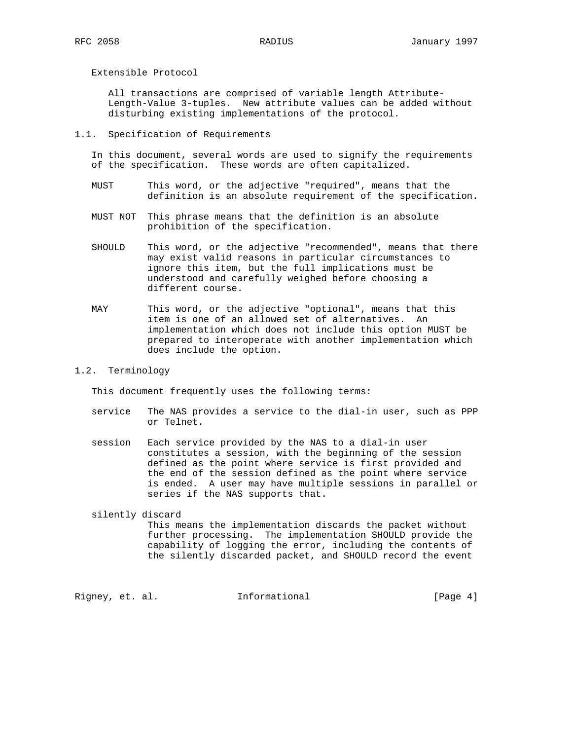Extensible Protocol

All transactions are comprised of variable length Attribute-Length-Value 3-tuples. New attribute values can be added without disturbing existing implementations of the protocol.

## 1.1. Specification of Requirements

In this document, several words are used to signify the requirements of the specification. These words are often capitalized.

**MUST** — This word, or the adjective "required", means that the definition is an absolute requirement of the specification.

**MUST NOT** — This phrase means that the definition is an absolute prohibition of the specification.

**SHOULD** — This word, or the adjective "recommended", means that there may exist valid reasons in particular circumstances to ignore this item, but the full implications must be understood and carefully weighed before choosing a different course.

**MAY** — This word, or the adjective "optional", means that this item is one of an allowed set of alternatives. An implementation which does not include this option MUST be prepared to interoperate with another implementation which does include the option.

## 1.2. Terminology

This document frequently uses the following terms:

**service** — The NAS provides a service to the dial-in user, such as PPP or Telnet.

**session** — Each service provided by the NAS to a dial-in user constitutes a session, with the beginning of the session defined as the point where service is first provided and the end of the session defined as the point where service is ended. A user may have multiple sessions in parallel or series if the NAS supports that.

**silently discard** — This means the implementation discards the packet without further processing. The implementation SHOULD provide the capability of logging the error, including the contents of the silently discarded packet, and SHOULD record the event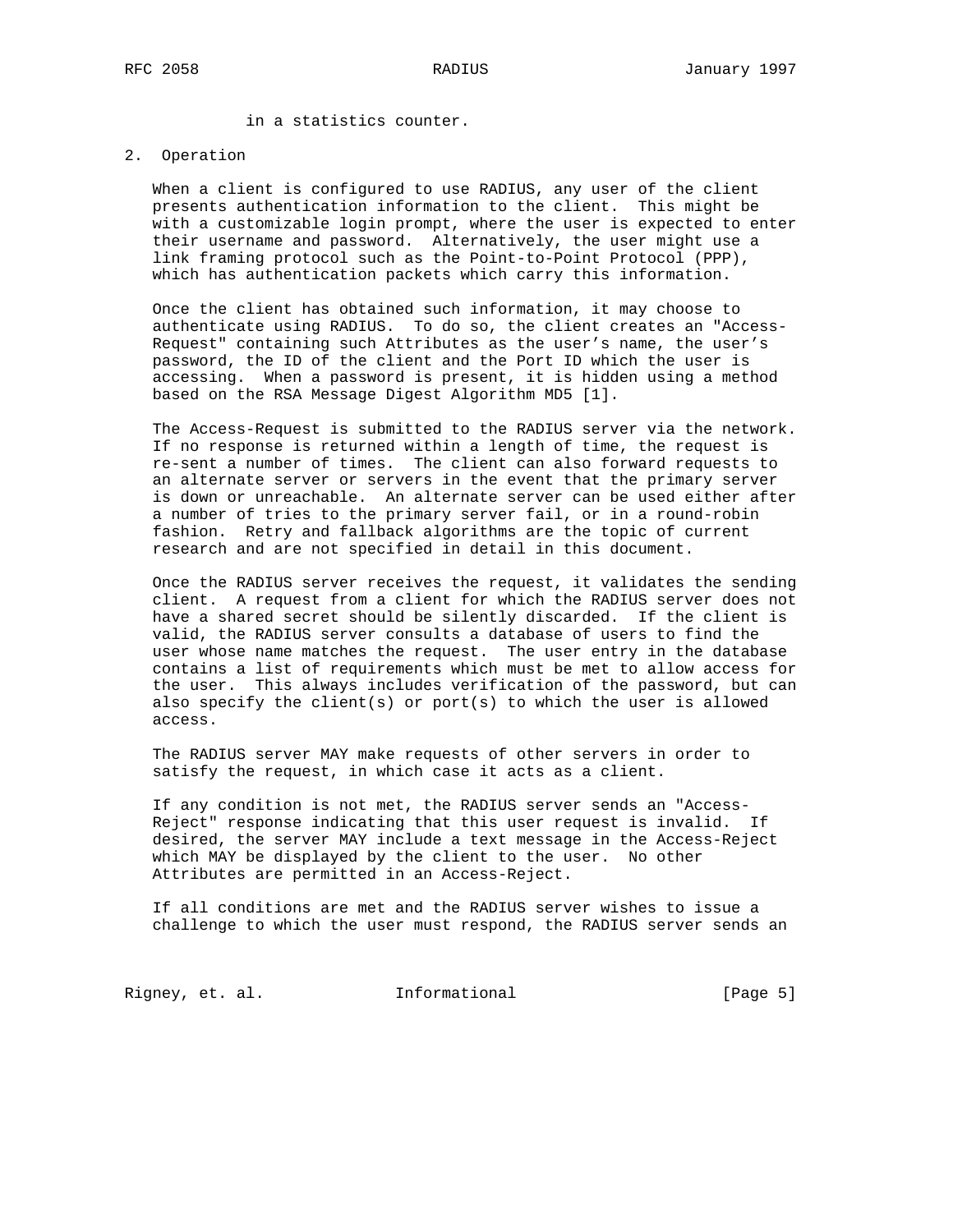in a statistics counter.

## 2. Operation

When a client is configured to use RADIUS, any user of the client presents authentication information to the client. This might be with a customizable login prompt, where the user is expected to enter their username and password. Alternatively, the user might use a link framing protocol such as the Point-to-Point Protocol (PPP), which has authentication packets which carry this information.

Once the client has obtained such information, it may choose to authenticate using RADIUS. To do so, the client creates an "Access-Request" containing such Attributes as the user's name, the user's password, the ID of the client and the Port ID which the user is accessing. When a password is present, it is hidden using a method based on the RSA Message Digest Algorithm MD5 [1].

The Access-Request is submitted to the RADIUS server via the network. If no response is returned within a length of time, the request is re-sent a number of times. The client can also forward requests to an alternate server or servers in the event that the primary server is down or unreachable. An alternate server can be used either after a number of tries to the primary server fail, or in a round-robin fashion. Retry and fallback algorithms are the topic of current research and are not specified in detail in this document.

Once the RADIUS server receives the request, it validates the sending client. A request from a client for which the RADIUS server does not have a shared secret should be silently discarded. If the client is valid, the RADIUS server consults a database of users to find the user whose name matches the request. The user entry in the database contains a list of requirements which must be met to allow access for the user. This always includes verification of the password, but can also specify the client(s) or port(s) to which the user is allowed access.

The RADIUS server MAY make requests of other servers in order to satisfy the request, in which case it acts as a client.

If any condition is not met, the RADIUS server sends an "Access-Reject" response indicating that this user request is invalid. If desired, the server MAY include a text message in the Access-Reject which MAY be displayed by the client to the user. No other Attributes are permitted in an Access-Reject.

If all conditions are met and the RADIUS server wishes to issue a challenge to which the user must respond, the RADIUS server sends an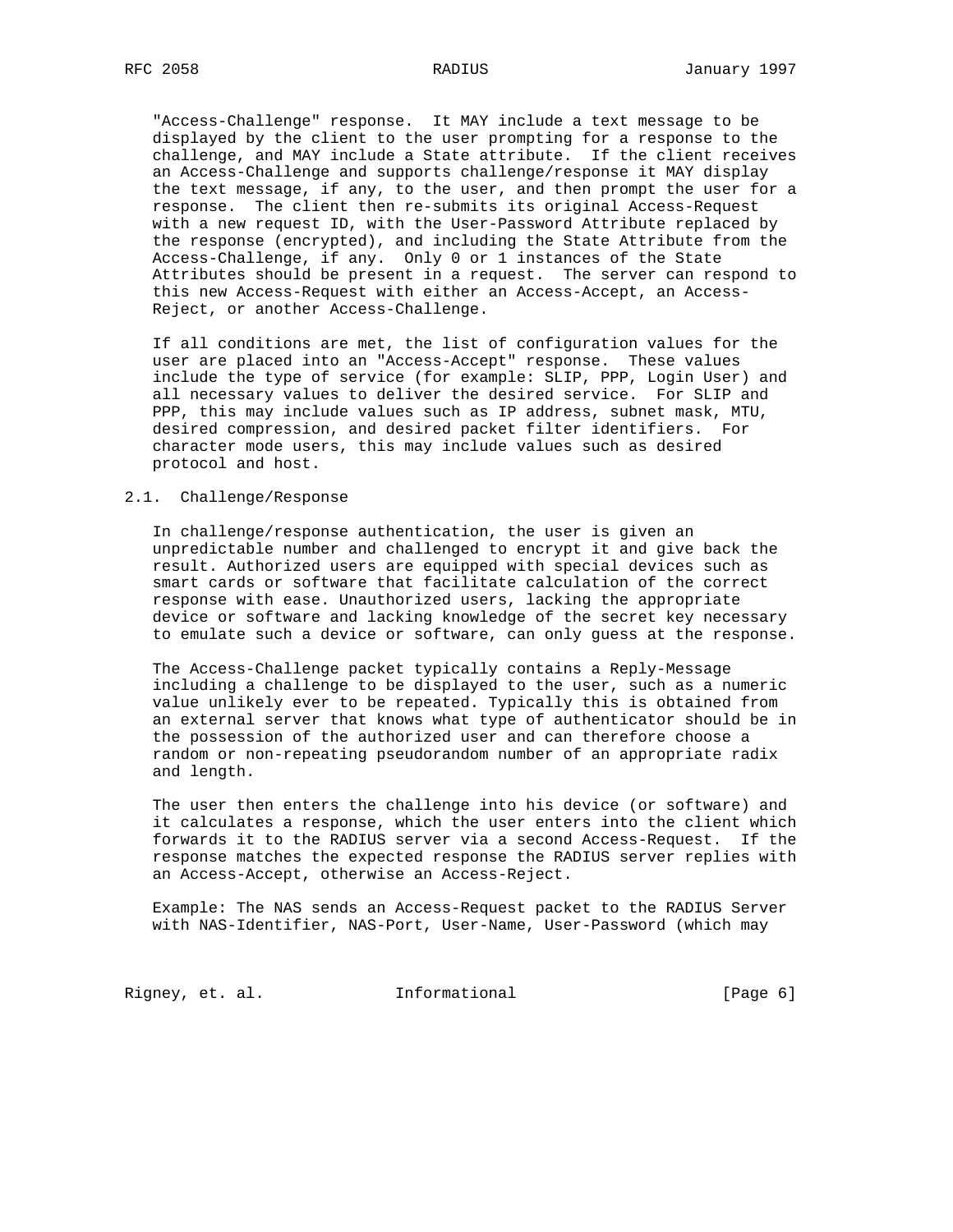"Access-Challenge" response. It MAY include a text message to be displayed by the client to the user prompting for a response to the challenge, and MAY include a State attribute. If the client receives an Access-Challenge and supports challenge/response it MAY display the text message, if any, to the user, and then prompt the user for a response. The client then re-submits its original Access-Request with a new request ID, with the User-Password Attribute replaced by the response (encrypted), and including the State Attribute from the Access-Challenge, if any. Only 0 or 1 instances of the State Attributes should be present in a request. The server can respond to this new Access-Request with either an Access-Accept, an Access-Reject, or another Access-Challenge.

If all conditions are met, the list of configuration values for the user are placed into an "Access-Accept" response. These values include the type of service (for example: SLIP, PPP, Login User) and all necessary values to deliver the desired service. For SLIP and PPP, this may include values such as IP address, subnet mask, MTU, desired compression, and desired packet filter identifiers. For character mode users, this may include values such as desired protocol and host.

## 2.1. Challenge/Response

In challenge/response authentication, the user is given an unpredictable number and challenged to encrypt it and give back the result. Authorized users are equipped with special devices such as smart cards or software that facilitate calculation of the correct response with ease. Unauthorized users, lacking the appropriate device or software and lacking knowledge of the secret key necessary to emulate such a device or software, can only guess at the response.

The Access-Challenge packet typically contains a Reply-Message including a challenge to be displayed to the user, such as a numeric value unlikely ever to be repeated. Typically this is obtained from an external server that knows what type of authenticator should be in the possession of the authorized user and can therefore choose a random or non-repeating pseudorandom number of an appropriate radix and length.

The user then enters the challenge into his device (or software) and it calculates a response, which the user enters into the client which forwards it to the RADIUS server via a second Access-Request. If the response matches the expected response the RADIUS server replies with an Access-Accept, otherwise an Access-Reject.

Example: The NAS sends an Access-Request packet to the RADIUS Server with NAS-Identifier, NAS-Port, User-Name, User-Password (which may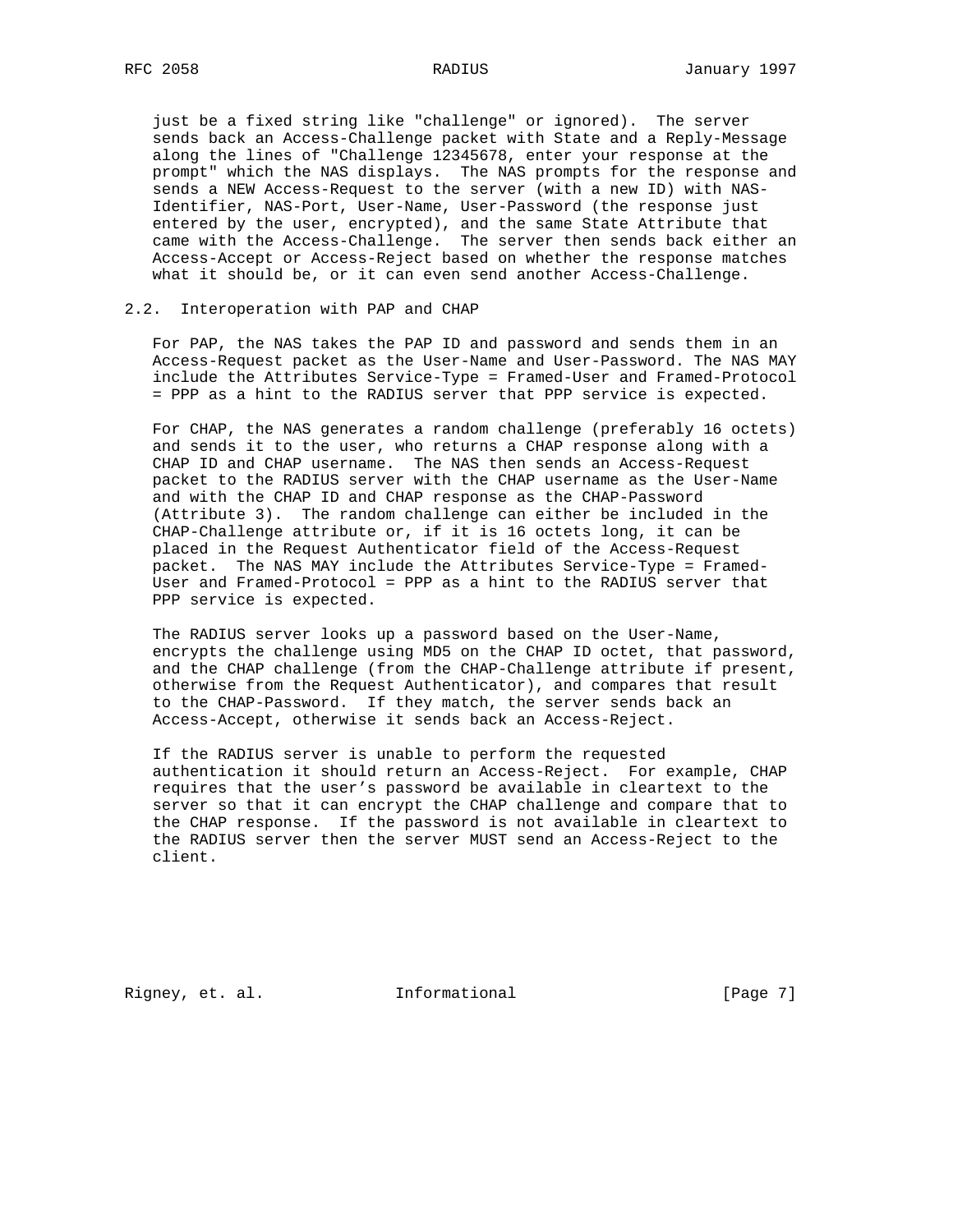just be a fixed string like "challenge" or ignored). The server sends back an Access-Challenge packet with State and a Reply-Message along the lines of "Challenge 12345678, enter your response at the prompt" which the NAS displays. The NAS prompts for the response and sends a NEW Access-Request to the server (with a new ID) with NAS-Identifier, NAS-Port, User-Name, User-Password (the response just entered by the user, encrypted), and the same State Attribute that came with the Access-Challenge. The server then sends back either an Access-Accept or Access-Reject based on whether the response matches what it should be, or it can even send another Access-Challenge.

## 2.2. Interoperation with PAP and CHAP

For PAP, the NAS takes the PAP ID and password and sends them in an Access-Request packet as the User-Name and User-Password. The NAS MAY include the Attributes Service-Type = Framed-User and Framed-Protocol = PPP as a hint to the RADIUS server that PPP service is expected.

For CHAP, the NAS generates a random challenge (preferably 16 octets) and sends it to the user, who returns a CHAP response along with a CHAP ID and CHAP username. The NAS then sends an Access-Request packet to the RADIUS server with the CHAP username as the User-Name and with the CHAP ID and CHAP response as the CHAP-Password (Attribute 3). The random challenge can either be included in the CHAP-Challenge attribute or, if it is 16 octets long, it can be placed in the Request Authenticator field of the Access-Request packet. The NAS MAY include the Attributes Service-Type = Framed-User and Framed-Protocol = PPP as a hint to the RADIUS server that PPP service is expected.

The RADIUS server looks up a password based on the User-Name, encrypts the challenge using MD5 on the CHAP ID octet, that password, and the CHAP challenge (from the CHAP-Challenge attribute if present, otherwise from the Request Authenticator), and compares that result to the CHAP-Password. If they match, the server sends back an Access-Accept, otherwise it sends back an Access-Reject.

If the RADIUS server is unable to perform the requested authentication it should return an Access-Reject. For example, CHAP requires that the user's password be available in cleartext to the server so that it can encrypt the CHAP challenge and compare that to the CHAP response. If the password is not available in cleartext to the RADIUS server then the server MUST send an Access-Reject to the client.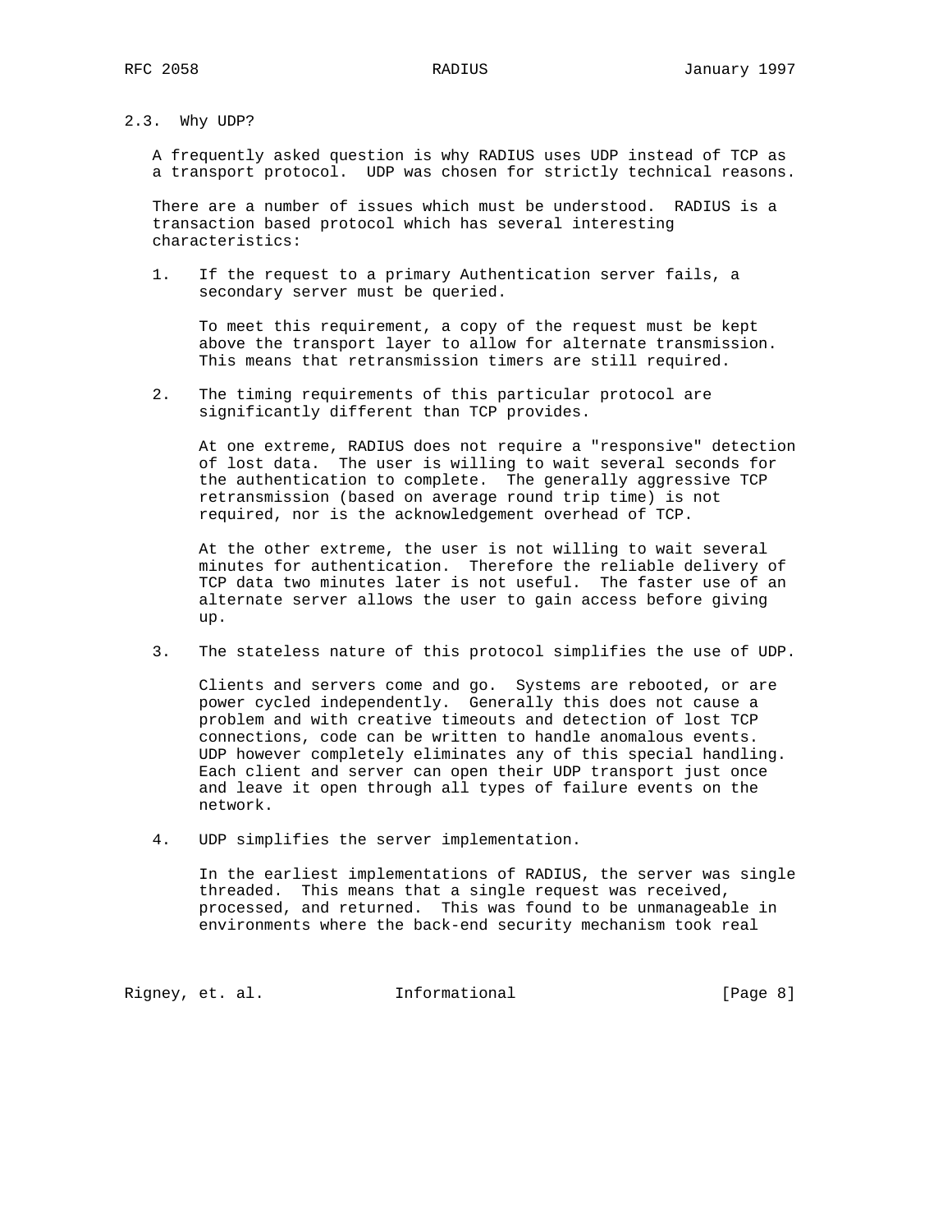### 2.3. Why UDP?

A frequently asked question is why RADIUS uses UDP instead of TCP as a transport protocol. UDP was chosen for strictly technical reasons.

There are a number of issues which must be understood. RADIUS is a transaction based protocol which has several interesting characteristics:

1. If the request to a primary Authentication server fails, a secondary server must be queried.

   To meet this requirement, a copy of the request must be kept above the transport layer to allow for alternate transmission. This means that retransmission timers are still required.

2. The timing requirements of this particular protocol are significantly different than TCP provides.

   At one extreme, RADIUS does not require a "responsive" detection of lost data. The user is willing to wait several seconds for the authentication to complete. The generally aggressive TCP retransmission (based on average round trip time) is not required, nor is the acknowledgement overhead of TCP.

   At the other extreme, the user is not willing to wait several minutes for authentication. Therefore the reliable delivery of TCP data two minutes later is not useful. The faster use of an alternate server allows the user to gain access before giving up.

3. The stateless nature of this protocol simplifies the use of UDP.

   Clients and servers come and go. Systems are rebooted, or are power cycled independently. Generally this does not cause a problem and with creative timeouts and detection of lost TCP connections, code can be written to handle anomalous events. UDP however completely eliminates any of this special handling. Each client and server can open their UDP transport just once and leave it open through all types of failure events on the network.

4. UDP simplifies the server implementation.

   In the earliest implementations of RADIUS, the server was single threaded. This means that a single request was received, processed, and returned. This was found to be unmanageable in environments where the back-end security mechanism took real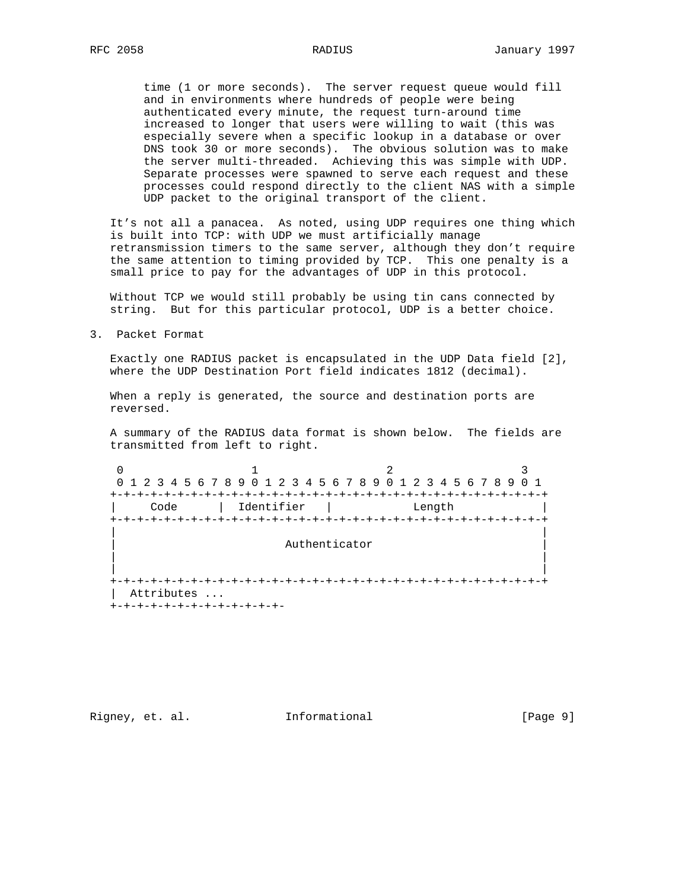time (1 or more seconds). The server request queue would fill and in environments where hundreds of people were being authenticated every minute, the request turn-around time increased to longer that users were willing to wait (this was especially severe when a specific lookup in a database or over DNS took 30 or more seconds). The obvious solution was to make the server multi-threaded. Achieving this was simple with UDP. Separate processes were spawned to serve each request and these processes could respond directly to the client NAS with a simple UDP packet to the original transport of the client.

It's not all a panacea. As noted, using UDP requires one thing which is built into TCP: with UDP we must artificially manage retransmission timers to the same server, although they don't require the same attention to timing provided by TCP. This one penalty is a small price to pay for the advantages of UDP in this protocol.

Without TCP we would still probably be using tin cans connected by string. But for this particular protocol, UDP is a better choice.

## 3. Packet Format

Exactly one RADIUS packet is encapsulated in the UDP Data field [2], where the UDP Destination Port field indicates 1812 (decimal).

When a reply is generated, the source and destination ports are reversed.

A summary of the RADIUS data format is shown below. The fields are transmitted from left to right.

```
 0                   1                   2                   3
 0 1 2 3 4 5 6 7 8 9 0 1 2 3 4 5 6 7 8 9 0 1 2 3 4 5 6 7 8 9 0 1
+-+-+-+-+-+-+-+-+-+-+-+-+-+-+-+-+-+-+-+-+-+-+-+-+-+-+-+-+-+-+-+-+
|     Code      |  Identifier   |            Length             |
+-+-+-+-+-+-+-+-+-+-+-+-+-+-+-+-+-+-+-+-+-+-+-+-+-+-+-+-+-+-+-+-+
|                                                               |
|                         Authenticator                         |
|                                                               |
|                                                               |
+-+-+-+-+-+-+-+-+-+-+-+-+-+-+-+-+-+-+-+-+-+-+-+-+-+-+-+-+-+-+-+-+
|  Attributes ...
+-+-+-+-+-+-+-+-+-+-+-+-+-
```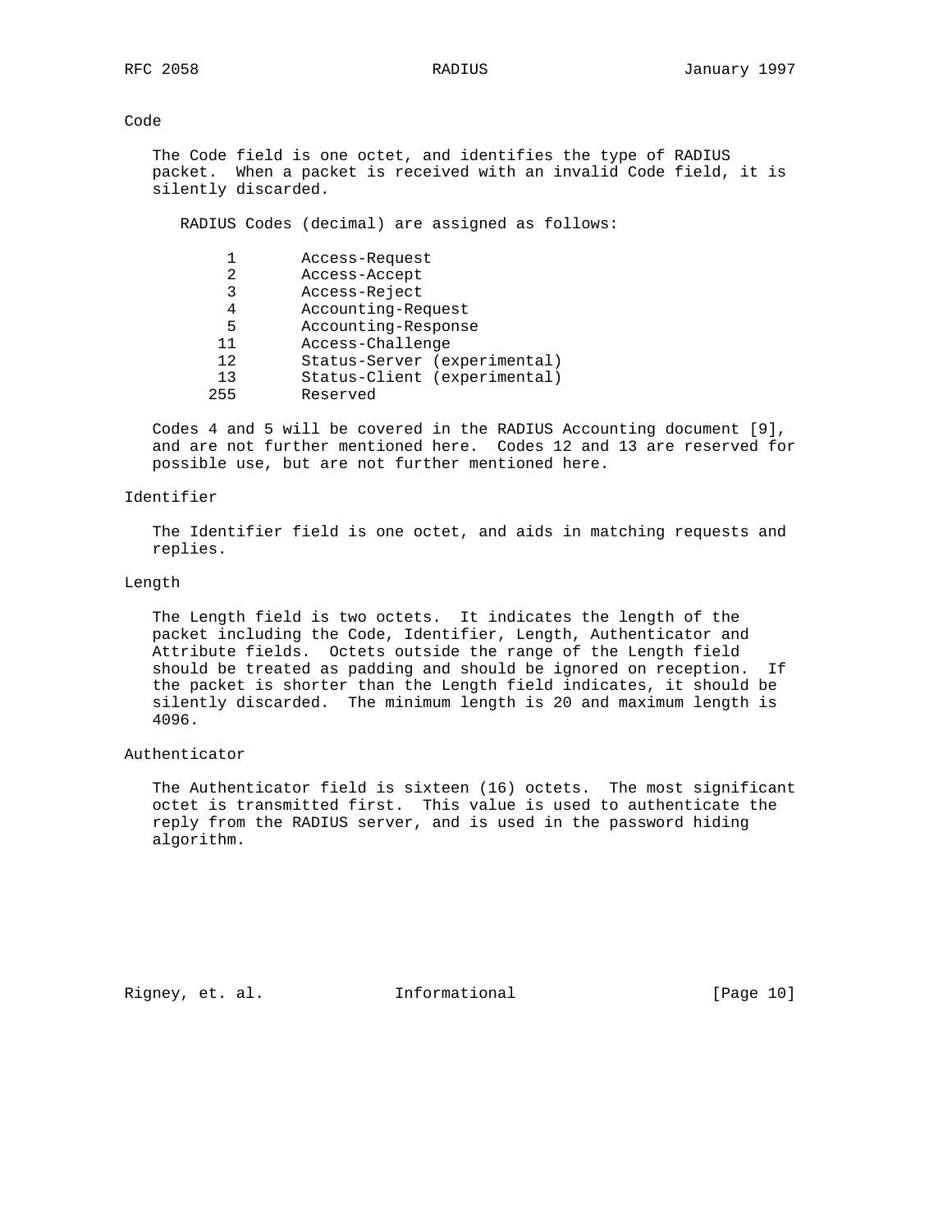### Code

The Code field is one octet, and identifies the type of RADIUS packet. When a packet is received with an invalid Code field, it is silently discarded.

RADIUS Codes (decimal) are assigned as follows:

| Code | Type |
| --- | --- |
| 1 | Access-Request |
| 2 | Access-Accept |
| 3 | Access-Reject |
| 4 | Accounting-Request |
| 5 | Accounting-Response |
| 11 | Access-Challenge |
| 12 | Status-Server (experimental) |
| 13 | Status-Client (experimental) |
| 255 | Reserved |

Codes 4 and 5 will be covered in the RADIUS Accounting document [9], and are not further mentioned here. Codes 12 and 13 are reserved for possible use, but are not further mentioned here.

### Identifier

The Identifier field is one octet, and aids in matching requests and replies.

### Length

The Length field is two octets. It indicates the length of the packet including the Code, Identifier, Length, Authenticator and Attribute fields. Octets outside the range of the Length field should be treated as padding and should be ignored on reception. If the packet is shorter than the Length field indicates, it should be silently discarded. The minimum length is 20 and maximum length is 4096.

### Authenticator

The Authenticator field is sixteen (16) octets. The most significant octet is transmitted first. This value is used to authenticate the reply from the RADIUS server, and is used in the password hiding algorithm.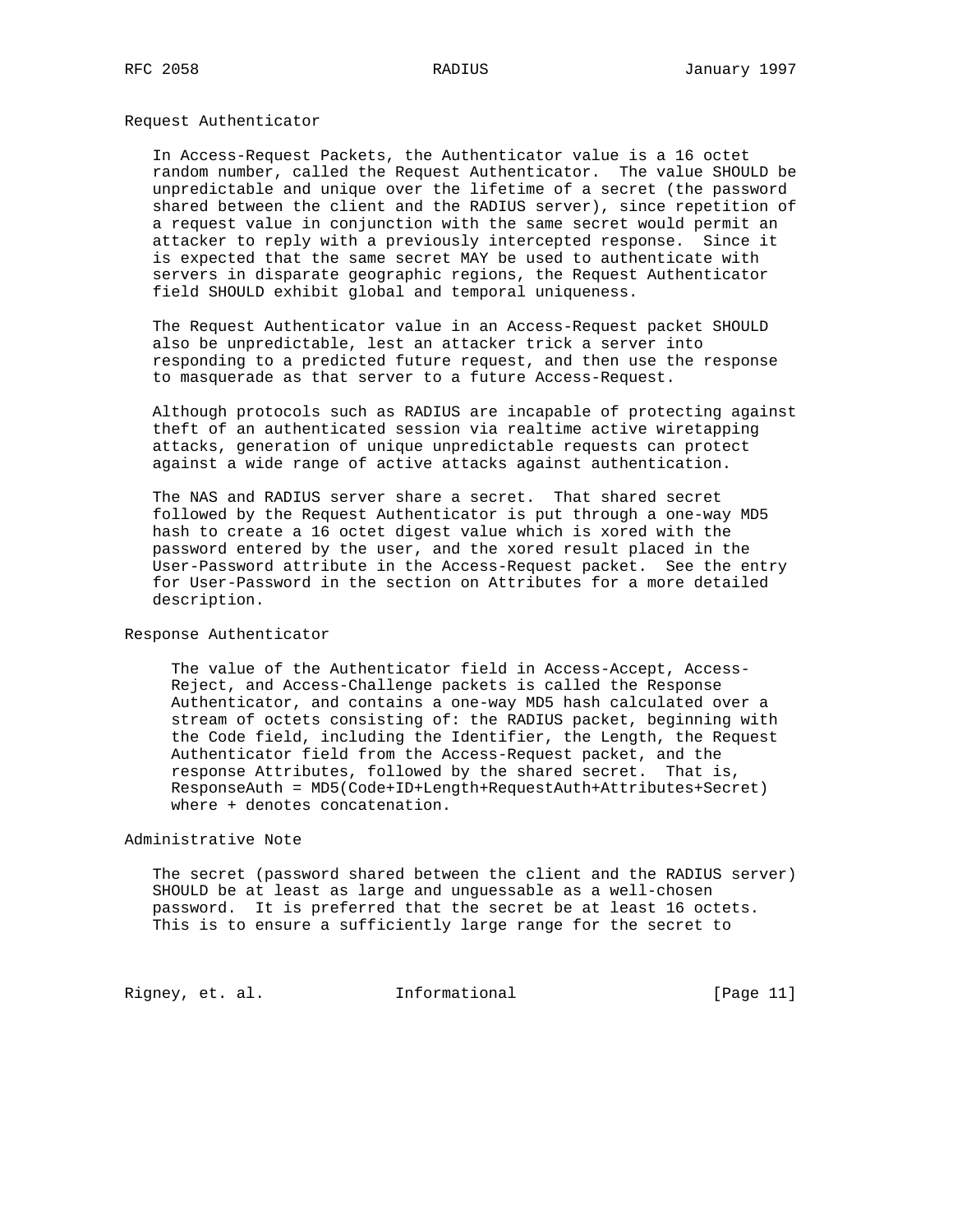Request Authenticator

In Access-Request Packets, the Authenticator value is a 16 octet random number, called the Request Authenticator. The value SHOULD be unpredictable and unique over the lifetime of a secret (the password shared between the client and the RADIUS server), since repetition of a request value in conjunction with the same secret would permit an attacker to reply with a previously intercepted response. Since it is expected that the same secret MAY be used to authenticate with servers in disparate geographic regions, the Request Authenticator field SHOULD exhibit global and temporal uniqueness.

The Request Authenticator value in an Access-Request packet SHOULD also be unpredictable, lest an attacker trick a server into responding to a predicted future request, and then use the response to masquerade as that server to a future Access-Request.

Although protocols such as RADIUS are incapable of protecting against theft of an authenticated session via realtime active wiretapping attacks, generation of unique unpredictable requests can protect against a wide range of active attacks against authentication.

The NAS and RADIUS server share a secret. That shared secret followed by the Request Authenticator is put through a one-way MD5 hash to create a 16 octet digest value which is xored with the password entered by the user, and the xored result placed in the User-Password attribute in the Access-Request packet. See the entry for User-Password in the section on Attributes for a more detailed description.

Response Authenticator

The value of the Authenticator field in Access-Accept, Access-Reject, and Access-Challenge packets is called the Response Authenticator, and contains a one-way MD5 hash calculated over a stream of octets consisting of: the RADIUS packet, beginning with the Code field, including the Identifier, the Length, the Request Authenticator field from the Access-Request packet, and the response Attributes, followed by the shared secret. That is, ResponseAuth = MD5(Code+ID+Length+RequestAuth+Attributes+Secret) where + denotes concatenation.

Administrative Note

The secret (password shared between the client and the RADIUS server) SHOULD be at least as large and unguessable as a well-chosen password. It is preferred that the secret be at least 16 octets. This is to ensure a sufficiently large range for the secret to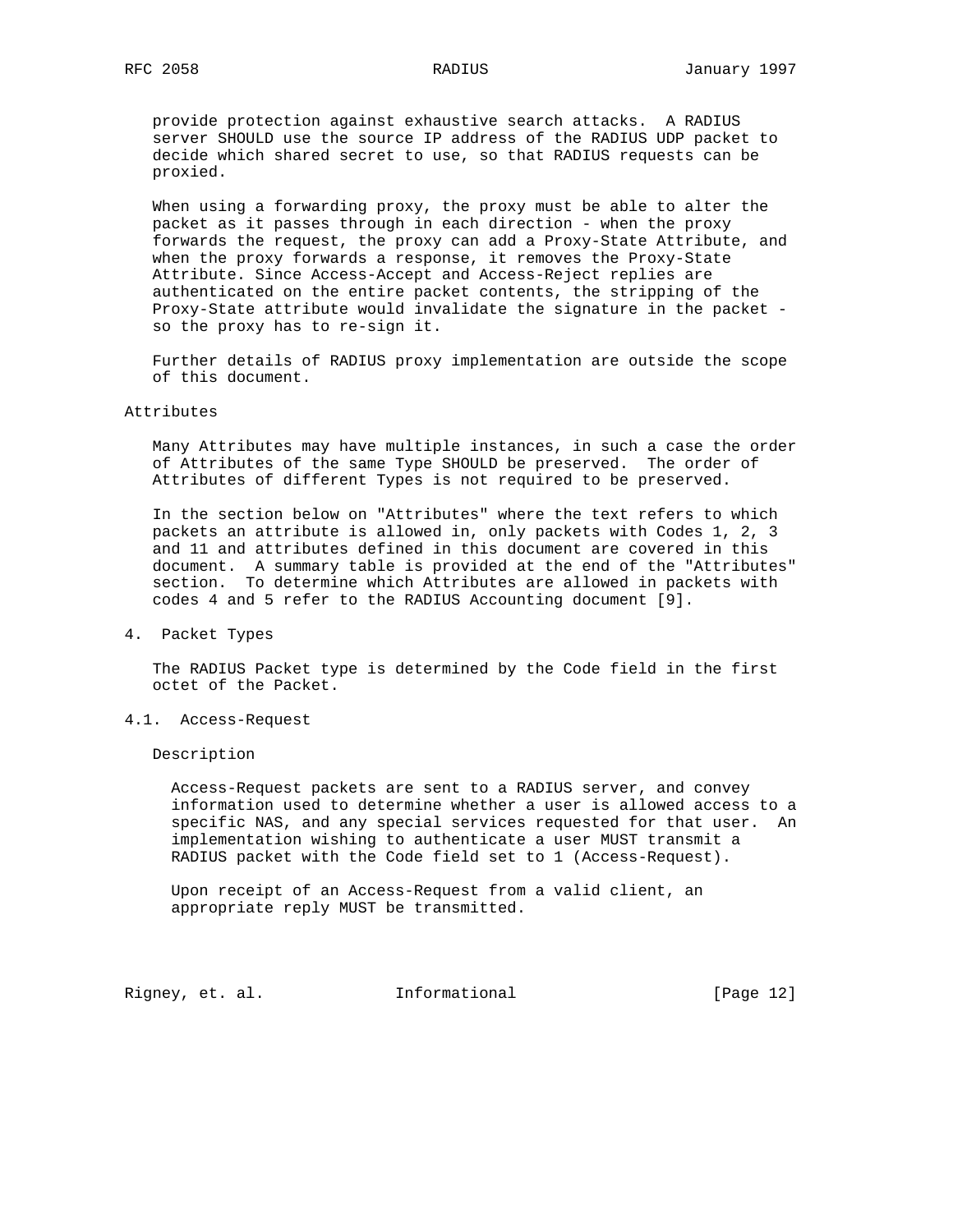provide protection against exhaustive search attacks. A RADIUS server SHOULD use the source IP address of the RADIUS UDP packet to decide which shared secret to use, so that RADIUS requests can be proxied.

When using a forwarding proxy, the proxy must be able to alter the packet as it passes through in each direction - when the proxy forwards the request, the proxy can add a Proxy-State Attribute, and when the proxy forwards a response, it removes the Proxy-State Attribute. Since Access-Accept and Access-Reject replies are authenticated on the entire packet contents, the stripping of the Proxy-State attribute would invalidate the signature in the packet - so the proxy has to re-sign it.

Further details of RADIUS proxy implementation are outside the scope of this document.

### Attributes

Many Attributes may have multiple instances, in such a case the order of Attributes of the same Type SHOULD be preserved. The order of Attributes of different Types is not required to be preserved.

In the section below on "Attributes" where the text refers to which packets an attribute is allowed in, only packets with Codes 1, 2, 3 and 11 and attributes defined in this document are covered in this document. A summary table is provided at the end of the "Attributes" section. To determine which Attributes are allowed in packets with codes 4 and 5 refer to the RADIUS Accounting document [9].

## 4. Packet Types

The RADIUS Packet type is determined by the Code field in the first octet of the Packet.

### 4.1. Access-Request

Description

Access-Request packets are sent to a RADIUS server, and convey information used to determine whether a user is allowed access to a specific NAS, and any special services requested for that user. An implementation wishing to authenticate a user MUST transmit a RADIUS packet with the Code field set to 1 (Access-Request).

Upon receipt of an Access-Request from a valid client, an appropriate reply MUST be transmitted.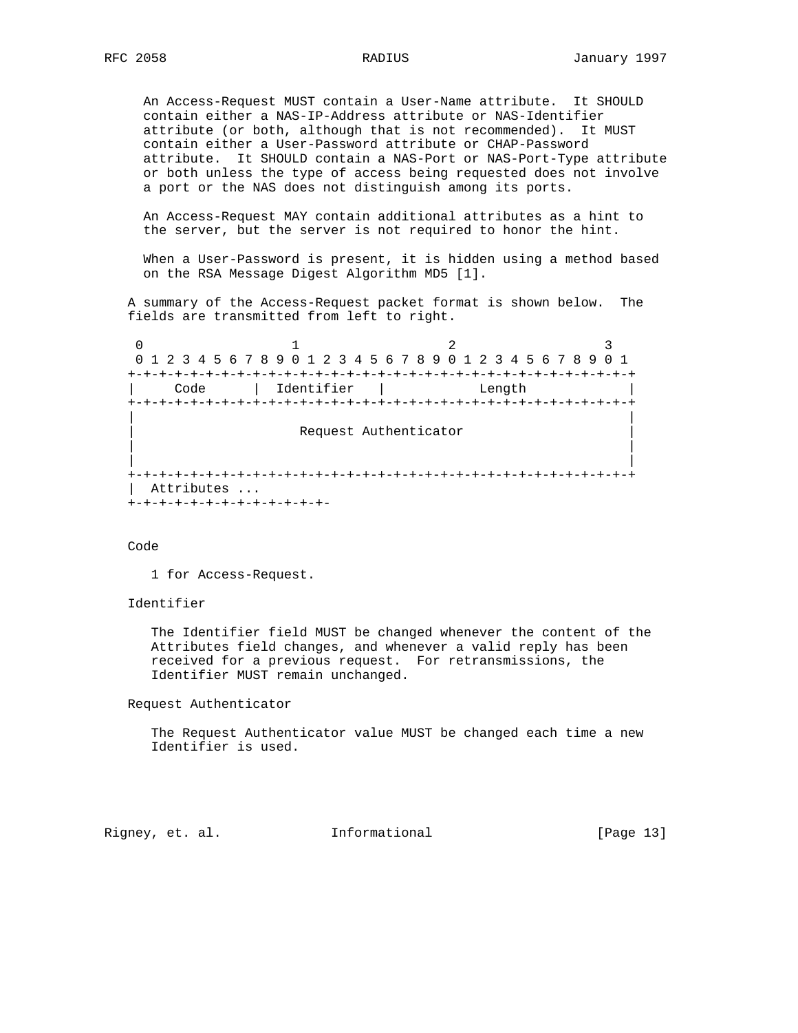An Access-Request MUST contain a User-Name attribute. It SHOULD contain either a NAS-IP-Address attribute or NAS-Identifier attribute (or both, although that is not recommended). It MUST contain either a User-Password attribute or CHAP-Password attribute. It SHOULD contain a NAS-Port or NAS-Port-Type attribute or both unless the type of access being requested does not involve a port or the NAS does not distinguish among its ports.

An Access-Request MAY contain additional attributes as a hint to the server, but the server is not required to honor the hint.

When a User-Password is present, it is hidden using a method based on the RSA Message Digest Algorithm MD5 [1].

A summary of the Access-Request packet format is shown below. The fields are transmitted from left to right.

```
 0                   1                   2                   3
 0 1 2 3 4 5 6 7 8 9 0 1 2 3 4 5 6 7 8 9 0 1 2 3 4 5 6 7 8 9 0 1
+-+-+-+-+-+-+-+-+-+-+-+-+-+-+-+-+-+-+-+-+-+-+-+-+-+-+-+-+-+-+-+-+
|     Code      |  Identifier   |            Length             |
+-+-+-+-+-+-+-+-+-+-+-+-+-+-+-+-+-+-+-+-+-+-+-+-+-+-+-+-+-+-+-+-+
|                                                               |
|                     Request Authenticator                     |
|                                                               |
|                                                               |
+-+-+-+-+-+-+-+-+-+-+-+-+-+-+-+-+-+-+-+-+-+-+-+-+-+-+-+-+-+-+-+-+
|  Attributes ...
+-+-+-+-+-+-+-+-+-+-+-+-+-
```

Code

1 for Access-Request.

Identifier

The Identifier field MUST be changed whenever the content of the Attributes field changes, and whenever a valid reply has been received for a previous request. For retransmissions, the Identifier MUST remain unchanged.

Request Authenticator

The Request Authenticator value MUST be changed each time a new Identifier is used.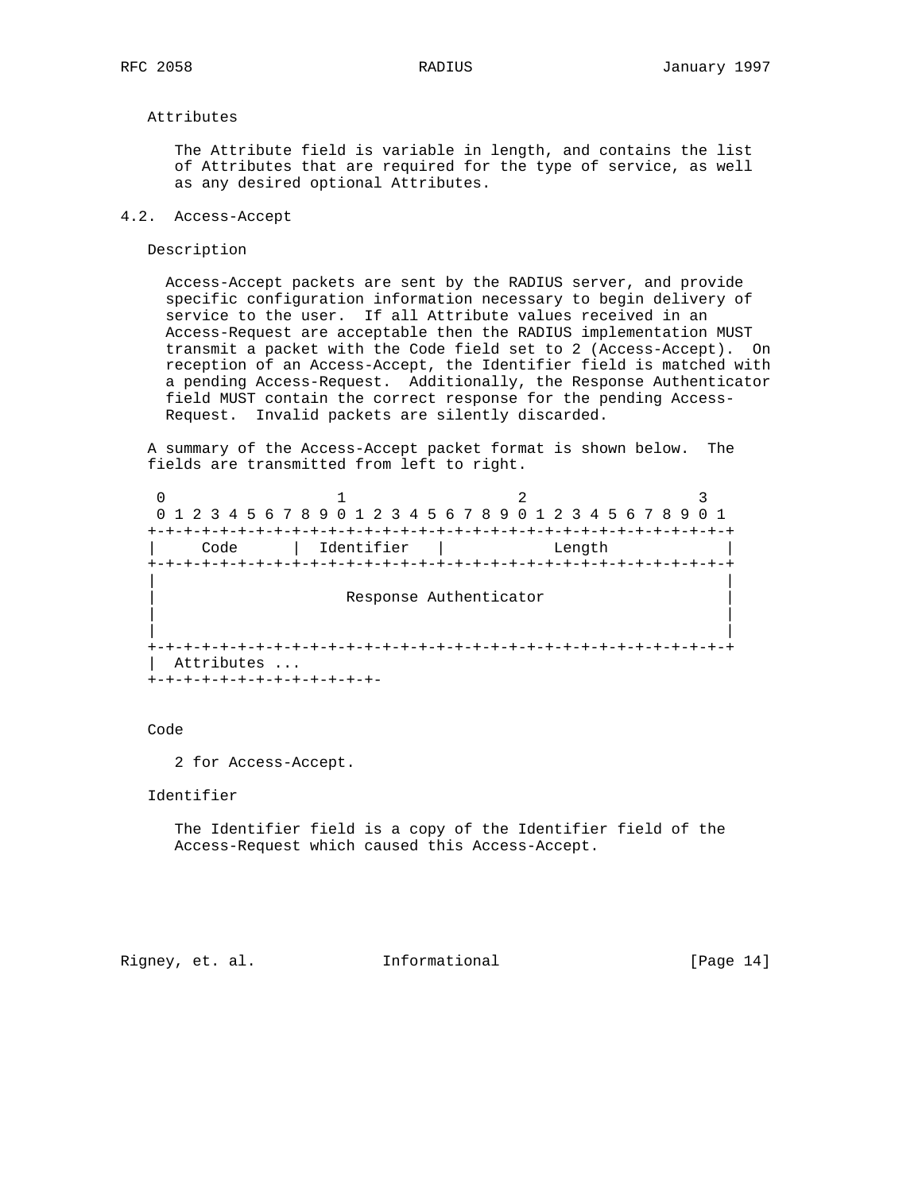Attributes

The Attribute field is variable in length, and contains the list of Attributes that are required for the type of service, as well as any desired optional Attributes.

## 4.2. Access-Accept

Description

Access-Accept packets are sent by the RADIUS server, and provide specific configuration information necessary to begin delivery of service to the user. If all Attribute values received in an Access-Request are acceptable then the RADIUS implementation MUST transmit a packet with the Code field set to 2 (Access-Accept). On reception of an Access-Accept, the Identifier field is matched with a pending Access-Request. Additionally, the Response Authenticator field MUST contain the correct response for the pending Access-Request. Invalid packets are silently discarded.

A summary of the Access-Accept packet format is shown below. The fields are transmitted from left to right.

```
 0                   1                   2                   3
 0 1 2 3 4 5 6 7 8 9 0 1 2 3 4 5 6 7 8 9 0 1 2 3 4 5 6 7 8 9 0 1
+-+-+-+-+-+-+-+-+-+-+-+-+-+-+-+-+-+-+-+-+-+-+-+-+-+-+-+-+-+-+-+-+
|     Code      |  Identifier   |            Length             |
+-+-+-+-+-+-+-+-+-+-+-+-+-+-+-+-+-+-+-+-+-+-+-+-+-+-+-+-+-+-+-+-+
|                                                               |
|                     Response Authenticator                    |
|                                                               |
|                                                               |
+-+-+-+-+-+-+-+-+-+-+-+-+-+-+-+-+-+-+-+-+-+-+-+-+-+-+-+-+-+-+-+-+
|  Attributes ...
+-+-+-+-+-+-+-+-+-+-+-+-+-
```

Code

2 for Access-Accept.

Identifier

The Identifier field is a copy of the Identifier field of the Access-Request which caused this Access-Accept.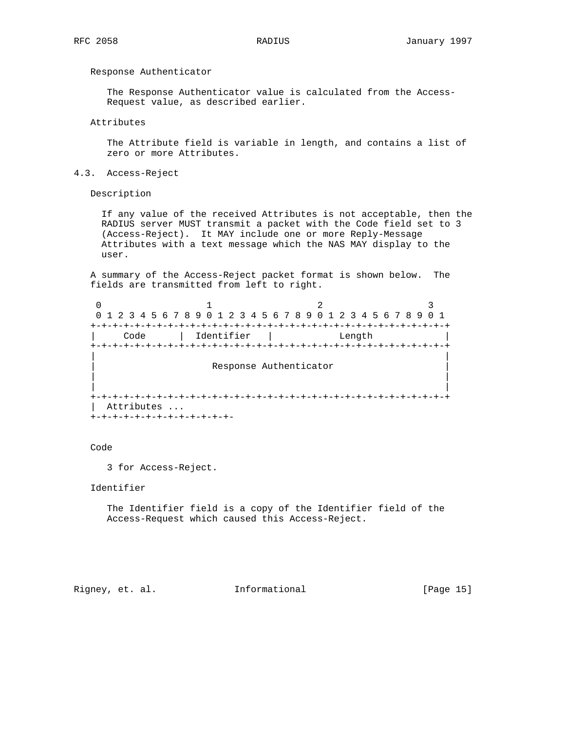Response Authenticator

The Response Authenticator value is calculated from the Access-Request value, as described earlier.

Attributes

The Attribute field is variable in length, and contains a list of zero or more Attributes.

## 4.3. Access-Reject

Description

If any value of the received Attributes is not acceptable, then the RADIUS server MUST transmit a packet with the Code field set to 3 (Access-Reject). It MAY include one or more Reply-Message Attributes with a text message which the NAS MAY display to the user.

A summary of the Access-Reject packet format is shown below. The fields are transmitted from left to right.

```
 0                   1                   2                   3
 0 1 2 3 4 5 6 7 8 9 0 1 2 3 4 5 6 7 8 9 0 1 2 3 4 5 6 7 8 9 0 1
+-+-+-+-+-+-+-+-+-+-+-+-+-+-+-+-+-+-+-+-+-+-+-+-+-+-+-+-+-+-+-+-+
|     Code      |  Identifier   |            Length             |
+-+-+-+-+-+-+-+-+-+-+-+-+-+-+-+-+-+-+-+-+-+-+-+-+-+-+-+-+-+-+-+-+
|                                                               |
|                     Response Authenticator                    |
|                                                               |
|                                                               |
+-+-+-+-+-+-+-+-+-+-+-+-+-+-+-+-+-+-+-+-+-+-+-+-+-+-+-+-+-+-+-+-+
|  Attributes ...
+-+-+-+-+-+-+-+-+-+-+-+-+-
```

Code

3 for Access-Reject.

Identifier

The Identifier field is a copy of the Identifier field of the Access-Request which caused this Access-Reject.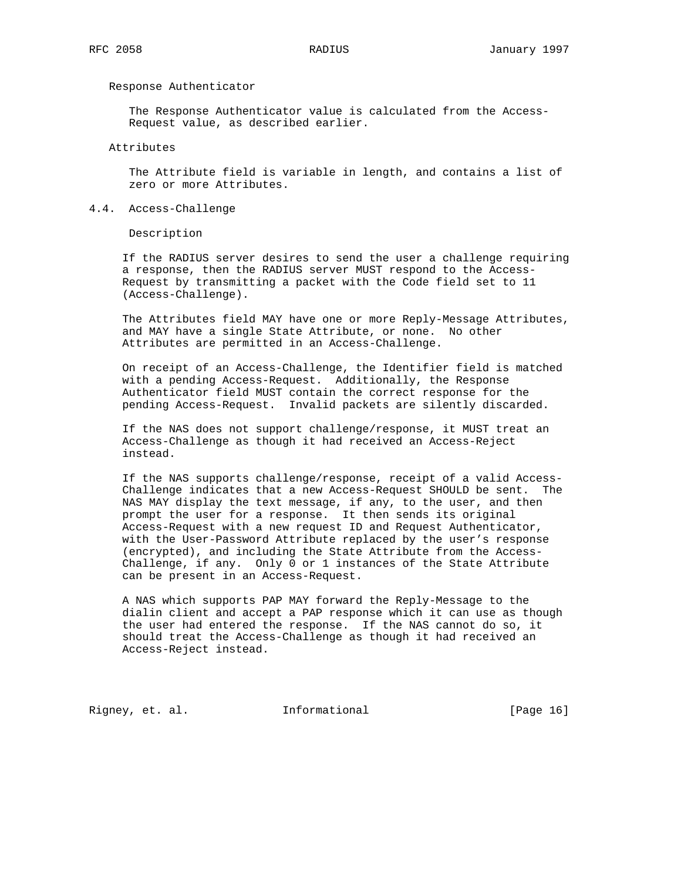Response Authenticator

The Response Authenticator value is calculated from the Access-Request value, as described earlier.

Attributes

The Attribute field is variable in length, and contains a list of zero or more Attributes.

## 4.4. Access-Challenge

Description

If the RADIUS server desires to send the user a challenge requiring a response, then the RADIUS server MUST respond to the Access-Request by transmitting a packet with the Code field set to 11 (Access-Challenge).

The Attributes field MAY have one or more Reply-Message Attributes, and MAY have a single State Attribute, or none. No other Attributes are permitted in an Access-Challenge.

On receipt of an Access-Challenge, the Identifier field is matched with a pending Access-Request. Additionally, the Response Authenticator field MUST contain the correct response for the pending Access-Request. Invalid packets are silently discarded.

If the NAS does not support challenge/response, it MUST treat an Access-Challenge as though it had received an Access-Reject instead.

If the NAS supports challenge/response, receipt of a valid Access-Challenge indicates that a new Access-Request SHOULD be sent. The NAS MAY display the text message, if any, to the user, and then prompt the user for a response. It then sends its original Access-Request with a new request ID and Request Authenticator, with the User-Password Attribute replaced by the user's response (encrypted), and including the State Attribute from the Access-Challenge, if any. Only 0 or 1 instances of the State Attribute can be present in an Access-Request.

A NAS which supports PAP MAY forward the Reply-Message to the dialin client and accept a PAP response which it can use as though the user had entered the response. If the NAS cannot do so, it should treat the Access-Challenge as though it had received an Access-Reject instead.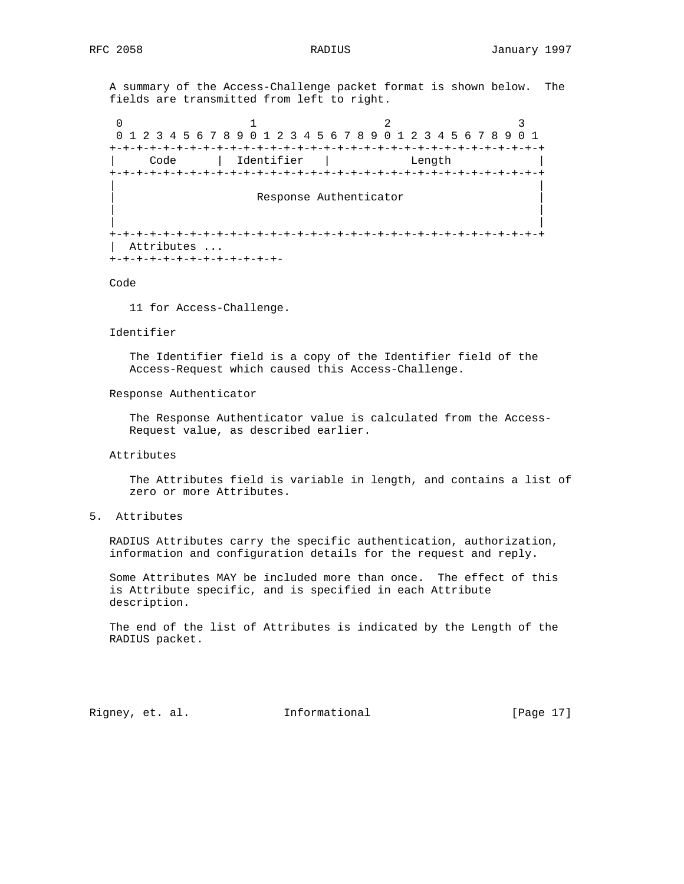A summary of the Access-Challenge packet format is shown below. The fields are transmitted from left to right.

```
 0                   1                   2                   3
 0 1 2 3 4 5 6 7 8 9 0 1 2 3 4 5 6 7 8 9 0 1 2 3 4 5 6 7 8 9 0 1
+-+-+-+-+-+-+-+-+-+-+-+-+-+-+-+-+-+-+-+-+-+-+-+-+-+-+-+-+-+-+-+-+
|     Code      |  Identifier   |            Length             |
+-+-+-+-+-+-+-+-+-+-+-+-+-+-+-+-+-+-+-+-+-+-+-+-+-+-+-+-+-+-+-+-+
|                                                               |
|                     Response Authenticator                    |
|                                                               |
|                                                               |
+-+-+-+-+-+-+-+-+-+-+-+-+-+-+-+-+-+-+-+-+-+-+-+-+-+-+-+-+-+-+-+-+
|  Attributes ...
+-+-+-+-+-+-+-+-+-+-+-+-+-
```

Code

11 for Access-Challenge.

Identifier

The Identifier field is a copy of the Identifier field of the Access-Request which caused this Access-Challenge.

Response Authenticator

The Response Authenticator value is calculated from the Access-Request value, as described earlier.

Attributes

The Attributes field is variable in length, and contains a list of zero or more Attributes.

## 5. Attributes

RADIUS Attributes carry the specific authentication, authorization, information and configuration details for the request and reply.

Some Attributes MAY be included more than once. The effect of this is Attribute specific, and is specified in each Attribute description.

The end of the list of Attributes is indicated by the Length of the RADIUS packet.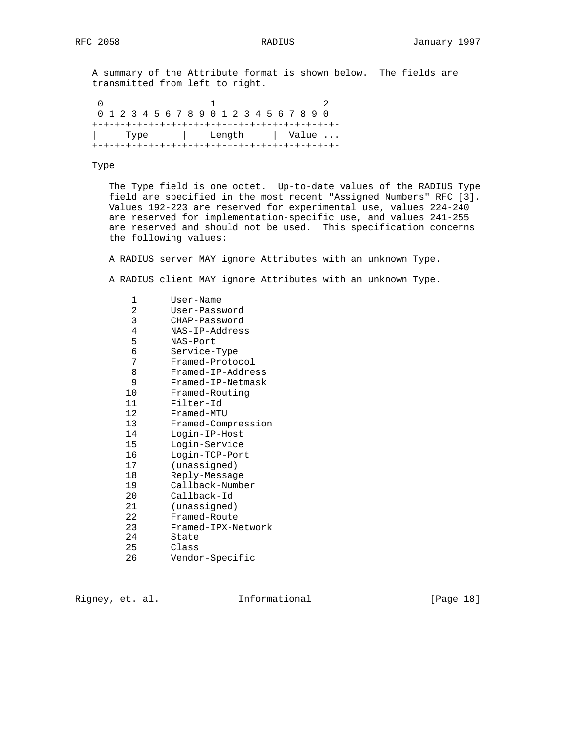A summary of the Attribute format is shown below. The fields are transmitted from left to right.

```
 0                   1                   2
 0 1 2 3 4 5 6 7 8 9 0 1 2 3 4 5 6 7 8 9 0
+-+-+-+-+-+-+-+-+-+-+-+-+-+-+-+-+-+-+-+-+-+-
|     Type      |    Length     |  Value ...
+-+-+-+-+-+-+-+-+-+-+-+-+-+-+-+-+-+-+-+-+-+-
```

Type

The Type field is one octet. Up-to-date values of the RADIUS Type field are specified in the most recent "Assigned Numbers" RFC [3]. Values 192-223 are reserved for experimental use, values 224-240 are reserved for implementation-specific use, and values 241-255 are reserved and should not be used. This specification concerns the following values:

A RADIUS server MAY ignore Attributes with an unknown Type.

A RADIUS client MAY ignore Attributes with an unknown Type.

```
 1      User-Name
 2      User-Password
 3      CHAP-Password
 4      NAS-IP-Address
 5      NAS-Port
 6      Service-Type
 7      Framed-Protocol
 8      Framed-IP-Address
 9      Framed-IP-Netmask
10      Framed-Routing
11      Filter-Id
12      Framed-MTU
13      Framed-Compression
14      Login-IP-Host
15      Login-Service
16      Login-TCP-Port
17      (unassigned)
18      Reply-Message
19      Callback-Number
20      Callback-Id
21      (unassigned)
22      Framed-Route
23      Framed-IPX-Network
24      State
25      Class
26      Vendor-Specific
```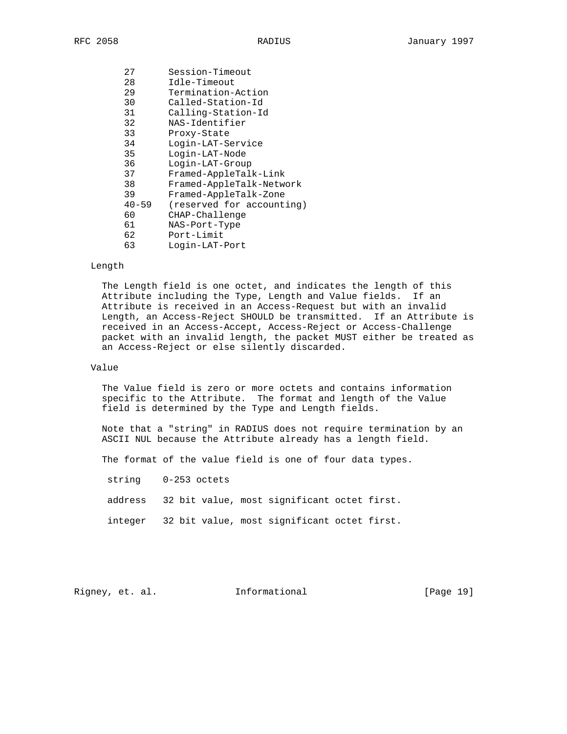| | |
|---|---|
| 27 | Session-Timeout |
| 28 | Idle-Timeout |
| 29 | Termination-Action |
| 30 | Called-Station-Id |
| 31 | Calling-Station-Id |
| 32 | NAS-Identifier |
| 33 | Proxy-State |
| 34 | Login-LAT-Service |
| 35 | Login-LAT-Node |
| 36 | Login-LAT-Group |
| 37 | Framed-AppleTalk-Link |
| 38 | Framed-AppleTalk-Network |
| 39 | Framed-AppleTalk-Zone |
| 40-59 | (reserved for accounting) |
| 60 | CHAP-Challenge |
| 61 | NAS-Port-Type |
| 62 | Port-Limit |
| 63 | Login-LAT-Port |

Length

The Length field is one octet, and indicates the length of this Attribute including the Type, Length and Value fields. If an Attribute is received in an Access-Request but with an invalid Length, an Access-Reject SHOULD be transmitted. If an Attribute is received in an Access-Accept, Access-Reject or Access-Challenge packet with an invalid length, the packet MUST either be treated as an Access-Reject or else silently discarded.

Value

The Value field is zero or more octets and contains information specific to the Attribute. The format and length of the Value field is determined by the Type and Length fields.

Note that a "string" in RADIUS does not require termination by an ASCII NUL because the Attribute already has a length field.

The format of the value field is one of four data types.

string    0-253 octets

address   32 bit value, most significant octet first.

integer   32 bit value, most significant octet first.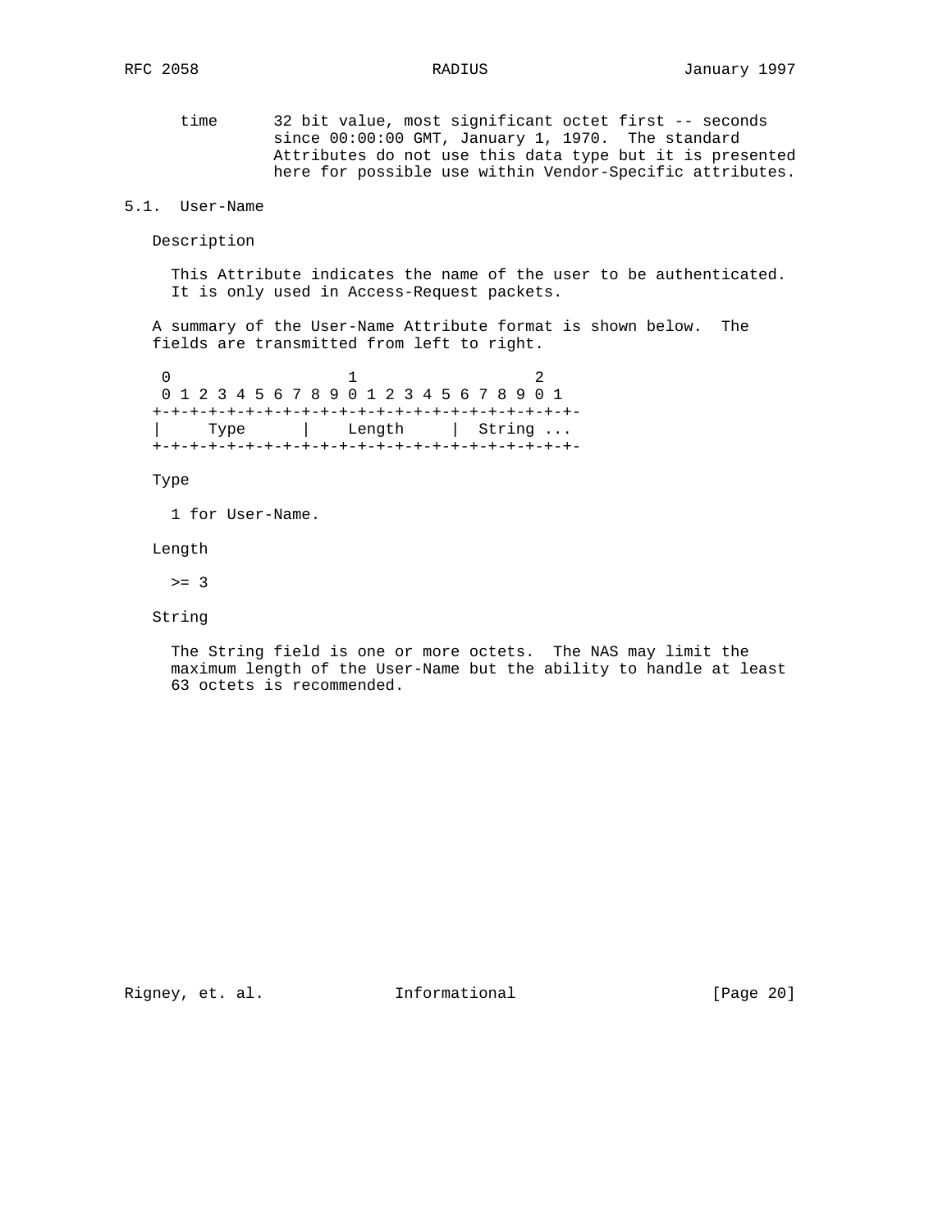time      32 bit value, most significant octet first -- seconds since 00:00:00 GMT, January 1, 1970.  The standard Attributes do not use this data type but it is presented here for possible use within Vendor-Specific attributes.

## 5.1.  User-Name

Description

This Attribute indicates the name of the user to be authenticated. It is only used in Access-Request packets.

A summary of the User-Name Attribute format is shown below.  The fields are transmitted from left to right.

```
 0                   1                   2
 0 1 2 3 4 5 6 7 8 9 0 1 2 3 4 5 6 7 8 9 0 1
+-+-+-+-+-+-+-+-+-+-+-+-+-+-+-+-+-+-+-+-+-+-+-
|     Type      |    Length     |  String ...
+-+-+-+-+-+-+-+-+-+-+-+-+-+-+-+-+-+-+-+-+-+-+-
```

Type

1 for User-Name.

Length

>= 3

String

The String field is one or more octets.  The NAS may limit the maximum length of the User-Name but the ability to handle at least 63 octets is recommended.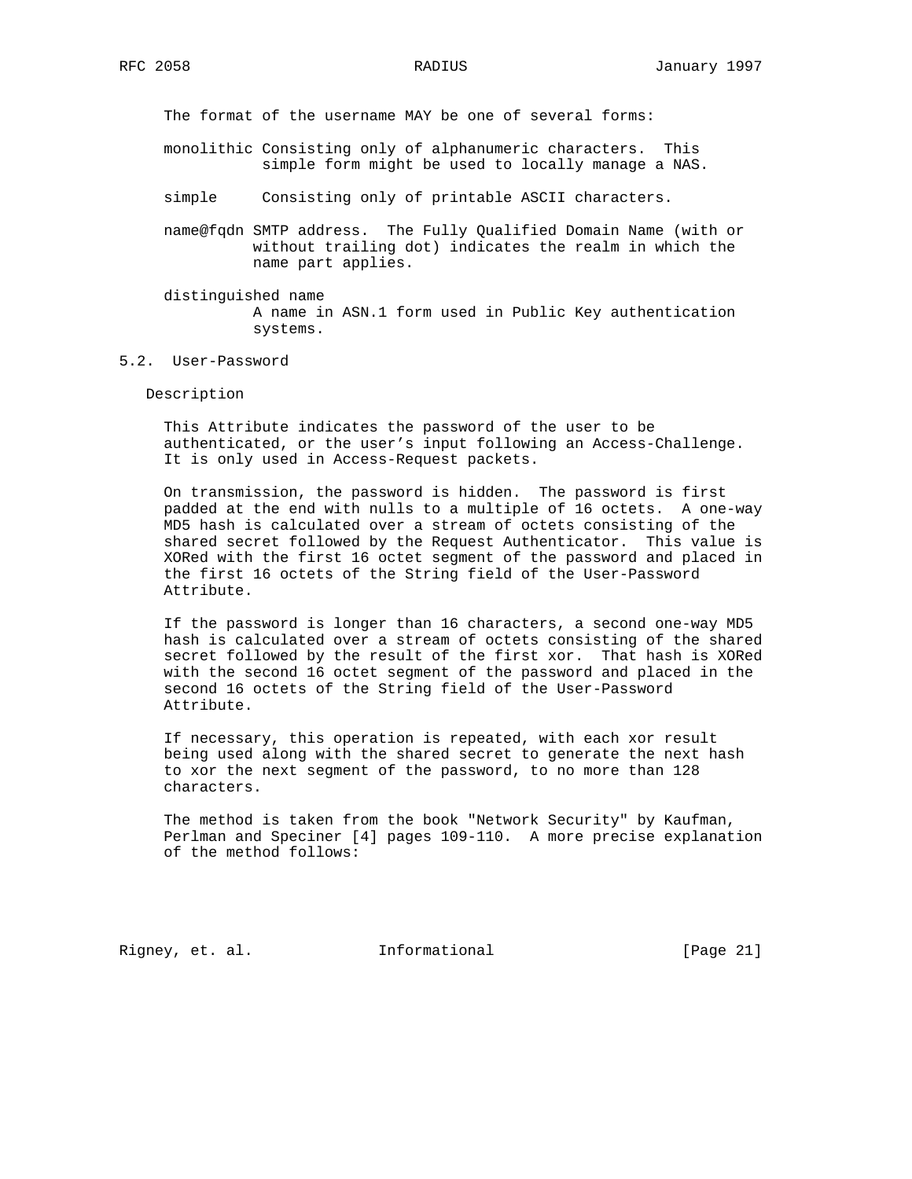The format of the username MAY be one of several forms:

monolithic
: Consisting only of alphanumeric characters. This simple form might be used to locally manage a NAS.

simple
: Consisting only of printable ASCII characters.

name@fqdn
: SMTP address. The Fully Qualified Domain Name (with or without trailing dot) indicates the realm in which the name part applies.

distinguished name
: A name in ASN.1 form used in Public Key authentication systems.

## 5.2. User-Password

### Description

This Attribute indicates the password of the user to be authenticated, or the user's input following an Access-Challenge. It is only used in Access-Request packets.

On transmission, the password is hidden. The password is first padded at the end with nulls to a multiple of 16 octets. A one-way MD5 hash is calculated over a stream of octets consisting of the shared secret followed by the Request Authenticator. This value is XORed with the first 16 octet segment of the password and placed in the first 16 octets of the String field of the User-Password Attribute.

If the password is longer than 16 characters, a second one-way MD5 hash is calculated over a stream of octets consisting of the shared secret followed by the result of the first xor. That hash is XORed with the second 16 octet segment of the password and placed in the second 16 octets of the String field of the User-Password Attribute.

If necessary, this operation is repeated, with each xor result being used along with the shared secret to generate the next hash to xor the next segment of the password, to no more than 128 characters.

The method is taken from the book "Network Security" by Kaufman, Perlman and Speciner [4] pages 109-110. A more precise explanation of the method follows: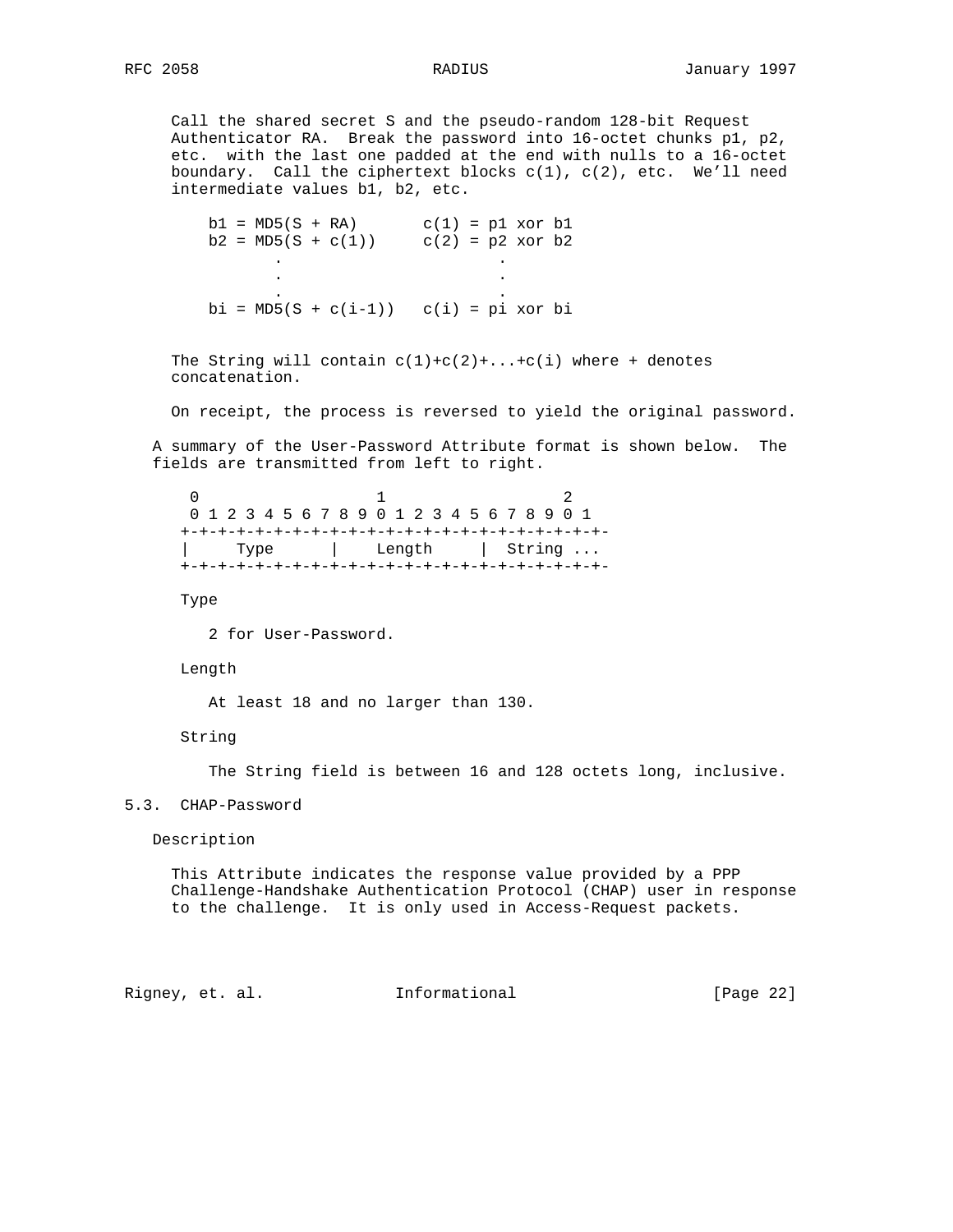Call the shared secret S and the pseudo-random 128-bit Request Authenticator RA. Break the password into 16-octet chunks p1, p2, etc. with the last one padded at the end with nulls to a 16-octet boundary. Call the ciphertext blocks c(1), c(2), etc. We'll need intermediate values b1, b2, etc.

```
b1 = MD5(S + RA)       c(1) = p1 xor b1
b2 = MD5(S + c(1))     c(2) = p2 xor b2
       .                       .
       .                       .
       .                       .
bi = MD5(S + c(i-1))   c(i) = pi xor bi
```

The String will contain c(1)+c(2)+...+c(i) where + denotes concatenation.

On receipt, the process is reversed to yield the original password.

A summary of the User-Password Attribute format is shown below. The fields are transmitted from left to right.

```
 0                   1                   2
 0 1 2 3 4 5 6 7 8 9 0 1 2 3 4 5 6 7 8 9 0 1
+-+-+-+-+-+-+-+-+-+-+-+-+-+-+-+-+-+-+-+-+-+-+-
|     Type      |    Length     |  String ...
+-+-+-+-+-+-+-+-+-+-+-+-+-+-+-+-+-+-+-+-+-+-+-
```

Type

2 for User-Password.

Length

At least 18 and no larger than 130.

String

The String field is between 16 and 128 octets long, inclusive.

## 5.3. CHAP-Password

Description

This Attribute indicates the response value provided by a PPP Challenge-Handshake Authentication Protocol (CHAP) user in response to the challenge. It is only used in Access-Request packets.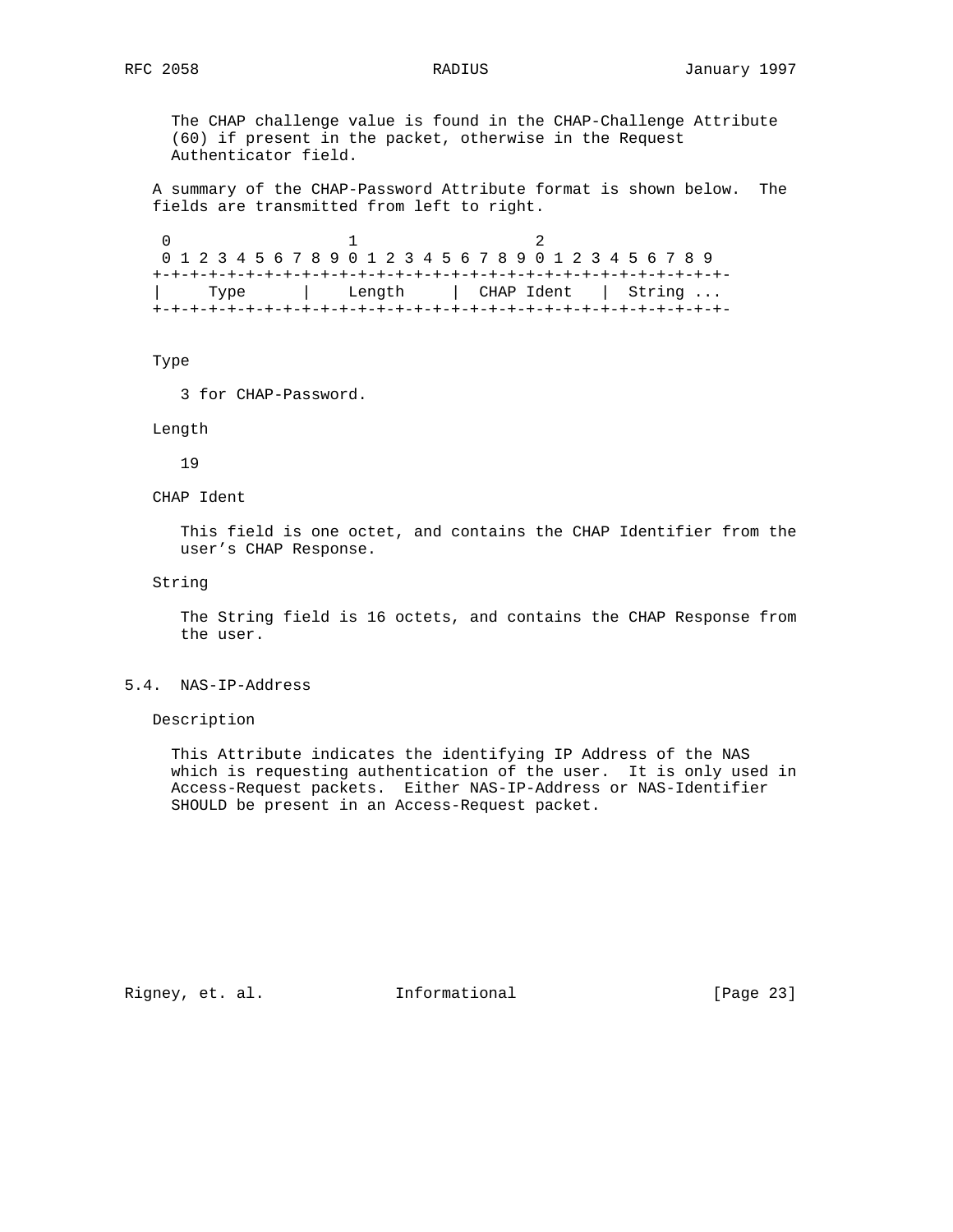The CHAP challenge value is found in the CHAP-Challenge Attribute (60) if present in the packet, otherwise in the Request Authenticator field.

A summary of the CHAP-Password Attribute format is shown below. The fields are transmitted from left to right.

```
 0                   1                   2
 0 1 2 3 4 5 6 7 8 9 0 1 2 3 4 5 6 7 8 9 0 1 2 3 4 5 6 7 8 9
+-+-+-+-+-+-+-+-+-+-+-+-+-+-+-+-+-+-+-+-+-+-+-+-+-+-+-+-+-+-+-
|     Type      |    Length     |  CHAP Ident   |  String ...
+-+-+-+-+-+-+-+-+-+-+-+-+-+-+-+-+-+-+-+-+-+-+-+-+-+-+-+-+-+-+-
```

Type

3 for CHAP-Password.

Length

19

CHAP Ident

This field is one octet, and contains the CHAP Identifier from the user's CHAP Response.

String

The String field is 16 octets, and contains the CHAP Response from the user.

## 5.4. NAS-IP-Address

Description

This Attribute indicates the identifying IP Address of the NAS which is requesting authentication of the user. It is only used in Access-Request packets. Either NAS-IP-Address or NAS-Identifier SHOULD be present in an Access-Request packet.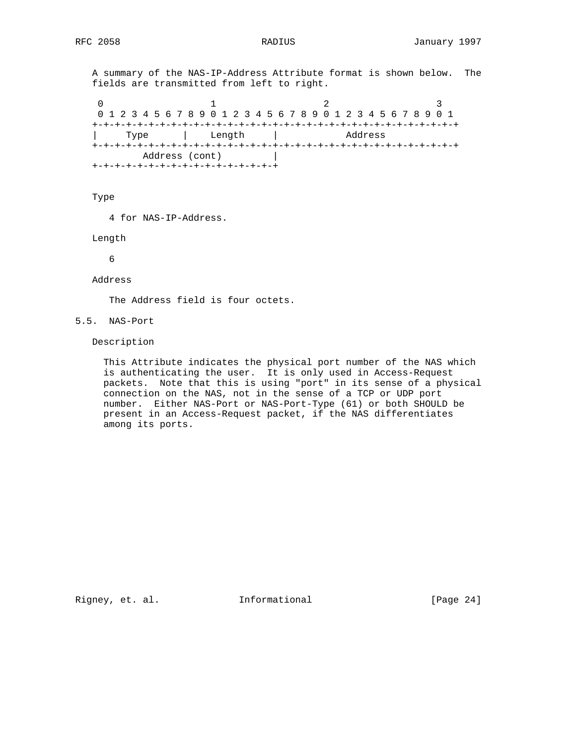A summary of the NAS-IP-Address Attribute format is shown below. The fields are transmitted from left to right.

```
 0                   1                   2                   3
 0 1 2 3 4 5 6 7 8 9 0 1 2 3 4 5 6 7 8 9 0 1 2 3 4 5 6 7 8 9 0 1
+-+-+-+-+-+-+-+-+-+-+-+-+-+-+-+-+-+-+-+-+-+-+-+-+-+-+-+-+-+-+-+-+
|     Type      |    Length     |            Address
+-+-+-+-+-+-+-+-+-+-+-+-+-+-+-+-+-+-+-+-+-+-+-+-+-+-+-+-+-+-+-+-+
        Address (cont)         |
+-+-+-+-+-+-+-+-+-+-+-+-+-+-+-+-+
```

Type

4 for NAS-IP-Address.

Length

6

Address

The Address field is four octets.

## 5.5. NAS-Port

Description

This Attribute indicates the physical port number of the NAS which is authenticating the user. It is only used in Access-Request packets. Note that this is using "port" in its sense of a physical connection on the NAS, not in the sense of a TCP or UDP port number. Either NAS-Port or NAS-Port-Type (61) or both SHOULD be present in an Access-Request packet, if the NAS differentiates among its ports.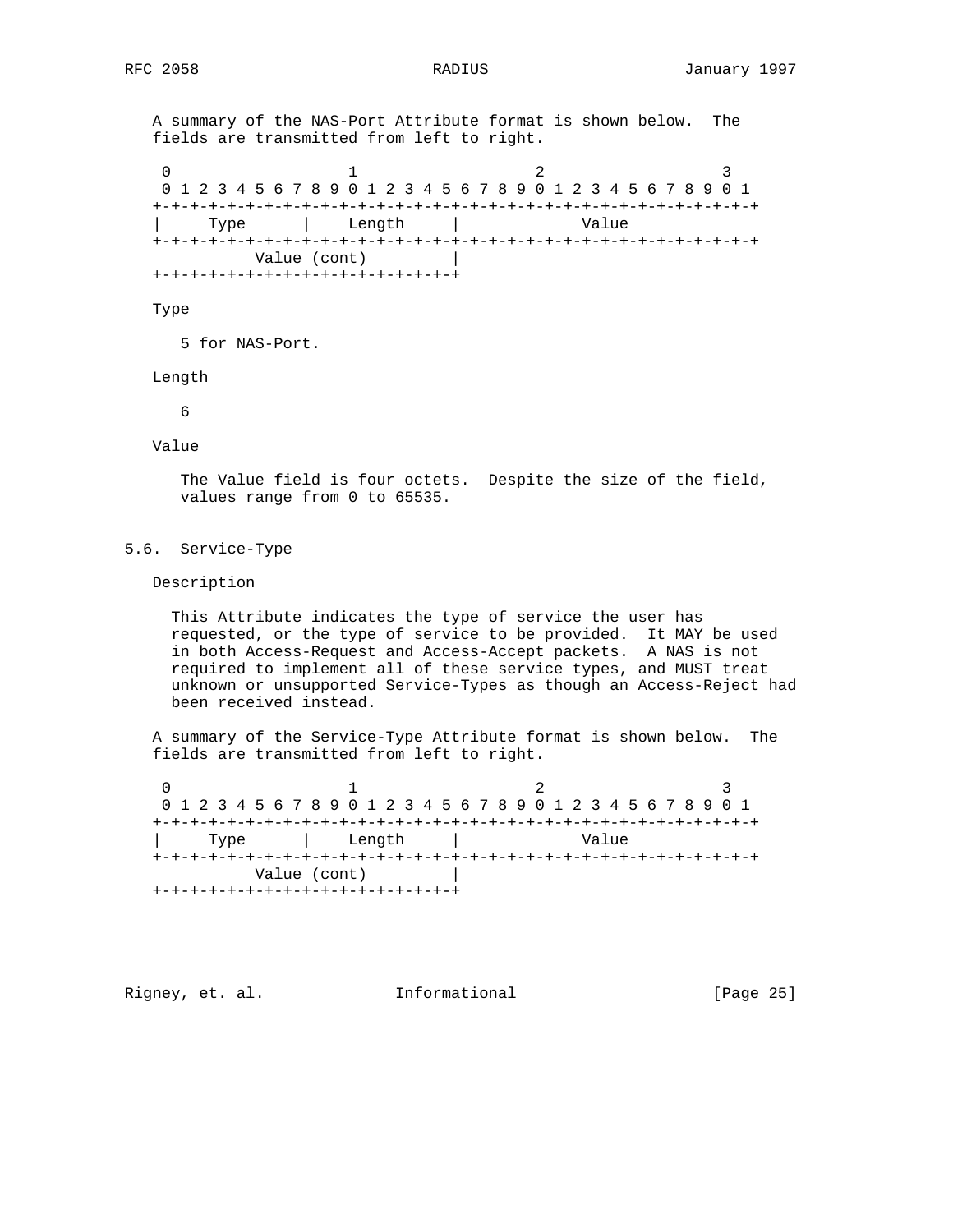A summary of the NAS-Port Attribute format is shown below. The fields are transmitted from left to right.

```
 0                   1                   2                   3
 0 1 2 3 4 5 6 7 8 9 0 1 2 3 4 5 6 7 8 9 0 1 2 3 4 5 6 7 8 9 0 1
+-+-+-+-+-+-+-+-+-+-+-+-+-+-+-+-+-+-+-+-+-+-+-+-+-+-+-+-+-+-+-+-+
|     Type      |    Length     |             Value
+-+-+-+-+-+-+-+-+-+-+-+-+-+-+-+-+-+-+-+-+-+-+-+-+-+-+-+-+-+-+-+-+
          Value (cont)         |
+-+-+-+-+-+-+-+-+-+-+-+-+-+-+-+-+
```

Type

5 for NAS-Port.

Length

6

Value

The Value field is four octets. Despite the size of the field, values range from 0 to 65535.

## 5.6. Service-Type

Description

This Attribute indicates the type of service the user has requested, or the type of service to be provided. It MAY be used in both Access-Request and Access-Accept packets. A NAS is not required to implement all of these service types, and MUST treat unknown or unsupported Service-Types as though an Access-Reject had been received instead.

A summary of the Service-Type Attribute format is shown below. The fields are transmitted from left to right.

```
 0                   1                   2                   3
 0 1 2 3 4 5 6 7 8 9 0 1 2 3 4 5 6 7 8 9 0 1 2 3 4 5 6 7 8 9 0 1
+-+-+-+-+-+-+-+-+-+-+-+-+-+-+-+-+-+-+-+-+-+-+-+-+-+-+-+-+-+-+-+-+
|     Type      |    Length     |             Value
+-+-+-+-+-+-+-+-+-+-+-+-+-+-+-+-+-+-+-+-+-+-+-+-+-+-+-+-+-+-+-+-+
          Value (cont)         |
+-+-+-+-+-+-+-+-+-+-+-+-+-+-+-+-+
```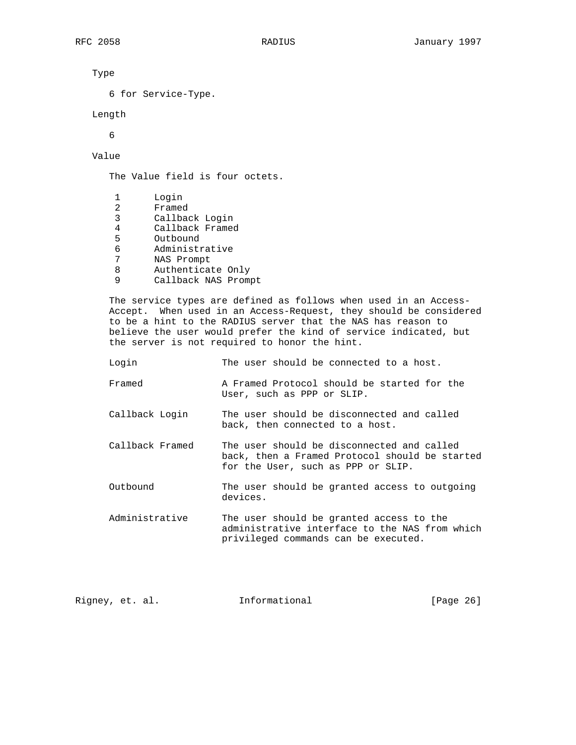Type

6 for Service-Type.

Length

6

Value

The Value field is four octets.

```
 1      Login
 2      Framed
 3      Callback Login
 4      Callback Framed
 5      Outbound
 6      Administrative
 7      NAS Prompt
 8      Authenticate Only
 9      Callback NAS Prompt
```

The service types are defined as follows when used in an Access-Accept. When used in an Access-Request, they should be considered to be a hint to the RADIUS server that the NAS has reason to believe the user would prefer the kind of service indicated, but the server is not required to honor the hint.

```
Login             The user should be connected to a host.

Framed            A Framed Protocol should be started for the
                  User, such as PPP or SLIP.

Callback Login    The user should be disconnected and called
                  back, then connected to a host.

Callback Framed   The user should be disconnected and called
                  back, then a Framed Protocol should be started
                  for the User, such as PPP or SLIP.

Outbound          The user should be granted access to outgoing
                  devices.

Administrative    The user should be granted access to the
                  administrative interface to the NAS from which
                  privileged commands can be executed.
```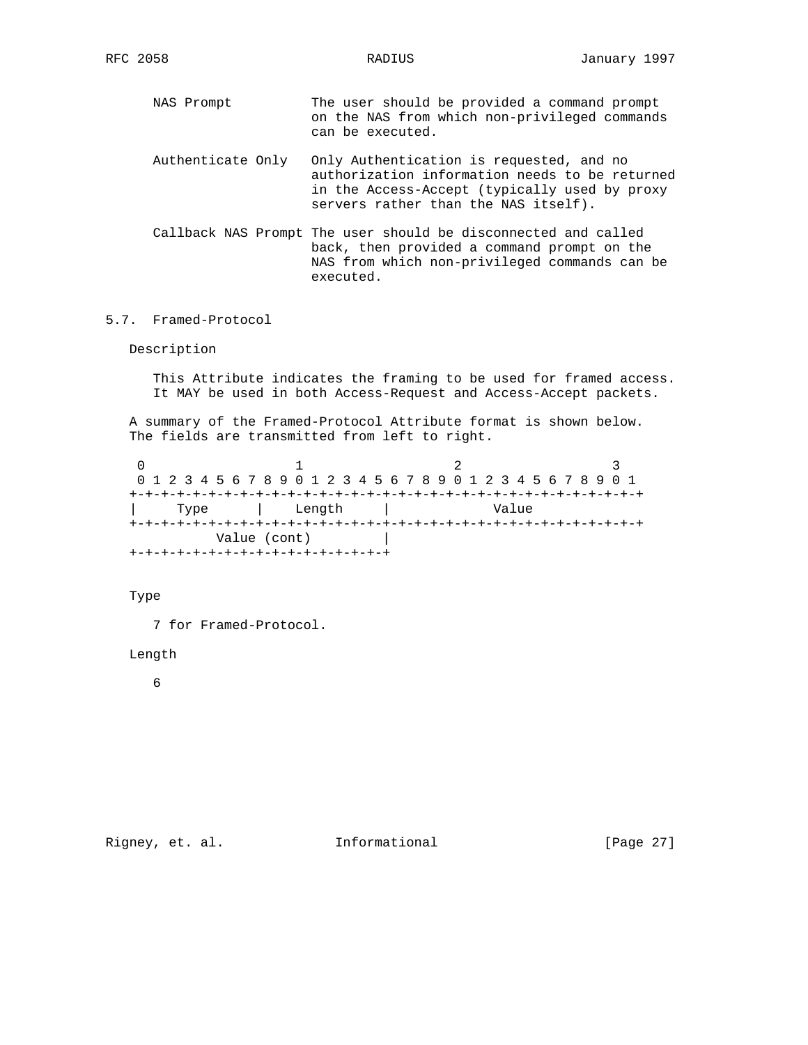NAS Prompt — The user should be provided a command prompt on the NAS from which non-privileged commands can be executed.

Authenticate Only — Only Authentication is requested, and no authorization information needs to be returned in the Access-Accept (typically used by proxy servers rather than the NAS itself).

Callback NAS Prompt — The user should be disconnected and called back, then provided a command prompt on the NAS from which non-privileged commands can be executed.

## 5.7. Framed-Protocol

Description

This Attribute indicates the framing to be used for framed access. It MAY be used in both Access-Request and Access-Accept packets.

A summary of the Framed-Protocol Attribute format is shown below. The fields are transmitted from left to right.

```
 0                   1                   2                   3
 0 1 2 3 4 5 6 7 8 9 0 1 2 3 4 5 6 7 8 9 0 1 2 3 4 5 6 7 8 9 0 1
+-+-+-+-+-+-+-+-+-+-+-+-+-+-+-+-+-+-+-+-+-+-+-+-+-+-+-+-+-+-+-+-+
|     Type      |    Length     |             Value
+-+-+-+-+-+-+-+-+-+-+-+-+-+-+-+-+-+-+-+-+-+-+-+-+-+-+-+-+-+-+-+-+
          Value (cont)         |
+-+-+-+-+-+-+-+-+-+-+-+-+-+-+-+-+
```

Type

7 for Framed-Protocol.

Length

6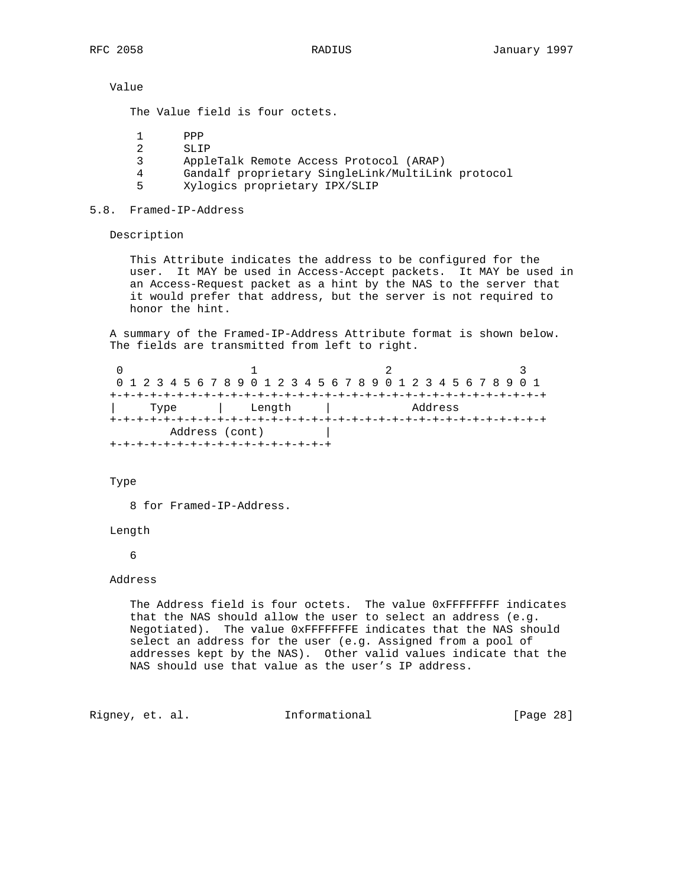Value

The Value field is four octets.

```
 1      PPP
 2      SLIP
 3      AppleTalk Remote Access Protocol (ARAP)
 4      Gandalf proprietary SingleLink/MultiLink protocol
 5      Xylogics proprietary IPX/SLIP
```

## 5.8. Framed-IP-Address

Description

This Attribute indicates the address to be configured for the user. It MAY be used in Access-Accept packets. It MAY be used in an Access-Request packet as a hint by the NAS to the server that it would prefer that address, but the server is not required to honor the hint.

A summary of the Framed-IP-Address Attribute format is shown below. The fields are transmitted from left to right.

```
 0                   1                   2                   3
 0 1 2 3 4 5 6 7 8 9 0 1 2 3 4 5 6 7 8 9 0 1 2 3 4 5 6 7 8 9 0 1
+-+-+-+-+-+-+-+-+-+-+-+-+-+-+-+-+-+-+-+-+-+-+-+-+-+-+-+-+-+-+-+-+
|     Type      |    Length     |            Address
+-+-+-+-+-+-+-+-+-+-+-+-+-+-+-+-+-+-+-+-+-+-+-+-+-+-+-+-+-+-+-+-+
        Address (cont)         |
+-+-+-+-+-+-+-+-+-+-+-+-+-+-+-+-+
```

Type

8 for Framed-IP-Address.

Length

6

Address

The Address field is four octets. The value 0xFFFFFFFF indicates that the NAS should allow the user to select an address (e.g. Negotiated). The value 0xFFFFFFFE indicates that the NAS should select an address for the user (e.g. Assigned from a pool of addresses kept by the NAS). Other valid values indicate that the NAS should use that value as the user's IP address.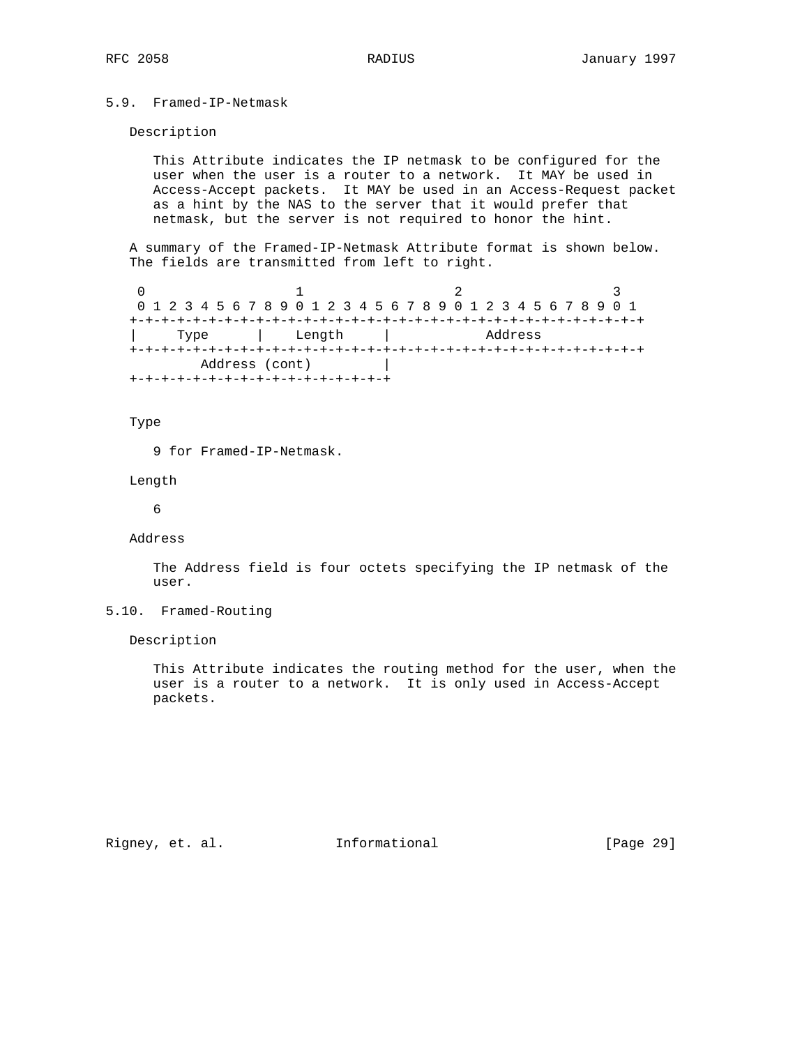## 5.9. Framed-IP-Netmask

Description

This Attribute indicates the IP netmask to be configured for the user when the user is a router to a network. It MAY be used in Access-Accept packets. It MAY be used in an Access-Request packet as a hint by the NAS to the server that it would prefer that netmask, but the server is not required to honor the hint.

A summary of the Framed-IP-Netmask Attribute format is shown below. The fields are transmitted from left to right.

```
 0                   1                   2                   3
 0 1 2 3 4 5 6 7 8 9 0 1 2 3 4 5 6 7 8 9 0 1 2 3 4 5 6 7 8 9 0 1
+-+-+-+-+-+-+-+-+-+-+-+-+-+-+-+-+-+-+-+-+-+-+-+-+-+-+-+-+-+-+-+-+
|     Type      |    Length     |            Address
+-+-+-+-+-+-+-+-+-+-+-+-+-+-+-+-+-+-+-+-+-+-+-+-+-+-+-+-+-+-+-+-+
        Address (cont)         |
+-+-+-+-+-+-+-+-+-+-+-+-+-+-+-+-+
```

Type

9 for Framed-IP-Netmask.

Length

6

Address

The Address field is four octets specifying the IP netmask of the user.

## 5.10. Framed-Routing

Description

This Attribute indicates the routing method for the user, when the user is a router to a network. It is only used in Access-Accept packets.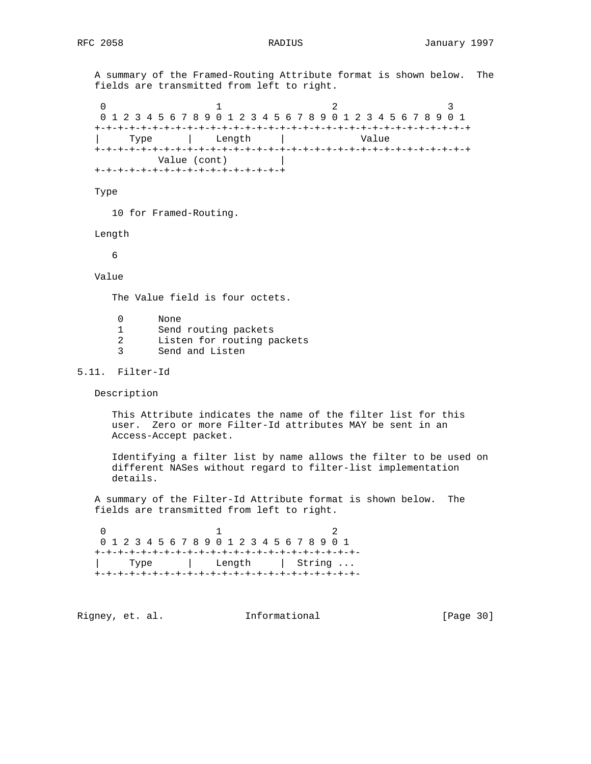A summary of the Framed-Routing Attribute format is shown below. The fields are transmitted from left to right.

```
 0                   1                   2                   3
 0 1 2 3 4 5 6 7 8 9 0 1 2 3 4 5 6 7 8 9 0 1 2 3 4 5 6 7 8 9 0 1
+-+-+-+-+-+-+-+-+-+-+-+-+-+-+-+-+-+-+-+-+-+-+-+-+-+-+-+-+-+-+-+-+
|     Type      |    Length     |             Value
+-+-+-+-+-+-+-+-+-+-+-+-+-+-+-+-+-+-+-+-+-+-+-+-+-+-+-+-+-+-+-+-+
          Value (cont)         |
+-+-+-+-+-+-+-+-+-+-+-+-+-+-+-+-+
```

Type

10 for Framed-Routing.

Length

6

Value

The Value field is four octets.

```
 0      None
 1      Send routing packets
 2      Listen for routing packets
 3      Send and Listen
```

## 5.11. Filter-Id

Description

This Attribute indicates the name of the filter list for this user. Zero or more Filter-Id attributes MAY be sent in an Access-Accept packet.

Identifying a filter list by name allows the filter to be used on different NASes without regard to filter-list implementation details.

A summary of the Filter-Id Attribute format is shown below. The fields are transmitted from left to right.

```
 0                   1                   2
 0 1 2 3 4 5 6 7 8 9 0 1 2 3 4 5 6 7 8 9 0 1
+-+-+-+-+-+-+-+-+-+-+-+-+-+-+-+-+-+-+-+-+-+-
|     Type      |    Length     |  String ...
+-+-+-+-+-+-+-+-+-+-+-+-+-+-+-+-+-+-+-+-+-+-
```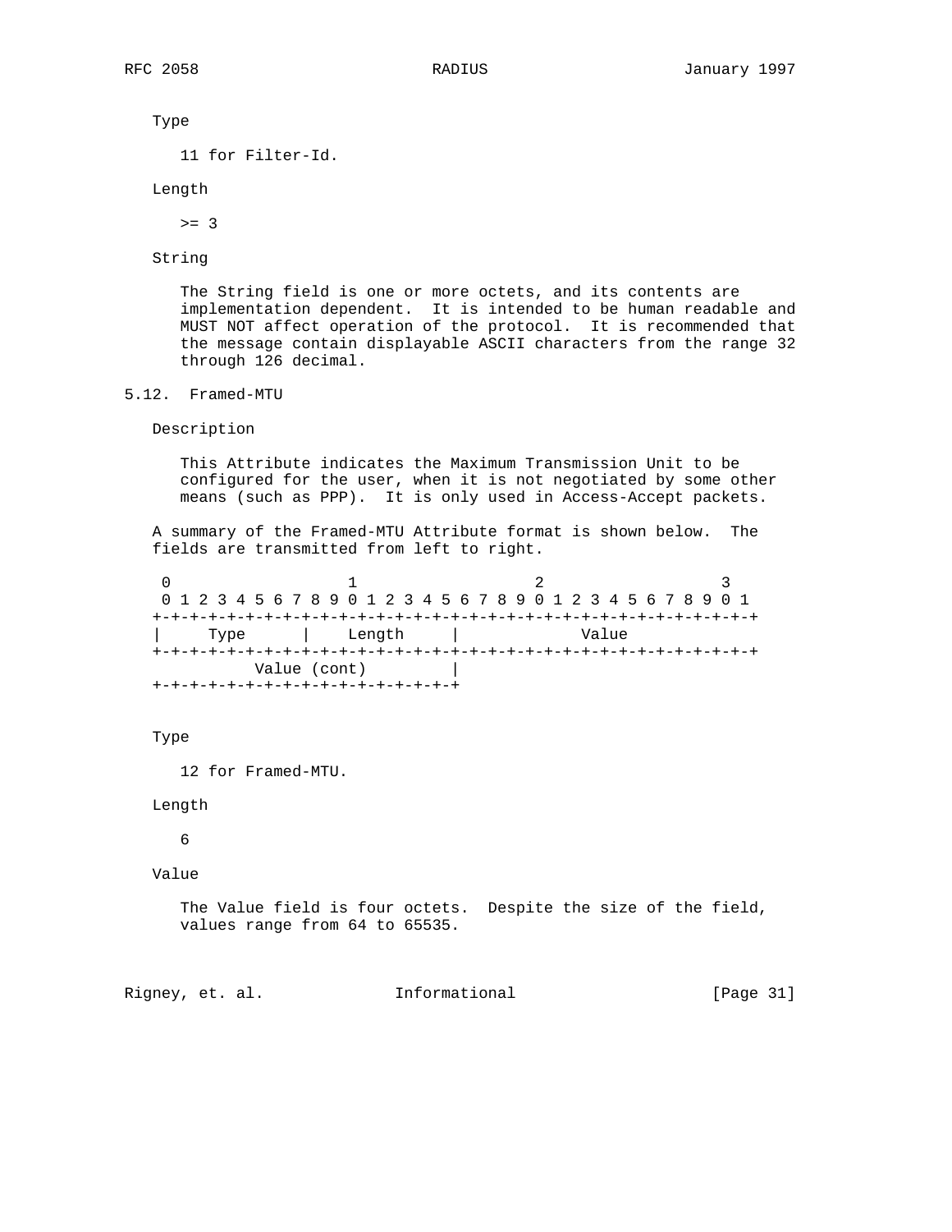Type

11 for Filter-Id.

Length

>= 3

String

The String field is one or more octets, and its contents are implementation dependent. It is intended to be human readable and MUST NOT affect operation of the protocol. It is recommended that the message contain displayable ASCII characters from the range 32 through 126 decimal.

## 5.12. Framed-MTU

Description

This Attribute indicates the Maximum Transmission Unit to be configured for the user, when it is not negotiated by some other means (such as PPP). It is only used in Access-Accept packets.

A summary of the Framed-MTU Attribute format is shown below. The fields are transmitted from left to right.

```
 0                   1                   2                   3
 0 1 2 3 4 5 6 7 8 9 0 1 2 3 4 5 6 7 8 9 0 1 2 3 4 5 6 7 8 9 0 1
+-+-+-+-+-+-+-+-+-+-+-+-+-+-+-+-+-+-+-+-+-+-+-+-+-+-+-+-+-+-+-+-+
|     Type      |    Length     |             Value
+-+-+-+-+-+-+-+-+-+-+-+-+-+-+-+-+-+-+-+-+-+-+-+-+-+-+-+-+-+-+-+-+
          Value (cont)         |
+-+-+-+-+-+-+-+-+-+-+-+-+-+-+-+-+
```

Type

12 for Framed-MTU.

Length

6

Value

The Value field is four octets. Despite the size of the field, values range from 64 to 65535.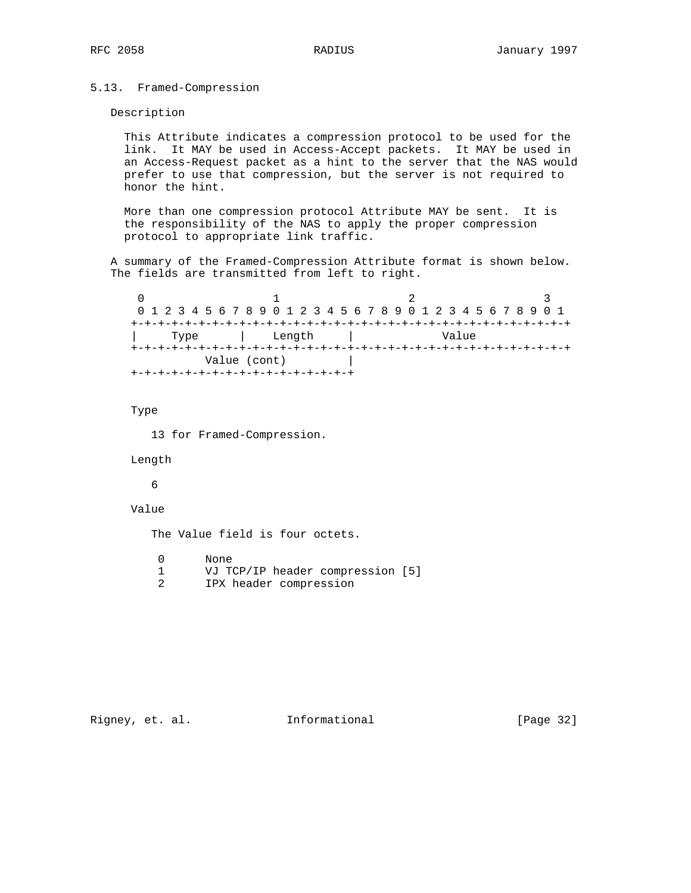### 5.13. Framed-Compression

Description

This Attribute indicates a compression protocol to be used for the link. It MAY be used in Access-Accept packets. It MAY be used in an Access-Request packet as a hint to the server that the NAS would prefer to use that compression, but the server is not required to honor the hint.

More than one compression protocol Attribute MAY be sent. It is the responsibility of the NAS to apply the proper compression protocol to appropriate link traffic.

A summary of the Framed-Compression Attribute format is shown below. The fields are transmitted from left to right.

```
 0                   1                   2                   3
 0 1 2 3 4 5 6 7 8 9 0 1 2 3 4 5 6 7 8 9 0 1 2 3 4 5 6 7 8 9 0 1
+-+-+-+-+-+-+-+-+-+-+-+-+-+-+-+-+-+-+-+-+-+-+-+-+-+-+-+-+-+-+-+-+
|     Type      |    Length     |             Value
+-+-+-+-+-+-+-+-+-+-+-+-+-+-+-+-+-+-+-+-+-+-+-+-+-+-+-+-+-+-+-+-+
          Value (cont)         |
+-+-+-+-+-+-+-+-+-+-+-+-+-+-+-+-+
```

Type

13 for Framed-Compression.

Length

6

Value

The Value field is four octets.

```
 0      None
 1      VJ TCP/IP header compression [5]
 2      IPX header compression
```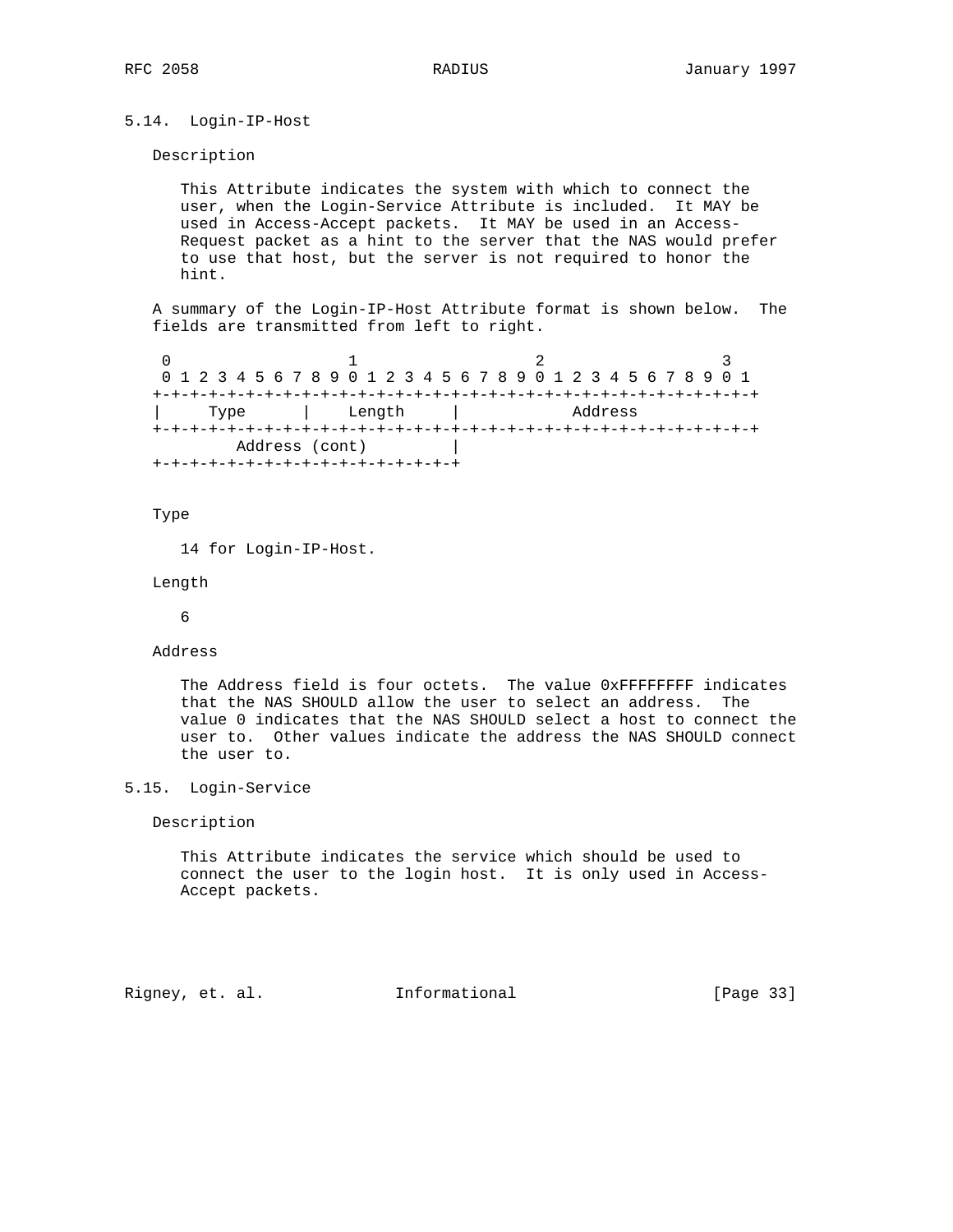### 5.14. Login-IP-Host

Description

This Attribute indicates the system with which to connect the user, when the Login-Service Attribute is included. It MAY be used in Access-Accept packets. It MAY be used in an Access-Request packet as a hint to the server that the NAS would prefer to use that host, but the server is not required to honor the hint.

A summary of the Login-IP-Host Attribute format is shown below. The fields are transmitted from left to right.

```
 0                   1                   2                   3
 0 1 2 3 4 5 6 7 8 9 0 1 2 3 4 5 6 7 8 9 0 1 2 3 4 5 6 7 8 9 0 1
+-+-+-+-+-+-+-+-+-+-+-+-+-+-+-+-+-+-+-+-+-+-+-+-+-+-+-+-+-+-+-+-+
|     Type      |    Length     |            Address
+-+-+-+-+-+-+-+-+-+-+-+-+-+-+-+-+-+-+-+-+-+-+-+-+-+-+-+-+-+-+-+-+
        Address (cont)         |
+-+-+-+-+-+-+-+-+-+-+-+-+-+-+-+-+
```

Type

14 for Login-IP-Host.

Length

6

Address

The Address field is four octets. The value 0xFFFFFFFF indicates that the NAS SHOULD allow the user to select an address. The value 0 indicates that the NAS SHOULD select a host to connect the user to. Other values indicate the address the NAS SHOULD connect the user to.

### 5.15. Login-Service

Description

This Attribute indicates the service which should be used to connect the user to the login host. It is only used in Access-Accept packets.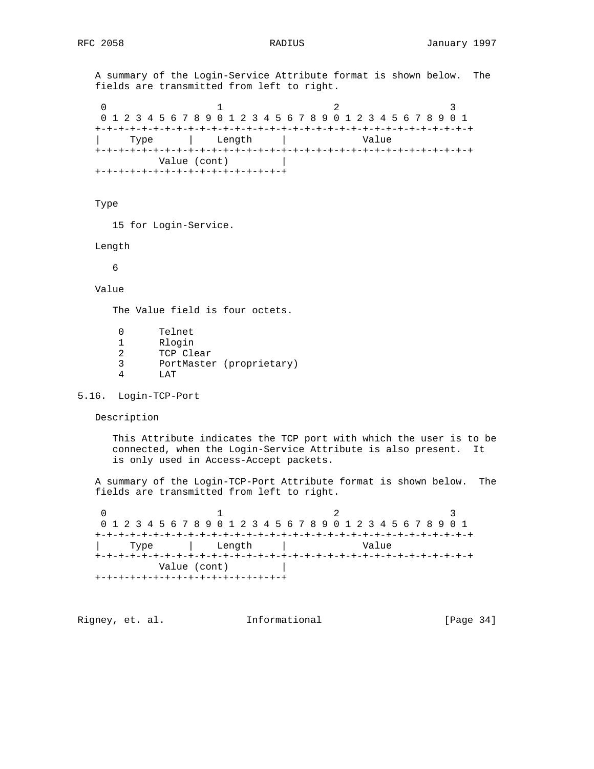A summary of the Login-Service Attribute format is shown below. The fields are transmitted from left to right.

```
 0                   1                   2                   3
 0 1 2 3 4 5 6 7 8 9 0 1 2 3 4 5 6 7 8 9 0 1 2 3 4 5 6 7 8 9 0 1
+-+-+-+-+-+-+-+-+-+-+-+-+-+-+-+-+-+-+-+-+-+-+-+-+-+-+-+-+-+-+-+-+
|     Type      |    Length     |             Value
+-+-+-+-+-+-+-+-+-+-+-+-+-+-+-+-+-+-+-+-+-+-+-+-+-+-+-+-+-+-+-+-+
          Value (cont)         |
+-+-+-+-+-+-+-+-+-+-+-+-+-+-+-+-+
```

Type

15 for Login-Service.

Length

6

Value

The Value field is four octets.

```
 0      Telnet
 1      Rlogin
 2      TCP Clear
 3      PortMaster (proprietary)
 4      LAT
```

## 5.16. Login-TCP-Port

Description

This Attribute indicates the TCP port with which the user is to be connected, when the Login-Service Attribute is also present. It is only used in Access-Accept packets.

A summary of the Login-TCP-Port Attribute format is shown below. The fields are transmitted from left to right.

```
 0                   1                   2                   3
 0 1 2 3 4 5 6 7 8 9 0 1 2 3 4 5 6 7 8 9 0 1 2 3 4 5 6 7 8 9 0 1
+-+-+-+-+-+-+-+-+-+-+-+-+-+-+-+-+-+-+-+-+-+-+-+-+-+-+-+-+-+-+-+-+
|     Type      |    Length     |             Value
+-+-+-+-+-+-+-+-+-+-+-+-+-+-+-+-+-+-+-+-+-+-+-+-+-+-+-+-+-+-+-+-+
          Value (cont)         |
+-+-+-+-+-+-+-+-+-+-+-+-+-+-+-+-+
```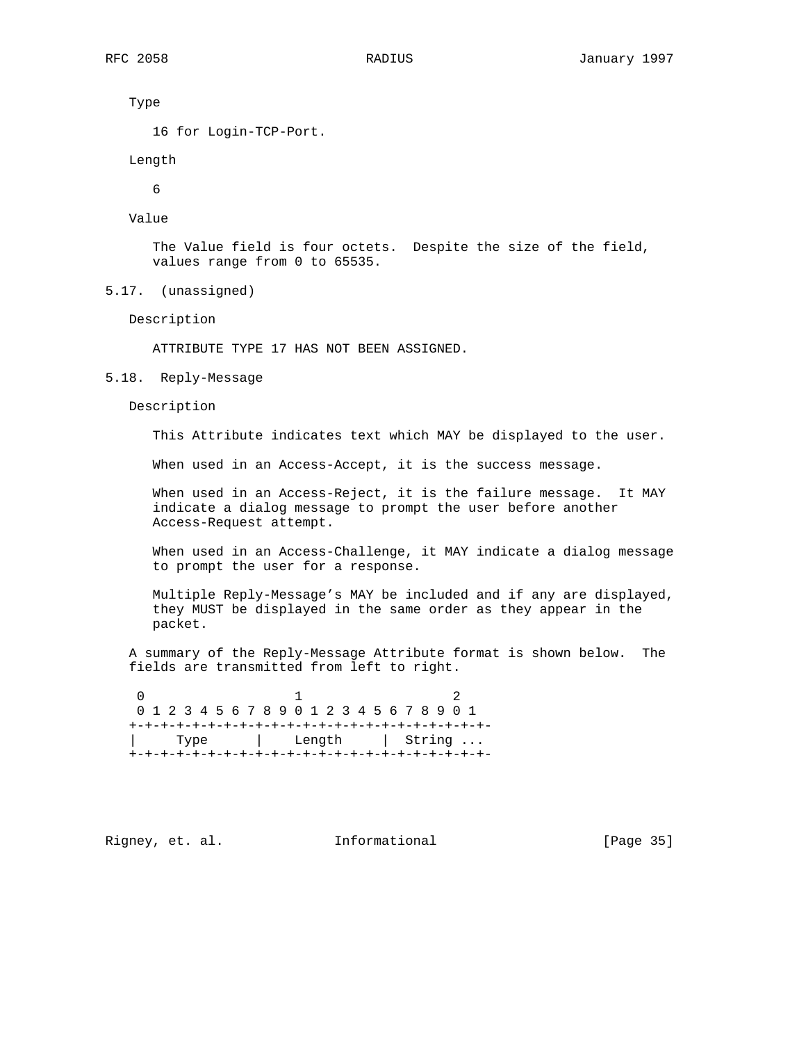Type

16 for Login-TCP-Port.

Length

6

Value

The Value field is four octets. Despite the size of the field, values range from 0 to 65535.

## 5.17. (unassigned)

Description

ATTRIBUTE TYPE 17 HAS NOT BEEN ASSIGNED.

## 5.18. Reply-Message

Description

This Attribute indicates text which MAY be displayed to the user.

When used in an Access-Accept, it is the success message.

When used in an Access-Reject, it is the failure message. It MAY indicate a dialog message to prompt the user before another Access-Request attempt.

When used in an Access-Challenge, it MAY indicate a dialog message to prompt the user for a response.

Multiple Reply-Message's MAY be included and if any are displayed, they MUST be displayed in the same order as they appear in the packet.

A summary of the Reply-Message Attribute format is shown below. The fields are transmitted from left to right.

```
 0                   1                   2
 0 1 2 3 4 5 6 7 8 9 0 1 2 3 4 5 6 7 8 9 0 1
+-+-+-+-+-+-+-+-+-+-+-+-+-+-+-+-+-+-+-+-+-+-+-
|     Type      |    Length     |  String ...
+-+-+-+-+-+-+-+-+-+-+-+-+-+-+-+-+-+-+-+-+-+-+-
```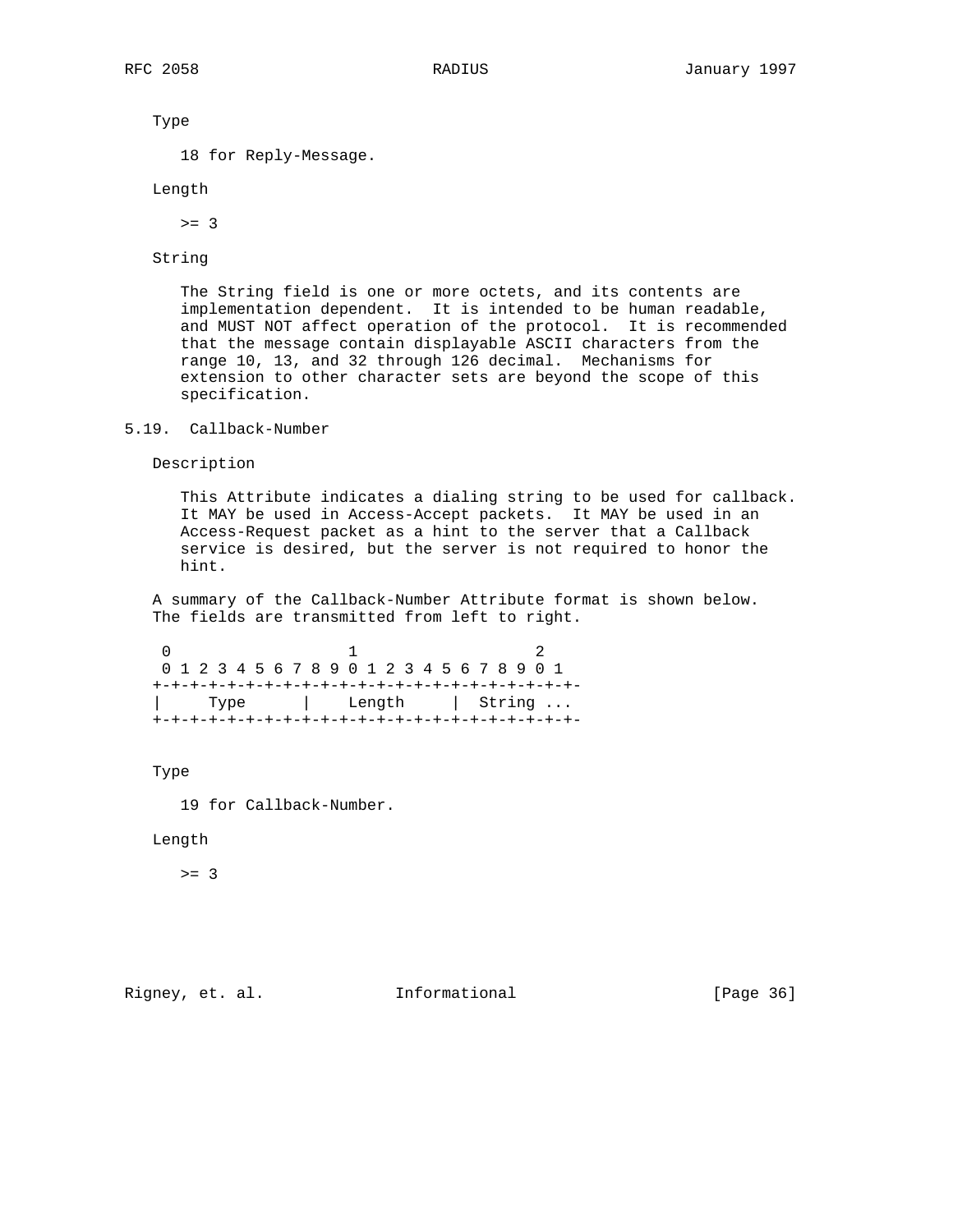Type

18 for Reply-Message.

Length

>= 3

String

The String field is one or more octets, and its contents are implementation dependent. It is intended to be human readable, and MUST NOT affect operation of the protocol. It is recommended that the message contain displayable ASCII characters from the range 10, 13, and 32 through 126 decimal. Mechanisms for extension to other character sets are beyond the scope of this specification.

## 5.19. Callback-Number

Description

This Attribute indicates a dialing string to be used for callback. It MAY be used in Access-Accept packets. It MAY be used in an Access-Request packet as a hint to the server that a Callback service is desired, but the server is not required to honor the hint.

A summary of the Callback-Number Attribute format is shown below. The fields are transmitted from left to right.

```
 0                   1                   2
 0 1 2 3 4 5 6 7 8 9 0 1 2 3 4 5 6 7 8 9 0 1
+-+-+-+-+-+-+-+-+-+-+-+-+-+-+-+-+-+-+-+-+-+-
|     Type      |    Length     |  String ...
+-+-+-+-+-+-+-+-+-+-+-+-+-+-+-+-+-+-+-+-+-+-
```

Type

19 for Callback-Number.

Length

>= 3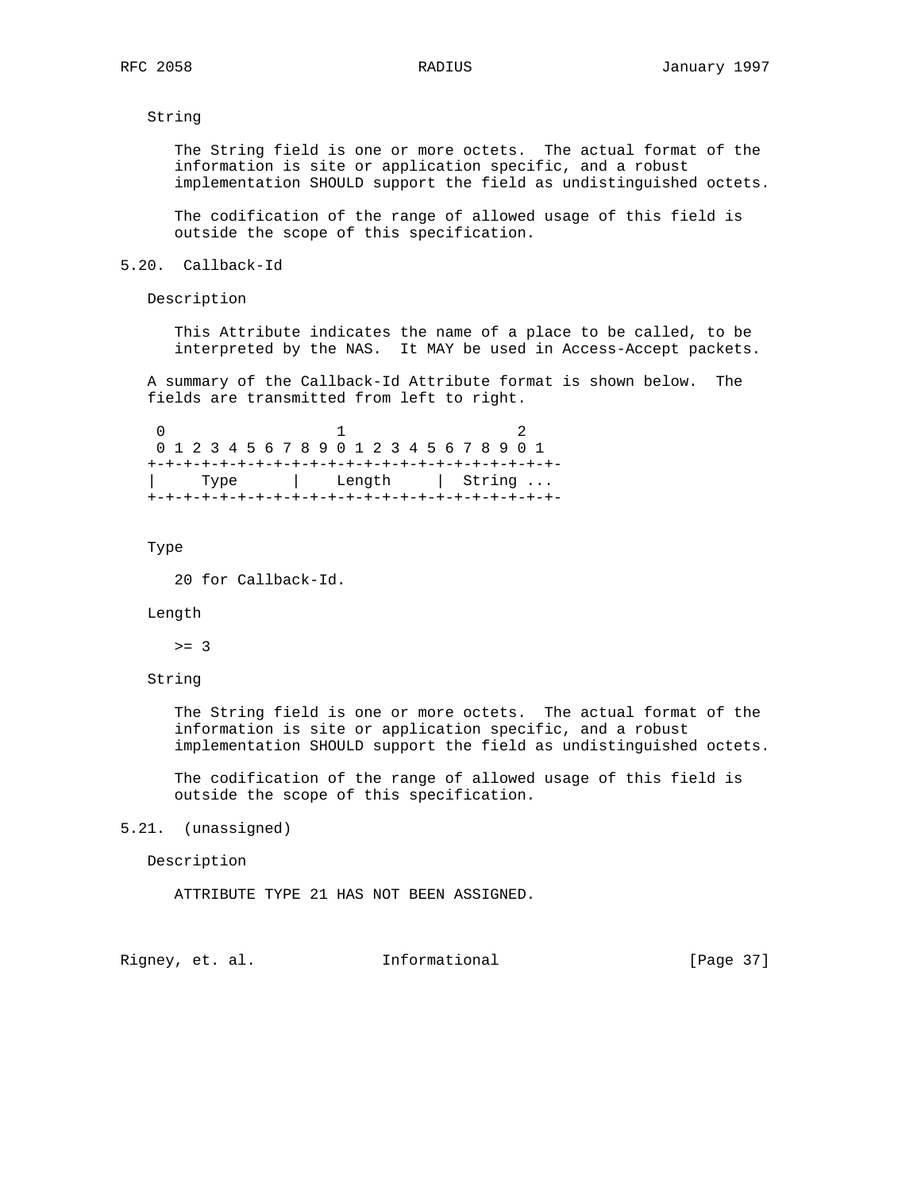String

The String field is one or more octets. The actual format of the information is site or application specific, and a robust implementation SHOULD support the field as undistinguished octets.

The codification of the range of allowed usage of this field is outside the scope of this specification.

## 5.20. Callback-Id

Description

This Attribute indicates the name of a place to be called, to be interpreted by the NAS. It MAY be used in Access-Accept packets.

A summary of the Callback-Id Attribute format is shown below. The fields are transmitted from left to right.

```
 0                   1                   2
 0 1 2 3 4 5 6 7 8 9 0 1 2 3 4 5 6 7 8 9 0 1
+-+-+-+-+-+-+-+-+-+-+-+-+-+-+-+-+-+-+-+-+-+-
|     Type      |    Length     |  String ...
+-+-+-+-+-+-+-+-+-+-+-+-+-+-+-+-+-+-+-+-+-+-
```

Type

20 for Callback-Id.

Length

>= 3

String

The String field is one or more octets. The actual format of the information is site or application specific, and a robust implementation SHOULD support the field as undistinguished octets.

The codification of the range of allowed usage of this field is outside the scope of this specification.

## 5.21. (unassigned)

Description

ATTRIBUTE TYPE 21 HAS NOT BEEN ASSIGNED.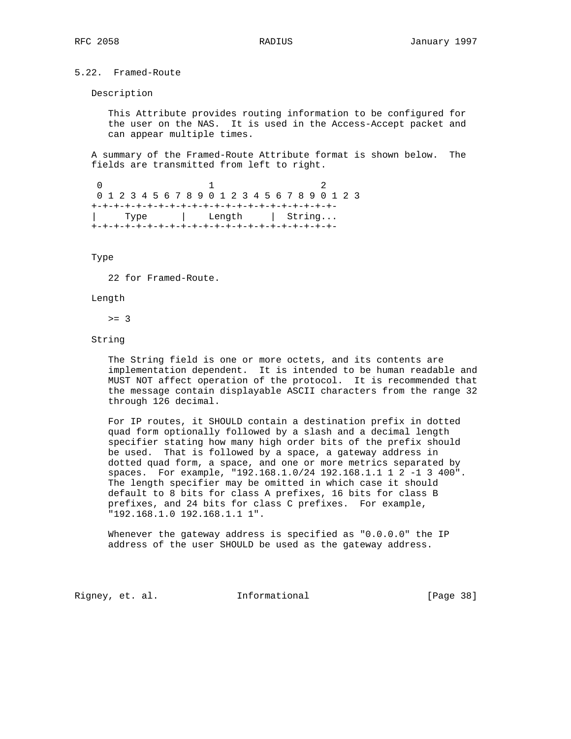## 5.22. Framed-Route

Description

This Attribute provides routing information to be configured for the user on the NAS. It is used in the Access-Accept packet and can appear multiple times.

A summary of the Framed-Route Attribute format is shown below. The fields are transmitted from left to right.

```
 0                   1                   2
 0 1 2 3 4 5 6 7 8 9 0 1 2 3 4 5 6 7 8 9 0 1 2 3
+-+-+-+-+-+-+-+-+-+-+-+-+-+-+-+-+-+-+-+-+-+-+-+-
|     Type      |    Length     |  String...
+-+-+-+-+-+-+-+-+-+-+-+-+-+-+-+-+-+-+-+-+-+-+-+-
```

Type

22 for Framed-Route.

Length

>= 3

String

The String field is one or more octets, and its contents are implementation dependent. It is intended to be human readable and MUST NOT affect operation of the protocol. It is recommended that the message contain displayable ASCII characters from the range 32 through 126 decimal.

For IP routes, it SHOULD contain a destination prefix in dotted quad form optionally followed by a slash and a decimal length specifier stating how many high order bits of the prefix should be used. That is followed by a space, a gateway address in dotted quad form, a space, and one or more metrics separated by spaces. For example, "192.168.1.0/24 192.168.1.1 1 2 -1 3 400". The length specifier may be omitted in which case it should default to 8 bits for class A prefixes, 16 bits for class B prefixes, and 24 bits for class C prefixes. For example, "192.168.1.0 192.168.1.1 1".

Whenever the gateway address is specified as "0.0.0.0" the IP address of the user SHOULD be used as the gateway address.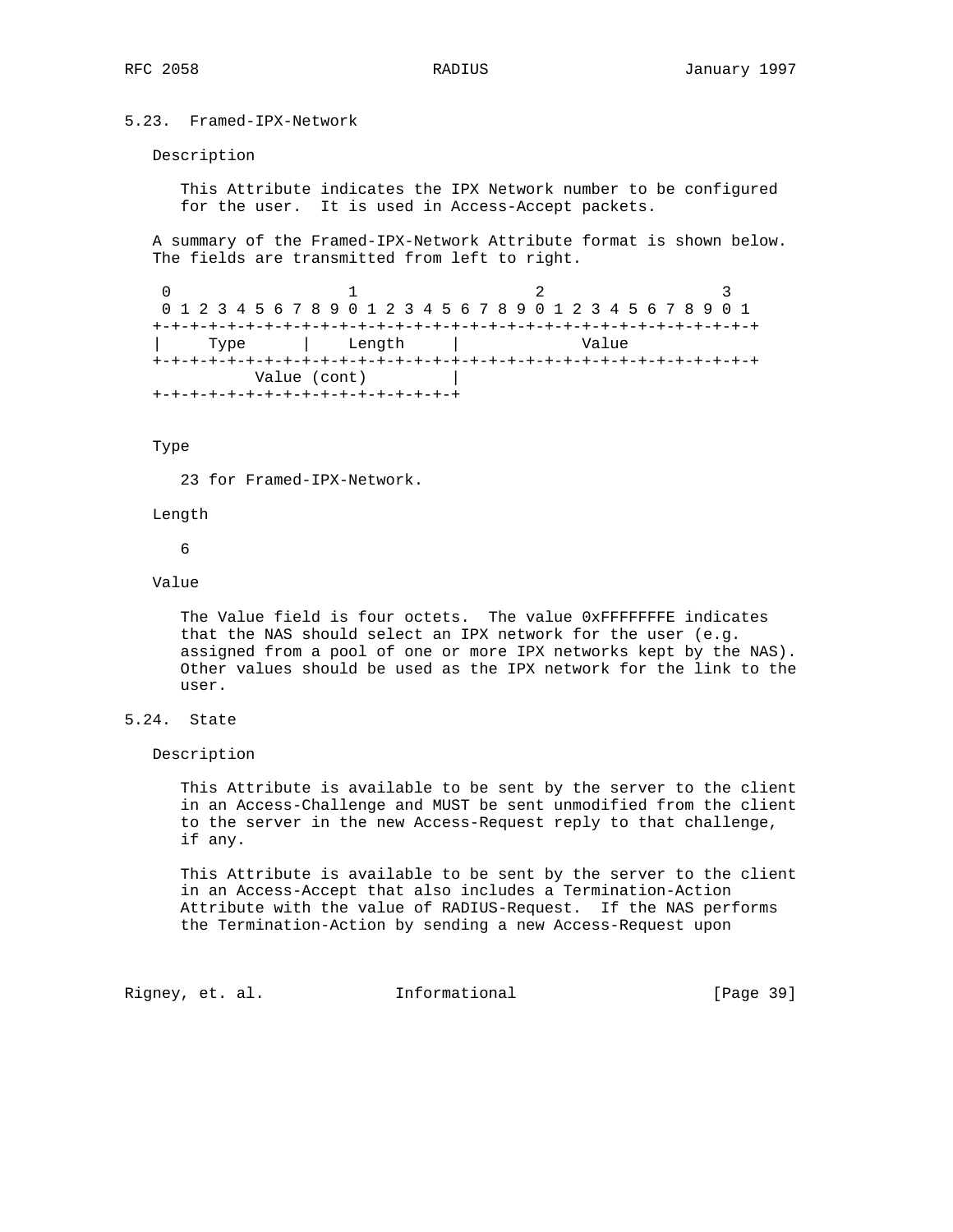## 5.23. Framed-IPX-Network

Description

This Attribute indicates the IPX Network number to be configured for the user. It is used in Access-Accept packets.

A summary of the Framed-IPX-Network Attribute format is shown below. The fields are transmitted from left to right.

```
 0                   1                   2                   3
 0 1 2 3 4 5 6 7 8 9 0 1 2 3 4 5 6 7 8 9 0 1 2 3 4 5 6 7 8 9 0 1
+-+-+-+-+-+-+-+-+-+-+-+-+-+-+-+-+-+-+-+-+-+-+-+-+-+-+-+-+-+-+-+-+
|     Type      |    Length     |             Value
+-+-+-+-+-+-+-+-+-+-+-+-+-+-+-+-+-+-+-+-+-+-+-+-+-+-+-+-+-+-+-+-+
          Value (cont)         |
+-+-+-+-+-+-+-+-+-+-+-+-+-+-+-+-+
```

Type

23 for Framed-IPX-Network.

Length

6

Value

The Value field is four octets. The value 0xFFFFFFFE indicates that the NAS should select an IPX network for the user (e.g. assigned from a pool of one or more IPX networks kept by the NAS). Other values should be used as the IPX network for the link to the user.

## 5.24. State

Description

This Attribute is available to be sent by the server to the client in an Access-Challenge and MUST be sent unmodified from the client to the server in the new Access-Request reply to that challenge, if any.

This Attribute is available to be sent by the server to the client in an Access-Accept that also includes a Termination-Action Attribute with the value of RADIUS-Request. If the NAS performs the Termination-Action by sending a new Access-Request upon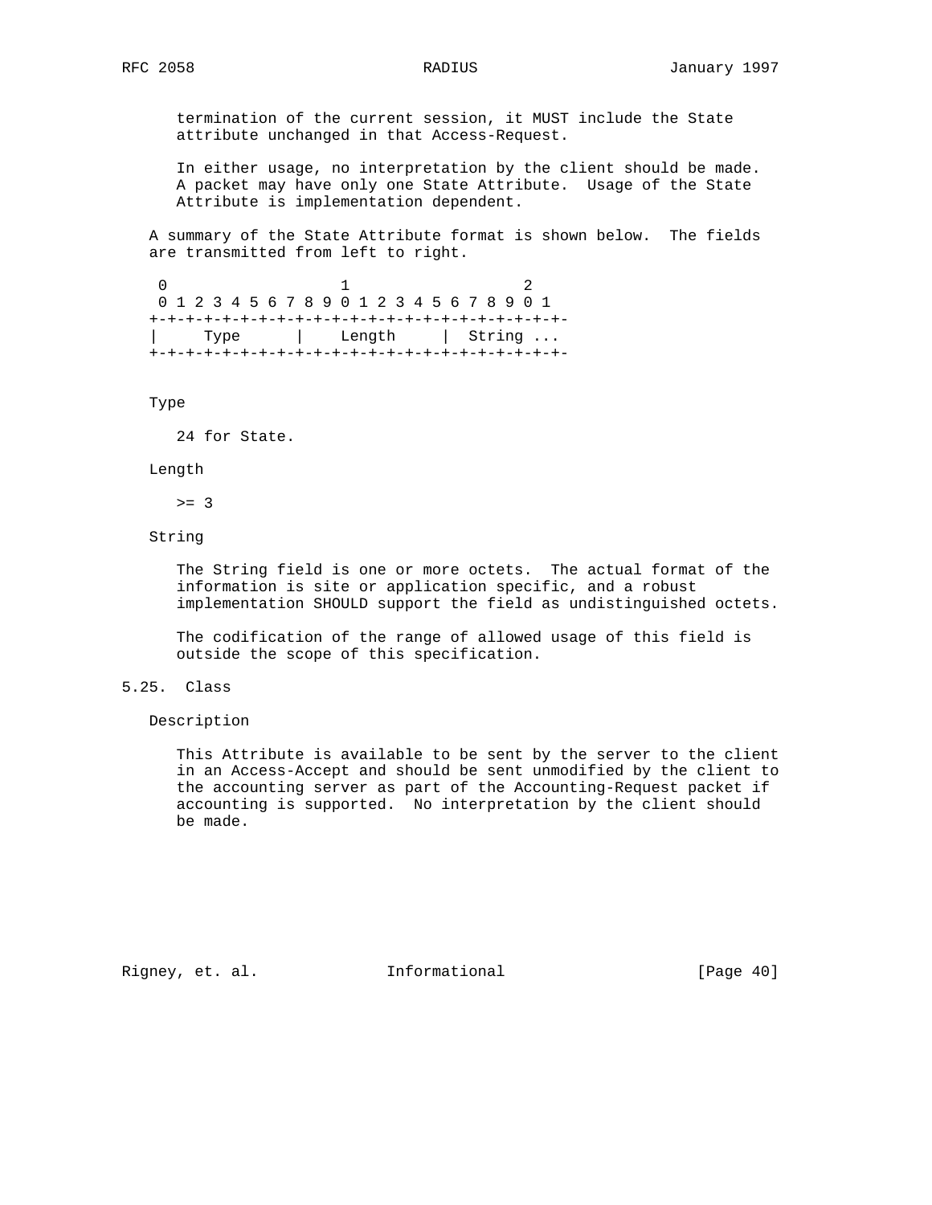termination of the current session, it MUST include the State attribute unchanged in that Access-Request.

In either usage, no interpretation by the client should be made. A packet may have only one State Attribute. Usage of the State Attribute is implementation dependent.

A summary of the State Attribute format is shown below. The fields are transmitted from left to right.

```
 0                   1                   2
 0 1 2 3 4 5 6 7 8 9 0 1 2 3 4 5 6 7 8 9 0 1
+-+-+-+-+-+-+-+-+-+-+-+-+-+-+-+-+-+-+-+-+-+-
|     Type      |    Length     |  String ...
+-+-+-+-+-+-+-+-+-+-+-+-+-+-+-+-+-+-+-+-+-+-
```

Type

24 for State.

Length

>= 3

String

The String field is one or more octets. The actual format of the information is site or application specific, and a robust implementation SHOULD support the field as undistinguished octets.

The codification of the range of allowed usage of this field is outside the scope of this specification.

## 5.25. Class

Description

This Attribute is available to be sent by the server to the client in an Access-Accept and should be sent unmodified by the client to the accounting server as part of the Accounting-Request packet if accounting is supported. No interpretation by the client should be made.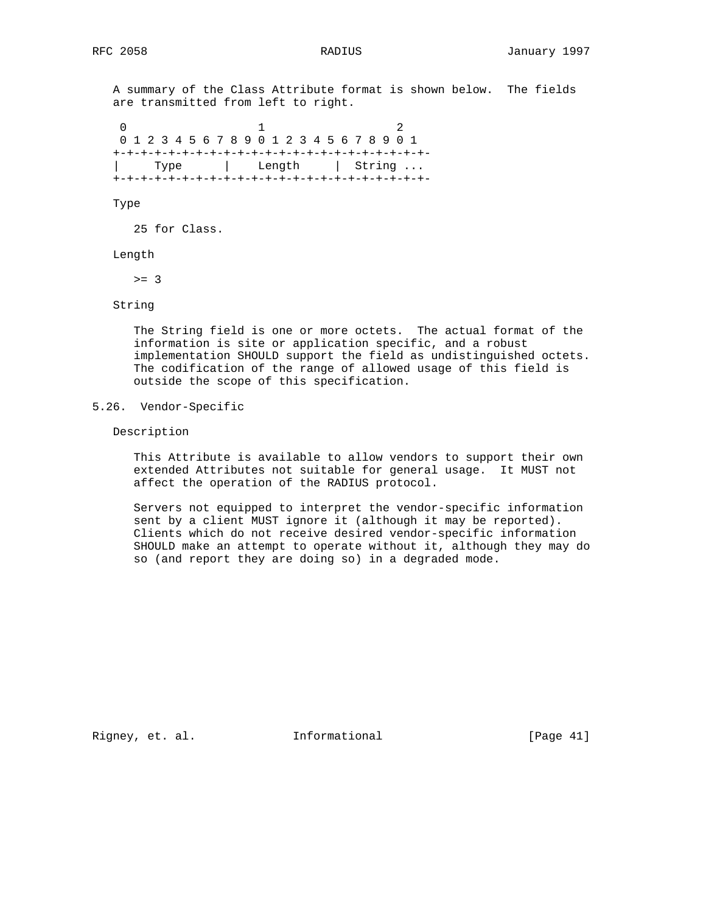A summary of the Class Attribute format is shown below. The fields are transmitted from left to right.

```
 0                   1                   2
 0 1 2 3 4 5 6 7 8 9 0 1 2 3 4 5 6 7 8 9 0 1
+-+-+-+-+-+-+-+-+-+-+-+-+-+-+-+-+-+-+-+-+-+-
|     Type      |    Length     |  String ...
+-+-+-+-+-+-+-+-+-+-+-+-+-+-+-+-+-+-+-+-+-+-
```

Type

25 for Class.

Length

>= 3

String

The String field is one or more octets. The actual format of the information is site or application specific, and a robust implementation SHOULD support the field as undistinguished octets. The codification of the range of allowed usage of this field is outside the scope of this specification.

## 5.26. Vendor-Specific

Description

This Attribute is available to allow vendors to support their own extended Attributes not suitable for general usage. It MUST not affect the operation of the RADIUS protocol.

Servers not equipped to interpret the vendor-specific information sent by a client MUST ignore it (although it may be reported). Clients which do not receive desired vendor-specific information SHOULD make an attempt to operate without it, although they may do so (and report they are doing so) in a degraded mode.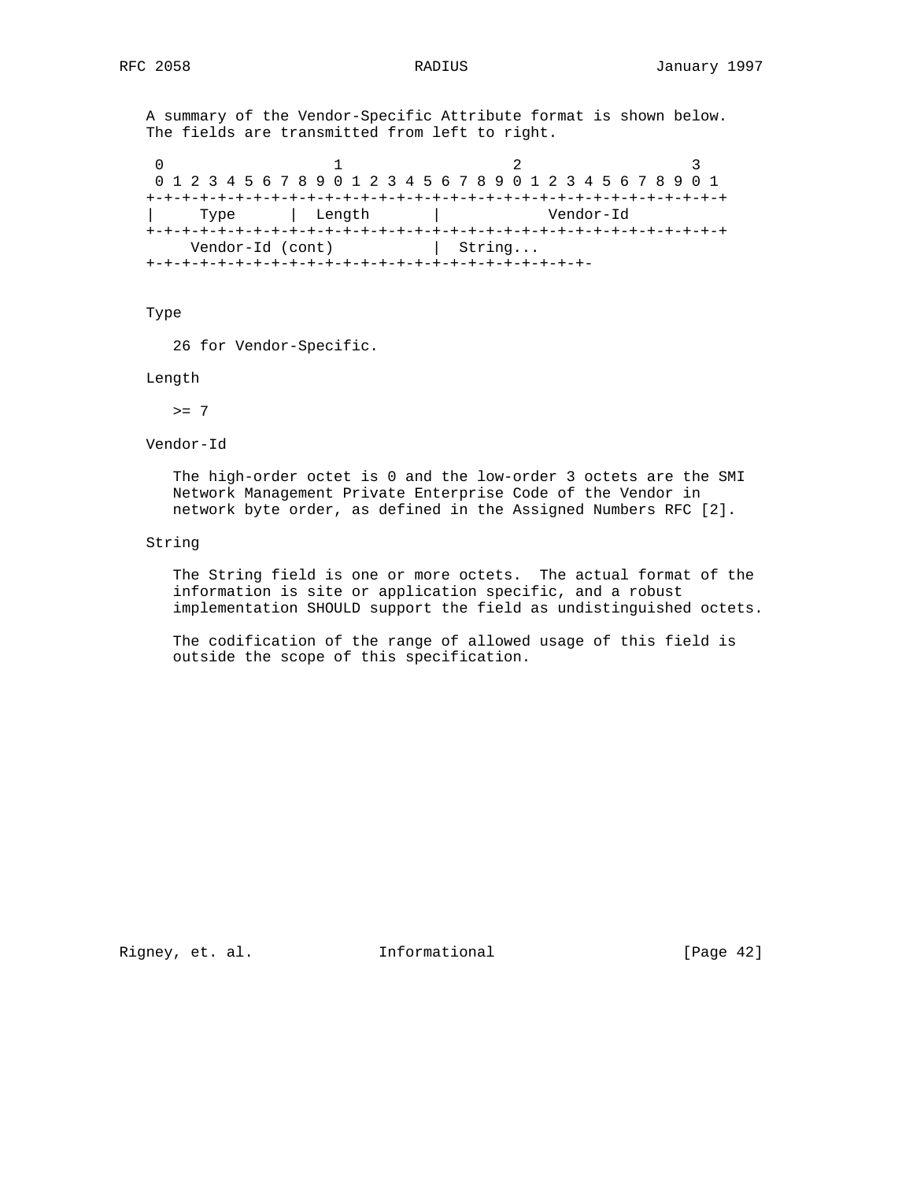A summary of the Vendor-Specific Attribute format is shown below. The fields are transmitted from left to right.

```
 0                   1                   2                   3
 0 1 2 3 4 5 6 7 8 9 0 1 2 3 4 5 6 7 8 9 0 1 2 3 4 5 6 7 8 9 0 1
+-+-+-+-+-+-+-+-+-+-+-+-+-+-+-+-+-+-+-+-+-+-+-+-+-+-+-+-+-+-+-+-+
|     Type      |  Length       |            Vendor-Id
+-+-+-+-+-+-+-+-+-+-+-+-+-+-+-+-+-+-+-+-+-+-+-+-+-+-+-+-+-+-+-+-+
     Vendor-Id (cont)           |  String...
+-+-+-+-+-+-+-+-+-+-+-+-+-+-+-+-+-+-+-+-+-+-+-+-+-+-+-+-+-+-
```

Type

26 for Vendor-Specific.

Length

>= 7

Vendor-Id

The high-order octet is 0 and the low-order 3 octets are the SMI Network Management Private Enterprise Code of the Vendor in network byte order, as defined in the Assigned Numbers RFC [2].

String

The String field is one or more octets. The actual format of the information is site or application specific, and a robust implementation SHOULD support the field as undistinguished octets.

The codification of the range of allowed usage of this field is outside the scope of this specification.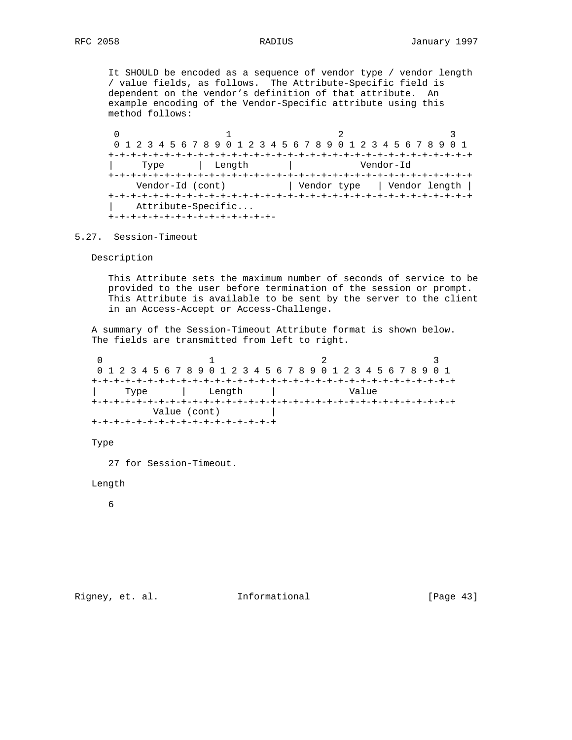It SHOULD be encoded as a sequence of vendor type / vendor length / value fields, as follows. The Attribute-Specific field is dependent on the vendor's definition of that attribute. An example encoding of the Vendor-Specific attribute using this method follows:

```
 0                   1                   2                   3
 0 1 2 3 4 5 6 7 8 9 0 1 2 3 4 5 6 7 8 9 0 1 2 3 4 5 6 7 8 9 0 1
+-+-+-+-+-+-+-+-+-+-+-+-+-+-+-+-+-+-+-+-+-+-+-+-+-+-+-+-+-+-+-+-+
|     Type      |  Length       |            Vendor-Id
+-+-+-+-+-+-+-+-+-+-+-+-+-+-+-+-+-+-+-+-+-+-+-+-+-+-+-+-+-+-+-+-+
     Vendor-Id (cont)           | Vendor type   | Vendor length |
+-+-+-+-+-+-+-+-+-+-+-+-+-+-+-+-+-+-+-+-+-+-+-+-+-+-+-+-+-+-+-+-+
|    Attribute-Specific...
+-+-+-+-+-+-+-+-+-+-+-+-+-+-+-+-
```

## 5.27. Session-Timeout

### Description

This Attribute sets the maximum number of seconds of service to be provided to the user before termination of the session or prompt. This Attribute is available to be sent by the server to the client in an Access-Accept or Access-Challenge.

A summary of the Session-Timeout Attribute format is shown below. The fields are transmitted from left to right.

```
 0                   1                   2                   3
 0 1 2 3 4 5 6 7 8 9 0 1 2 3 4 5 6 7 8 9 0 1 2 3 4 5 6 7 8 9 0 1
+-+-+-+-+-+-+-+-+-+-+-+-+-+-+-+-+-+-+-+-+-+-+-+-+-+-+-+-+-+-+-+-+
|     Type      |    Length     |             Value
+-+-+-+-+-+-+-+-+-+-+-+-+-+-+-+-+-+-+-+-+-+-+-+-+-+-+-+-+-+-+-+-+
          Value (cont)         |
+-+-+-+-+-+-+-+-+-+-+-+-+-+-+-+-+
```

### Type

27 for Session-Timeout.

### Length

6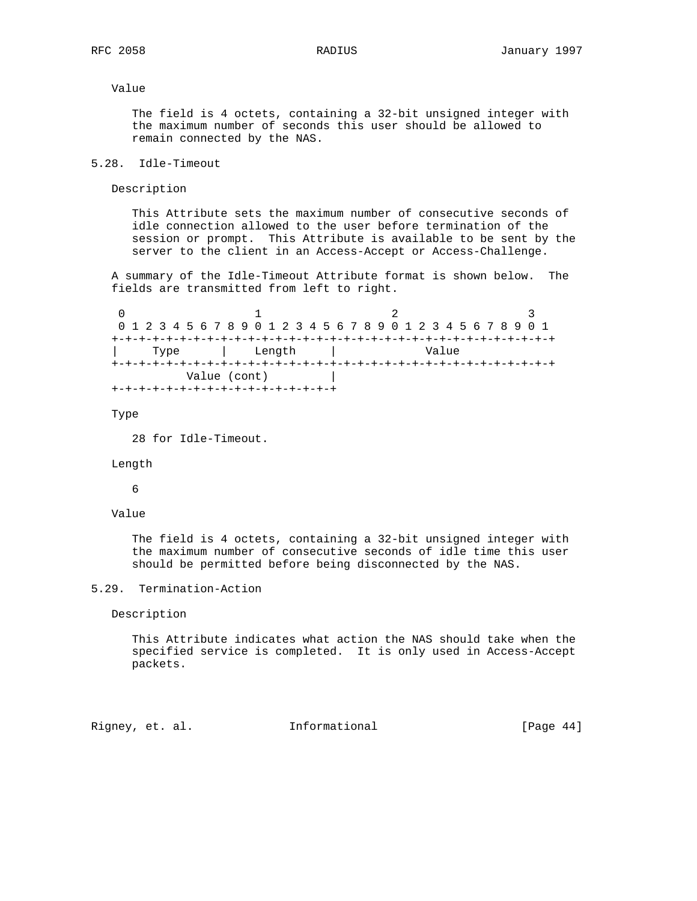Value

The field is 4 octets, containing a 32-bit unsigned integer with the maximum number of seconds this user should be allowed to remain connected by the NAS.

## 5.28. Idle-Timeout

Description

This Attribute sets the maximum number of consecutive seconds of idle connection allowed to the user before termination of the session or prompt. This Attribute is available to be sent by the server to the client in an Access-Accept or Access-Challenge.

A summary of the Idle-Timeout Attribute format is shown below. The fields are transmitted from left to right.

```
 0                   1                   2                   3
 0 1 2 3 4 5 6 7 8 9 0 1 2 3 4 5 6 7 8 9 0 1 2 3 4 5 6 7 8 9 0 1
+-+-+-+-+-+-+-+-+-+-+-+-+-+-+-+-+-+-+-+-+-+-+-+-+-+-+-+-+-+-+-+-+
|     Type      |    Length     |             Value
+-+-+-+-+-+-+-+-+-+-+-+-+-+-+-+-+-+-+-+-+-+-+-+-+-+-+-+-+-+-+-+-+
          Value (cont)         |
+-+-+-+-+-+-+-+-+-+-+-+-+-+-+-+-+
```

Type

28 for Idle-Timeout.

Length

6

Value

The field is 4 octets, containing a 32-bit unsigned integer with the maximum number of consecutive seconds of idle time this user should be permitted before being disconnected by the NAS.

## 5.29. Termination-Action

Description

This Attribute indicates what action the NAS should take when the specified service is completed. It is only used in Access-Accept packets.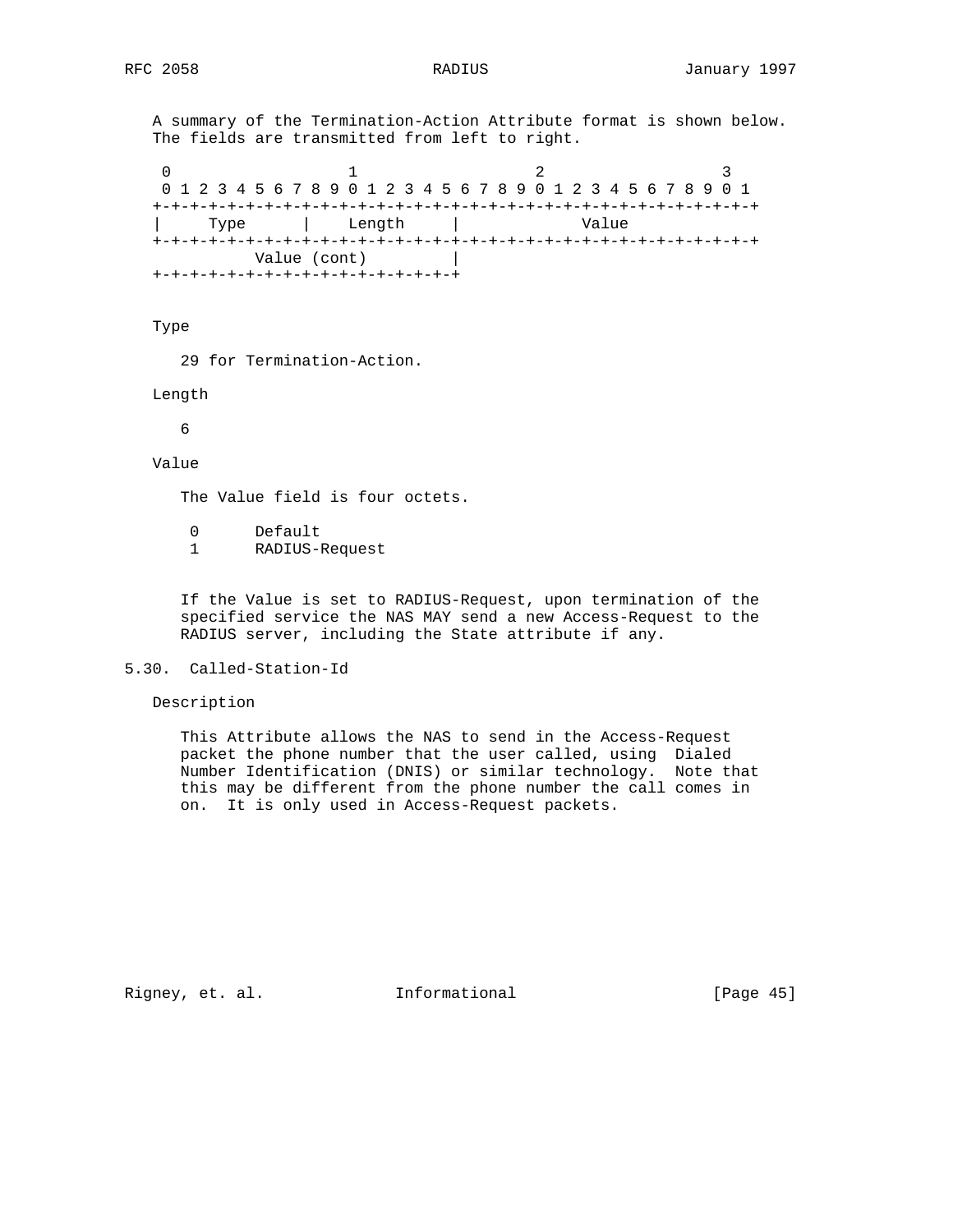A summary of the Termination-Action Attribute format is shown below. The fields are transmitted from left to right.

```
 0                   1                   2                   3
 0 1 2 3 4 5 6 7 8 9 0 1 2 3 4 5 6 7 8 9 0 1 2 3 4 5 6 7 8 9 0 1
+-+-+-+-+-+-+-+-+-+-+-+-+-+-+-+-+-+-+-+-+-+-+-+-+-+-+-+-+-+-+-+-+
|     Type      |    Length     |             Value
+-+-+-+-+-+-+-+-+-+-+-+-+-+-+-+-+-+-+-+-+-+-+-+-+-+-+-+-+-+-+-+-+
          Value (cont)         |
+-+-+-+-+-+-+-+-+-+-+-+-+-+-+-+-+
```

Type

29 for Termination-Action.

Length

6

Value

The Value field is four octets.

```
 0      Default
 1      RADIUS-Request
```

If the Value is set to RADIUS-Request, upon termination of the specified service the NAS MAY send a new Access-Request to the RADIUS server, including the State attribute if any.

## 5.30. Called-Station-Id

Description

This Attribute allows the NAS to send in the Access-Request packet the phone number that the user called, using Dialed Number Identification (DNIS) or similar technology. Note that this may be different from the phone number the call comes in on. It is only used in Access-Request packets.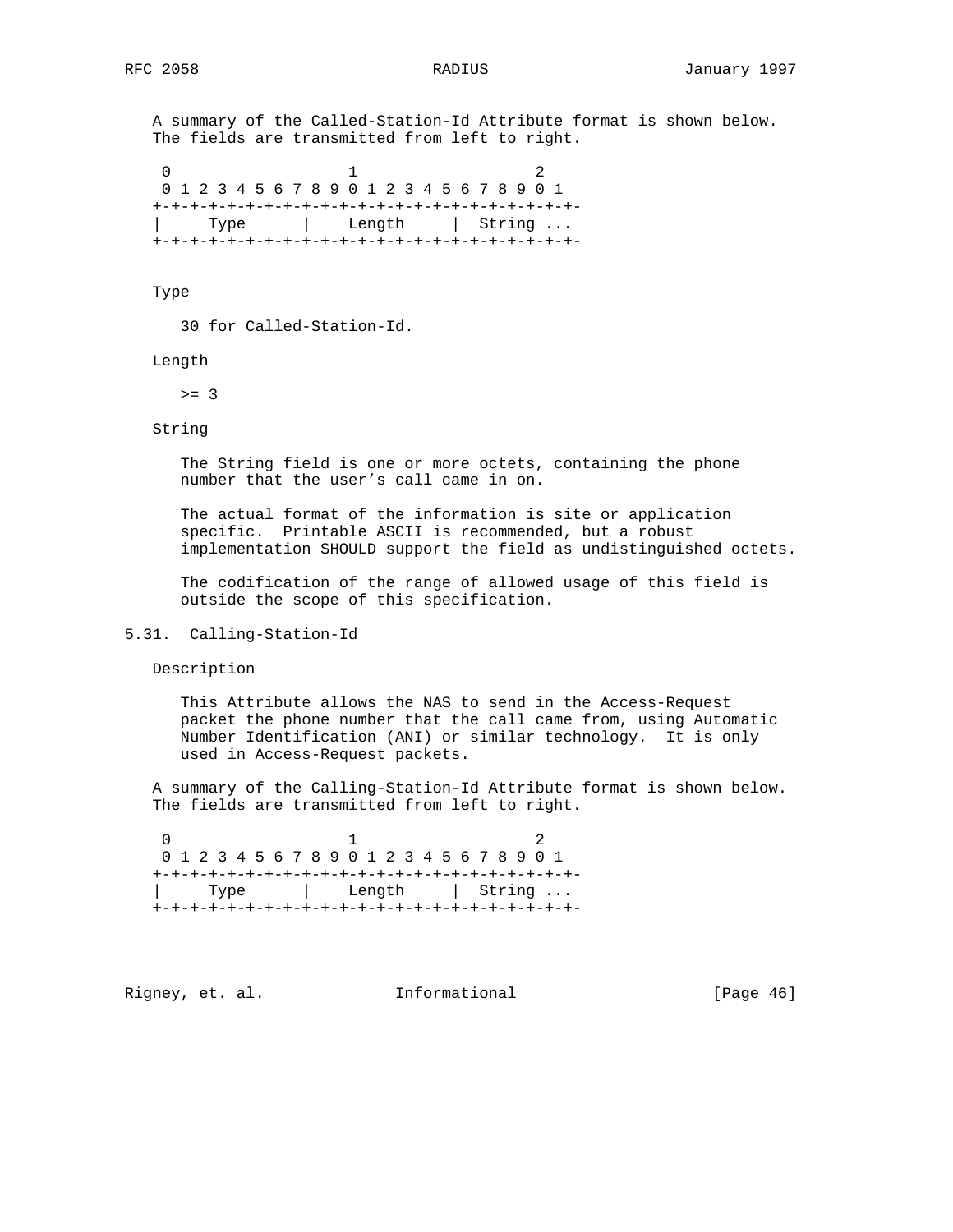A summary of the Called-Station-Id Attribute format is shown below. The fields are transmitted from left to right.

```
 0                   1                   2
 0 1 2 3 4 5 6 7 8 9 0 1 2 3 4 5 6 7 8 9 0 1
+-+-+-+-+-+-+-+-+-+-+-+-+-+-+-+-+-+-+-+-+-+-+-
|     Type      |    Length     |  String ...
+-+-+-+-+-+-+-+-+-+-+-+-+-+-+-+-+-+-+-+-+-+-+-
```

Type

30 for Called-Station-Id.

Length

>= 3

String

The String field is one or more octets, containing the phone number that the user's call came in on.

The actual format of the information is site or application specific. Printable ASCII is recommended, but a robust implementation SHOULD support the field as undistinguished octets.

The codification of the range of allowed usage of this field is outside the scope of this specification.

## 5.31. Calling-Station-Id

Description

This Attribute allows the NAS to send in the Access-Request packet the phone number that the call came from, using Automatic Number Identification (ANI) or similar technology. It is only used in Access-Request packets.

A summary of the Calling-Station-Id Attribute format is shown below. The fields are transmitted from left to right.

```
 0                   1                   2
 0 1 2 3 4 5 6 7 8 9 0 1 2 3 4 5 6 7 8 9 0 1
+-+-+-+-+-+-+-+-+-+-+-+-+-+-+-+-+-+-+-+-+-+-+-
|     Type      |    Length     |  String ...
+-+-+-+-+-+-+-+-+-+-+-+-+-+-+-+-+-+-+-+-+-+-+-
```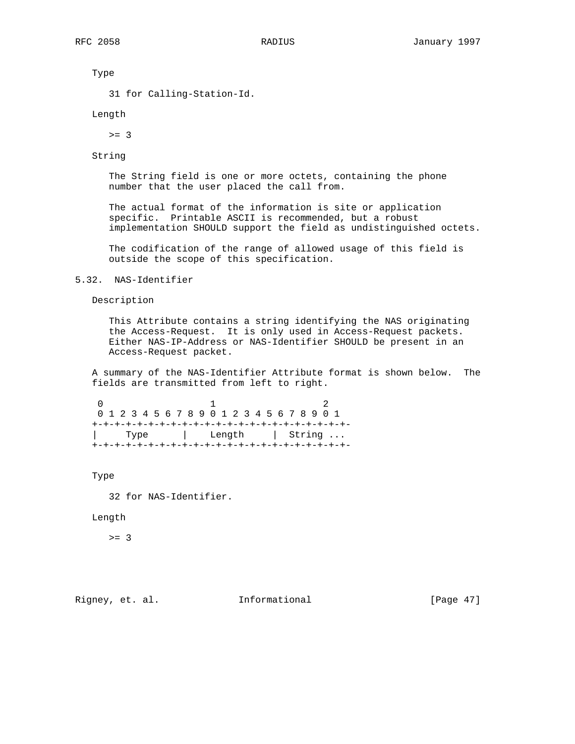Type

31 for Calling-Station-Id.

Length

>= 3

String

The String field is one or more octets, containing the phone number that the user placed the call from.

The actual format of the information is site or application specific. Printable ASCII is recommended, but a robust implementation SHOULD support the field as undistinguished octets.

The codification of the range of allowed usage of this field is outside the scope of this specification.

## 5.32. NAS-Identifier

Description

This Attribute contains a string identifying the NAS originating the Access-Request. It is only used in Access-Request packets. Either NAS-IP-Address or NAS-Identifier SHOULD be present in an Access-Request packet.

A summary of the NAS-Identifier Attribute format is shown below. The fields are transmitted from left to right.

```
 0                   1                   2
 0 1 2 3 4 5 6 7 8 9 0 1 2 3 4 5 6 7 8 9 0 1
+-+-+-+-+-+-+-+-+-+-+-+-+-+-+-+-+-+-+-+-+-+-
|     Type      |    Length     |  String ...
+-+-+-+-+-+-+-+-+-+-+-+-+-+-+-+-+-+-+-+-+-+-
```

Type

32 for NAS-Identifier.

Length

>= 3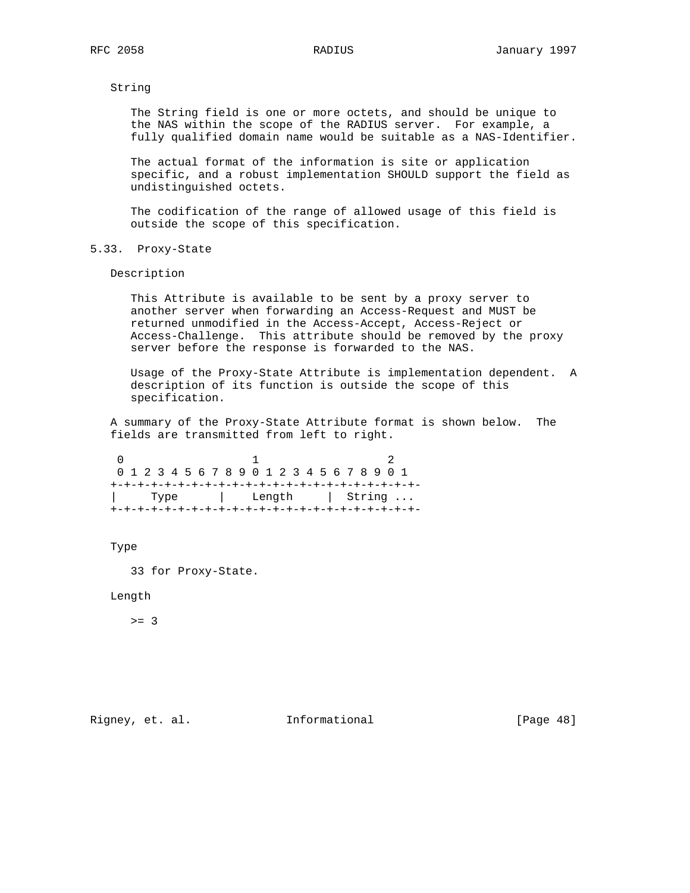String

The String field is one or more octets, and should be unique to the NAS within the scope of the RADIUS server. For example, a fully qualified domain name would be suitable as a NAS-Identifier.

The actual format of the information is site or application specific, and a robust implementation SHOULD support the field as undistinguished octets.

The codification of the range of allowed usage of this field is outside the scope of this specification.

## 5.33. Proxy-State

Description

This Attribute is available to be sent by a proxy server to another server when forwarding an Access-Request and MUST be returned unmodified in the Access-Accept, Access-Reject or Access-Challenge. This attribute should be removed by the proxy server before the response is forwarded to the NAS.

Usage of the Proxy-State Attribute is implementation dependent. A description of its function is outside the scope of this specification.

A summary of the Proxy-State Attribute format is shown below. The fields are transmitted from left to right.

```
 0                   1                   2
 0 1 2 3 4 5 6 7 8 9 0 1 2 3 4 5 6 7 8 9 0 1
+-+-+-+-+-+-+-+-+-+-+-+-+-+-+-+-+-+-+-+-+-+-
|     Type      |    Length     |  String ...
+-+-+-+-+-+-+-+-+-+-+-+-+-+-+-+-+-+-+-+-+-+-
```

Type

33 for Proxy-State.

Length

>= 3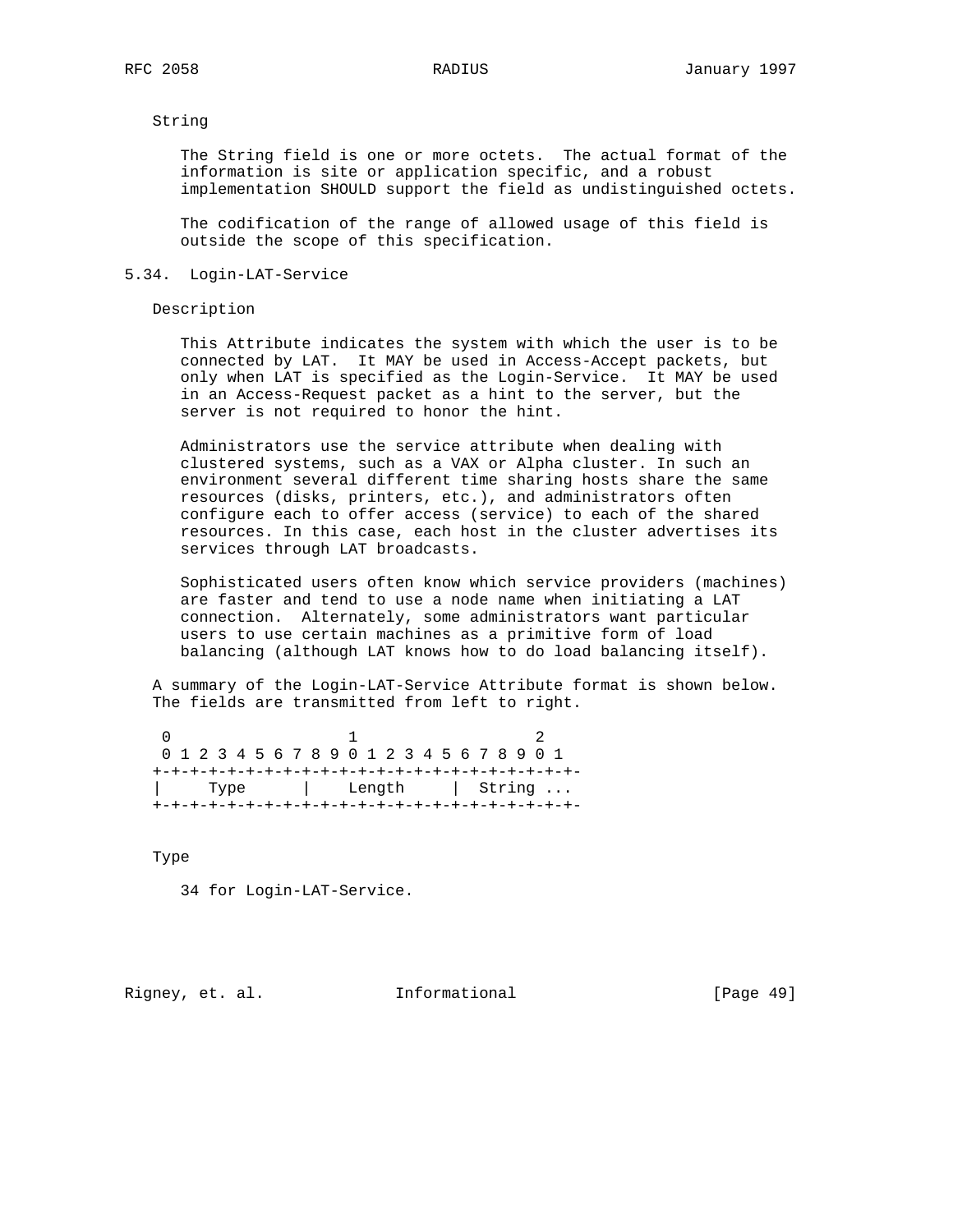String

The String field is one or more octets. The actual format of the information is site or application specific, and a robust implementation SHOULD support the field as undistinguished octets.

The codification of the range of allowed usage of this field is outside the scope of this specification.

## 5.34. Login-LAT-Service

Description

This Attribute indicates the system with which the user is to be connected by LAT. It MAY be used in Access-Accept packets, but only when LAT is specified as the Login-Service. It MAY be used in an Access-Request packet as a hint to the server, but the server is not required to honor the hint.

Administrators use the service attribute when dealing with clustered systems, such as a VAX or Alpha cluster. In such an environment several different time sharing hosts share the same resources (disks, printers, etc.), and administrators often configure each to offer access (service) to each of the shared resources. In this case, each host in the cluster advertises its services through LAT broadcasts.

Sophisticated users often know which service providers (machines) are faster and tend to use a node name when initiating a LAT connection. Alternately, some administrators want particular users to use certain machines as a primitive form of load balancing (although LAT knows how to do load balancing itself).

A summary of the Login-LAT-Service Attribute format is shown below. The fields are transmitted from left to right.

```
 0                   1                   2
 0 1 2 3 4 5 6 7 8 9 0 1 2 3 4 5 6 7 8 9 0 1
+-+-+-+-+-+-+-+-+-+-+-+-+-+-+-+-+-+-+-+-+-+-
|     Type      |    Length     |  String ...
+-+-+-+-+-+-+-+-+-+-+-+-+-+-+-+-+-+-+-+-+-+-
```

Type

34 for Login-LAT-Service.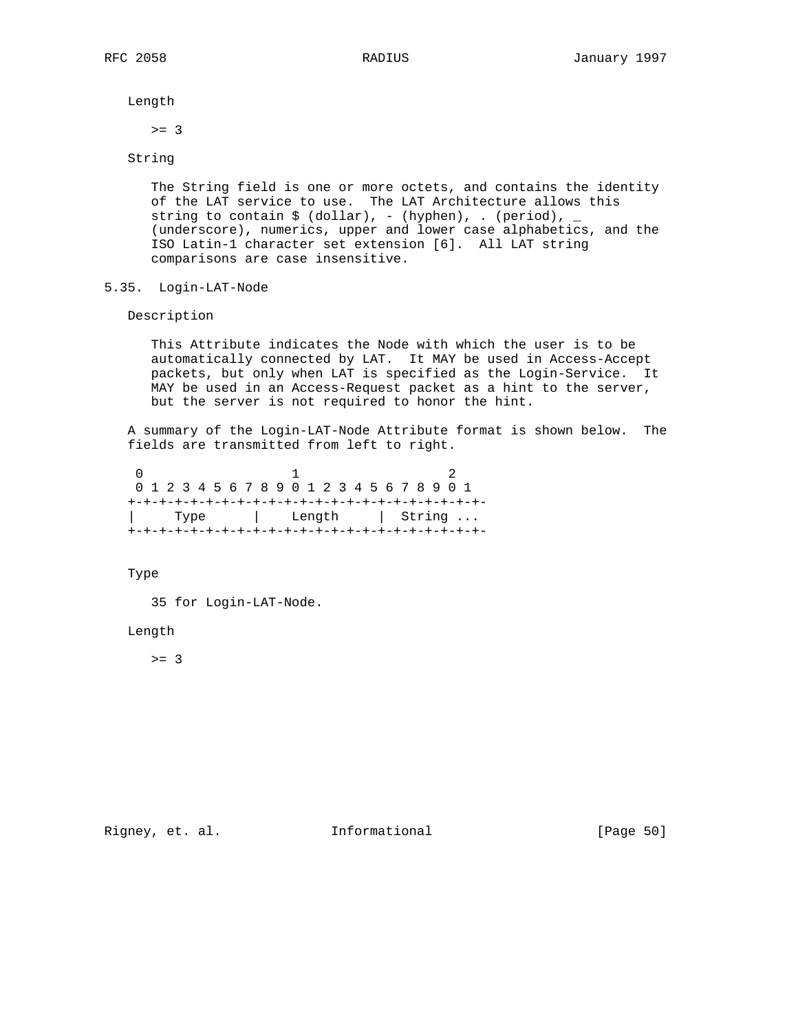Length

   >= 3

String

   The String field is one or more octets, and contains the identity of the LAT service to use. The LAT Architecture allows this string to contain $ (dollar), - (hyphen), . (period), _ (underscore), numerics, upper and lower case alphabetics, and the ISO Latin-1 character set extension [6]. All LAT string comparisons are case insensitive.

## 5.35. Login-LAT-Node

Description

   This Attribute indicates the Node with which the user is to be automatically connected by LAT. It MAY be used in Access-Accept packets, but only when LAT is specified as the Login-Service. It MAY be used in an Access-Request packet as a hint to the server, but the server is not required to honor the hint.

A summary of the Login-LAT-Node Attribute format is shown below. The fields are transmitted from left to right.

```
 0                   1                   2
 0 1 2 3 4 5 6 7 8 9 0 1 2 3 4 5 6 7 8 9 0 1
+-+-+-+-+-+-+-+-+-+-+-+-+-+-+-+-+-+-+-+-+-+-+-
|     Type      |    Length     |  String ...
+-+-+-+-+-+-+-+-+-+-+-+-+-+-+-+-+-+-+-+-+-+-+-
```

Type

   35 for Login-LAT-Node.

Length

   >= 3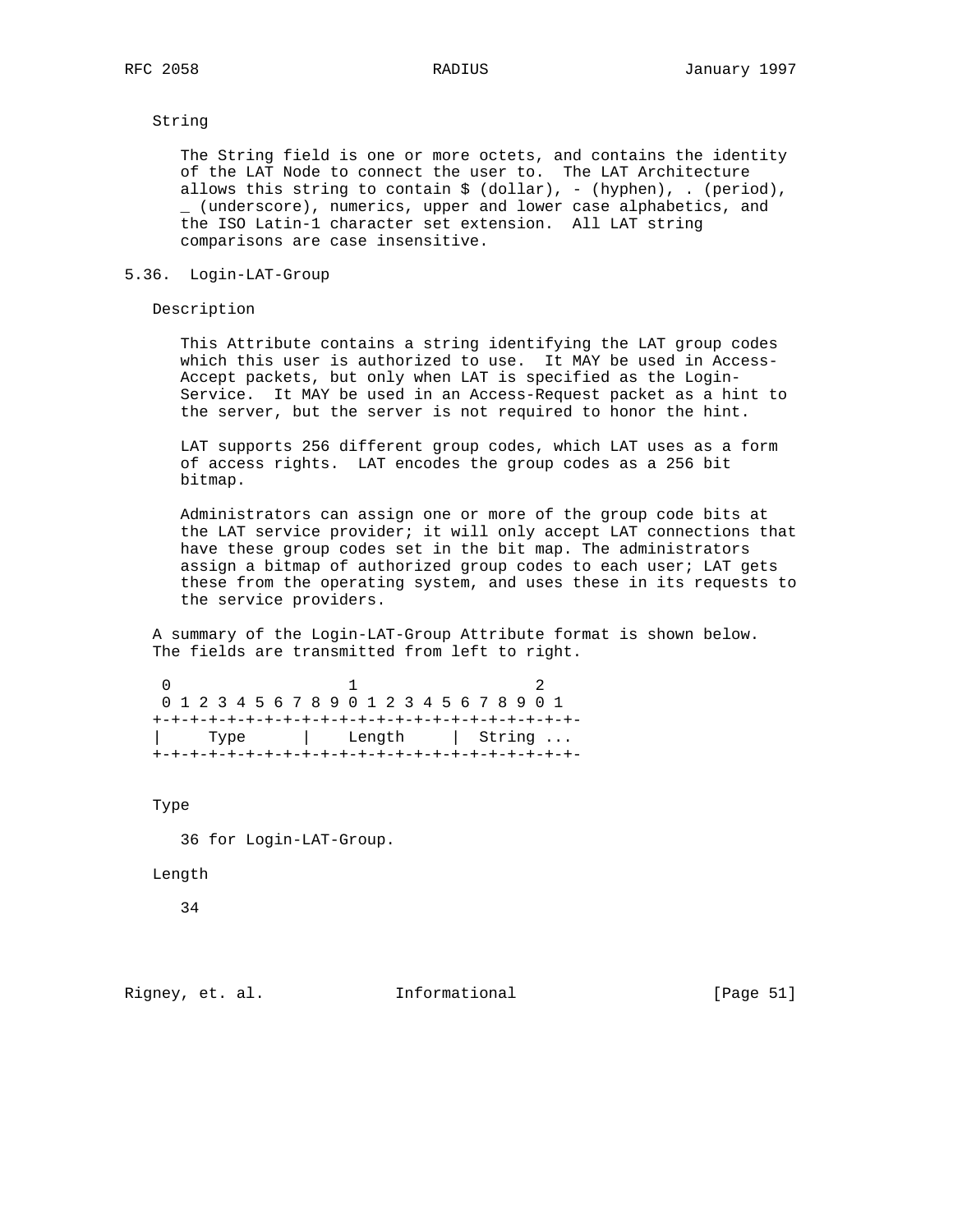String

The String field is one or more octets, and contains the identity of the LAT Node to connect the user to. The LAT Architecture allows this string to contain $ (dollar), - (hyphen), . (period), _ (underscore), numerics, upper and lower case alphabetics, and the ISO Latin-1 character set extension. All LAT string comparisons are case insensitive.

## 5.36. Login-LAT-Group

Description

This Attribute contains a string identifying the LAT group codes which this user is authorized to use. It MAY be used in Access-Accept packets, but only when LAT is specified as the Login-Service. It MAY be used in an Access-Request packet as a hint to the server, but the server is not required to honor the hint.

LAT supports 256 different group codes, which LAT uses as a form of access rights. LAT encodes the group codes as a 256 bit bitmap.

Administrators can assign one or more of the group code bits at the LAT service provider; it will only accept LAT connections that have these group codes set in the bit map. The administrators assign a bitmap of authorized group codes to each user; LAT gets these from the operating system, and uses these in its requests to the service providers.

A summary of the Login-LAT-Group Attribute format is shown below. The fields are transmitted from left to right.

```
 0                   1                   2
 0 1 2 3 4 5 6 7 8 9 0 1 2 3 4 5 6 7 8 9 0 1
+-+-+-+-+-+-+-+-+-+-+-+-+-+-+-+-+-+-+-+-+-+-+-
|     Type      |    Length     |  String ...
+-+-+-+-+-+-+-+-+-+-+-+-+-+-+-+-+-+-+-+-+-+-+-
```

Type

36 for Login-LAT-Group.

Length

34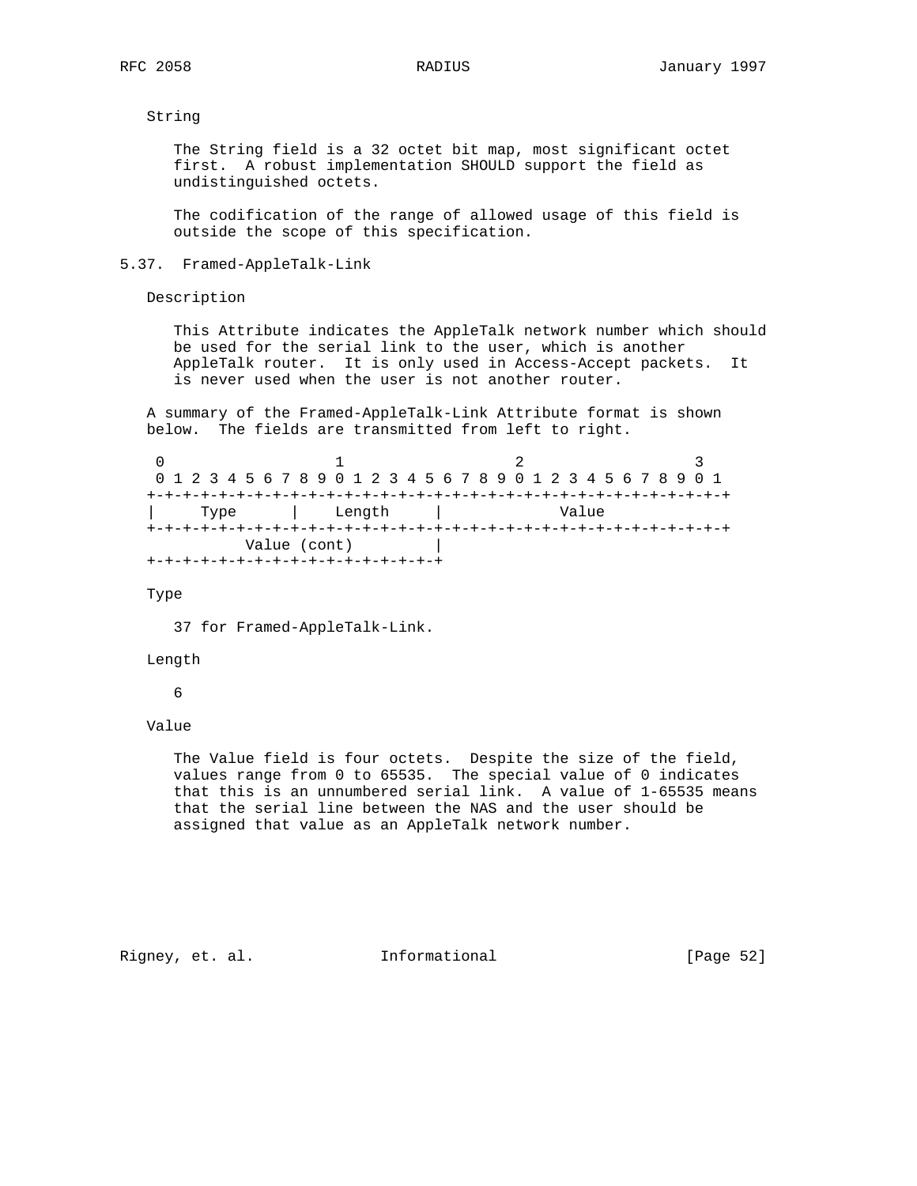String

The String field is a 32 octet bit map, most significant octet first. A robust implementation SHOULD support the field as undistinguished octets.

The codification of the range of allowed usage of this field is outside the scope of this specification.

## 5.37. Framed-AppleTalk-Link

Description

This Attribute indicates the AppleTalk network number which should be used for the serial link to the user, which is another AppleTalk router. It is only used in Access-Accept packets. It is never used when the user is not another router.

A summary of the Framed-AppleTalk-Link Attribute format is shown below. The fields are transmitted from left to right.

```
 0                   1                   2                   3
 0 1 2 3 4 5 6 7 8 9 0 1 2 3 4 5 6 7 8 9 0 1 2 3 4 5 6 7 8 9 0 1
+-+-+-+-+-+-+-+-+-+-+-+-+-+-+-+-+-+-+-+-+-+-+-+-+-+-+-+-+-+-+-+-+
|     Type      |    Length     |             Value
+-+-+-+-+-+-+-+-+-+-+-+-+-+-+-+-+-+-+-+-+-+-+-+-+-+-+-+-+-+-+-+-+
          Value (cont)         |
+-+-+-+-+-+-+-+-+-+-+-+-+-+-+-+-+
```

Type

37 for Framed-AppleTalk-Link.

Length

6

Value

The Value field is four octets. Despite the size of the field, values range from 0 to 65535. The special value of 0 indicates that this is an unnumbered serial link. A value of 1-65535 means that the serial line between the NAS and the user should be assigned that value as an AppleTalk network number.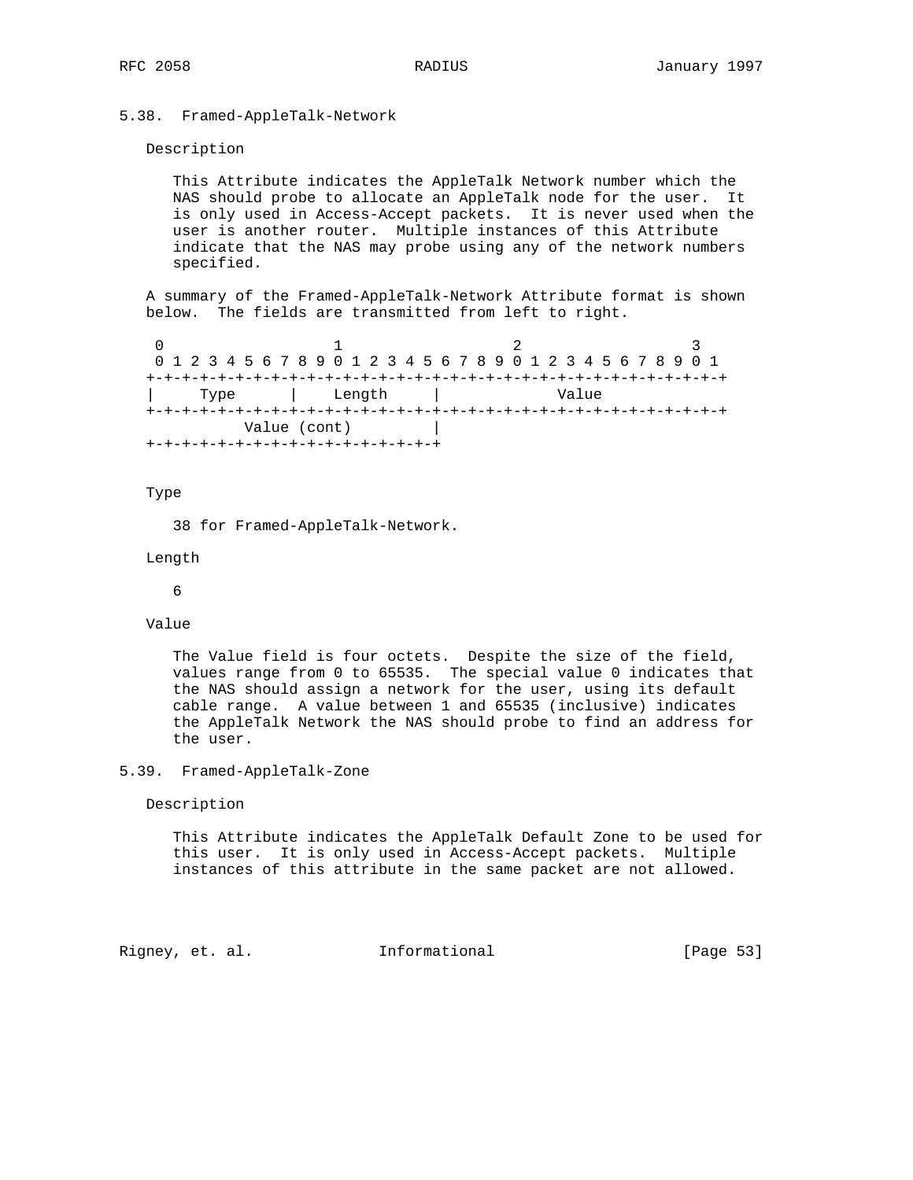## 5.38. Framed-AppleTalk-Network

Description

This Attribute indicates the AppleTalk Network number which the NAS should probe to allocate an AppleTalk node for the user. It is only used in Access-Accept packets. It is never used when the user is another router. Multiple instances of this Attribute indicate that the NAS may probe using any of the network numbers specified.

A summary of the Framed-AppleTalk-Network Attribute format is shown below. The fields are transmitted from left to right.

```
 0                   1                   2                   3
 0 1 2 3 4 5 6 7 8 9 0 1 2 3 4 5 6 7 8 9 0 1 2 3 4 5 6 7 8 9 0 1
+-+-+-+-+-+-+-+-+-+-+-+-+-+-+-+-+-+-+-+-+-+-+-+-+-+-+-+-+-+-+-+-+
|     Type      |    Length     |             Value
+-+-+-+-+-+-+-+-+-+-+-+-+-+-+-+-+-+-+-+-+-+-+-+-+-+-+-+-+-+-+-+-+
          Value (cont)         |
+-+-+-+-+-+-+-+-+-+-+-+-+-+-+-+-+
```

Type

38 for Framed-AppleTalk-Network.

Length

6

Value

The Value field is four octets. Despite the size of the field, values range from 0 to 65535. The special value 0 indicates that the NAS should assign a network for the user, using its default cable range. A value between 1 and 65535 (inclusive) indicates the AppleTalk Network the NAS should probe to find an address for the user.

## 5.39. Framed-AppleTalk-Zone

Description

This Attribute indicates the AppleTalk Default Zone to be used for this user. It is only used in Access-Accept packets. Multiple instances of this attribute in the same packet are not allowed.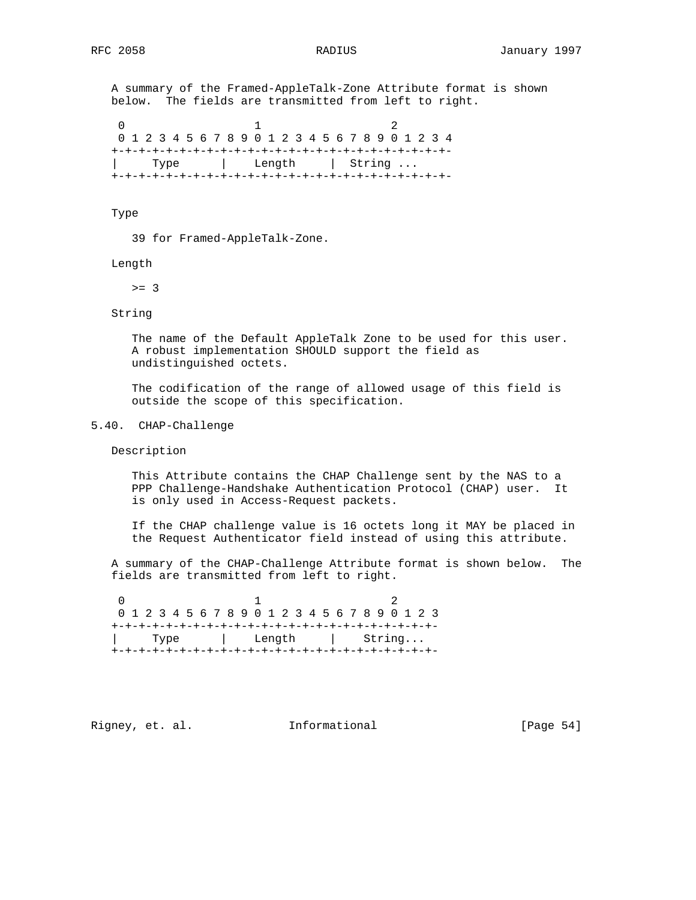A summary of the Framed-AppleTalk-Zone Attribute format is shown below. The fields are transmitted from left to right.

```
 0                   1                   2
 0 1 2 3 4 5 6 7 8 9 0 1 2 3 4 5 6 7 8 9 0 1 2 3 4
+-+-+-+-+-+-+-+-+-+-+-+-+-+-+-+-+-+-+-+-+-+-+-+-+-
|     Type      |    Length     |  String ...
+-+-+-+-+-+-+-+-+-+-+-+-+-+-+-+-+-+-+-+-+-+-+-+-+-
```

Type

39 for Framed-AppleTalk-Zone.

Length

>= 3

String

The name of the Default AppleTalk Zone to be used for this user. A robust implementation SHOULD support the field as undistinguished octets.

The codification of the range of allowed usage of this field is outside the scope of this specification.

## 5.40. CHAP-Challenge

Description

This Attribute contains the CHAP Challenge sent by the NAS to a PPP Challenge-Handshake Authentication Protocol (CHAP) user. It is only used in Access-Request packets.

If the CHAP challenge value is 16 octets long it MAY be placed in the Request Authenticator field instead of using this attribute.

A summary of the CHAP-Challenge Attribute format is shown below. The fields are transmitted from left to right.

```
 0                   1                   2
 0 1 2 3 4 5 6 7 8 9 0 1 2 3 4 5 6 7 8 9 0 1 2 3
+-+-+-+-+-+-+-+-+-+-+-+-+-+-+-+-+-+-+-+-+-+-+-+-
|     Type      |    Length     |    String...
+-+-+-+-+-+-+-+-+-+-+-+-+-+-+-+-+-+-+-+-+-+-+-+-
```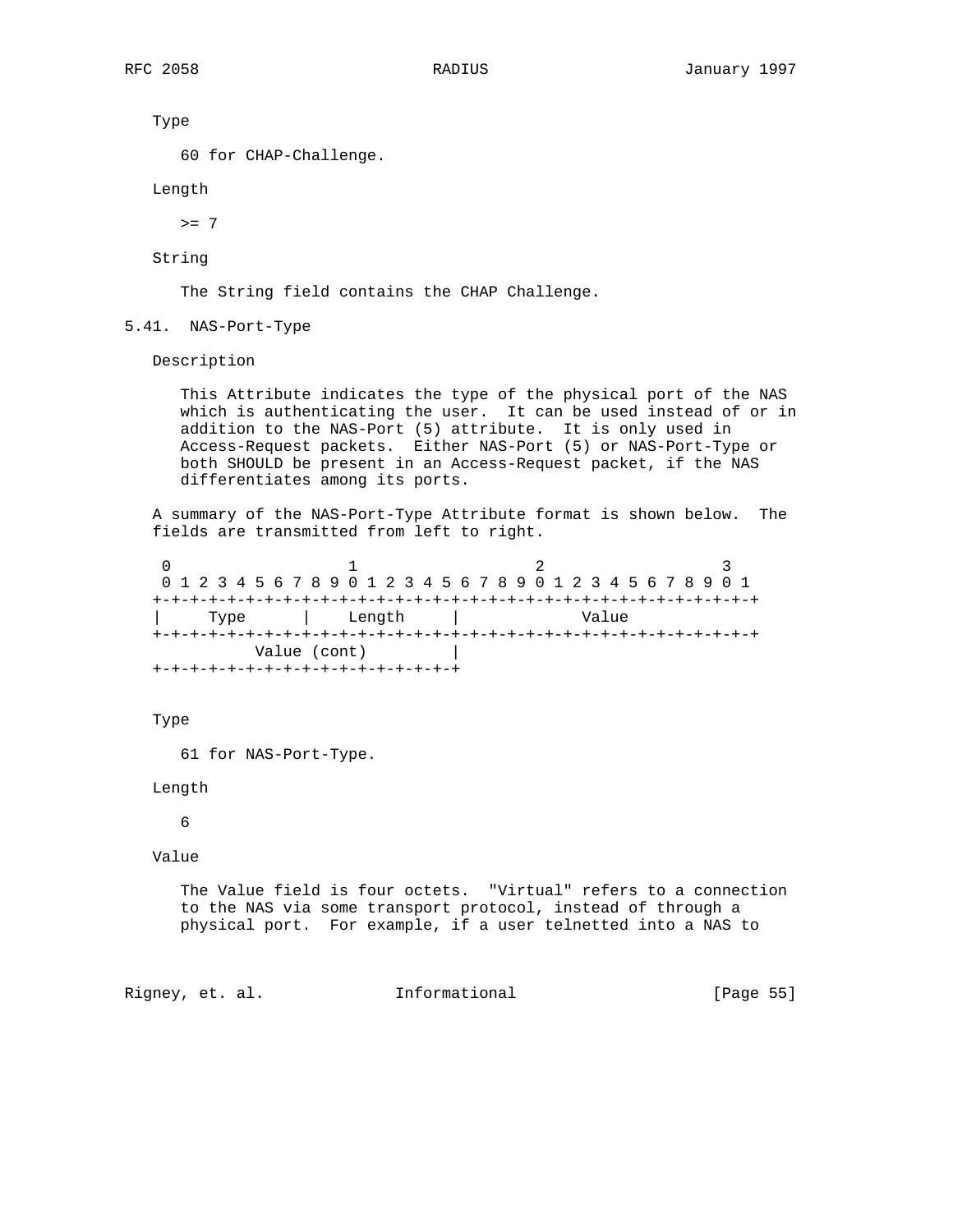Type

60 for CHAP-Challenge.

Length

>= 7

String

The String field contains the CHAP Challenge.

## 5.41. NAS-Port-Type

Description

This Attribute indicates the type of the physical port of the NAS which is authenticating the user. It can be used instead of or in addition to the NAS-Port (5) attribute. It is only used in Access-Request packets. Either NAS-Port (5) or NAS-Port-Type or both SHOULD be present in an Access-Request packet, if the NAS differentiates among its ports.

A summary of the NAS-Port-Type Attribute format is shown below. The fields are transmitted from left to right.

```
 0                   1                   2                   3
 0 1 2 3 4 5 6 7 8 9 0 1 2 3 4 5 6 7 8 9 0 1 2 3 4 5 6 7 8 9 0 1
+-+-+-+-+-+-+-+-+-+-+-+-+-+-+-+-+-+-+-+-+-+-+-+-+-+-+-+-+-+-+-+-+
|     Type      |    Length     |             Value
+-+-+-+-+-+-+-+-+-+-+-+-+-+-+-+-+-+-+-+-+-+-+-+-+-+-+-+-+-+-+-+-+
          Value (cont)         |
+-+-+-+-+-+-+-+-+-+-+-+-+-+-+-+-+
```

Type

61 for NAS-Port-Type.

Length

6

Value

The Value field is four octets. "Virtual" refers to a connection to the NAS via some transport protocol, instead of through a physical port. For example, if a user telnetted into a NAS to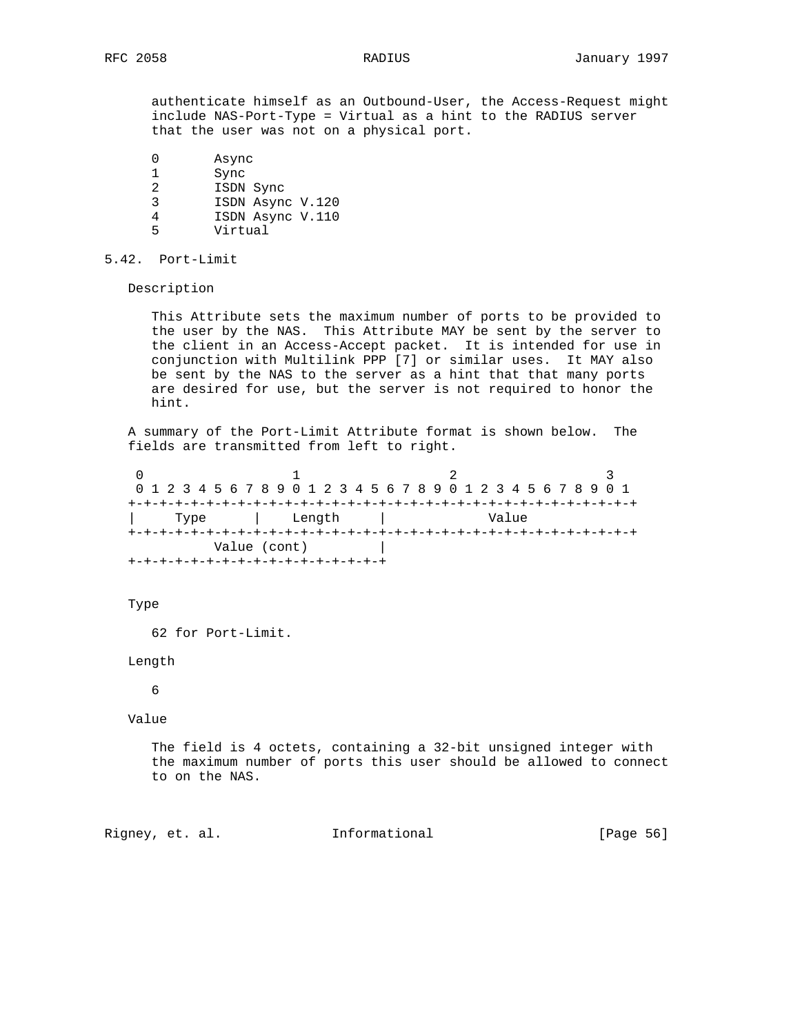authenticate himself as an Outbound-User, the Access-Request might include NAS-Port-Type = Virtual as a hint to the RADIUS server that the user was not on a physical port.

```
0       Async
1       Sync
2       ISDN Sync
3       ISDN Async V.120
4       ISDN Async V.110
5       Virtual
```

## 5.42. Port-Limit

Description

This Attribute sets the maximum number of ports to be provided to the user by the NAS. This Attribute MAY be sent by the server to the client in an Access-Accept packet. It is intended for use in conjunction with Multilink PPP [7] or similar uses. It MAY also be sent by the NAS to the server as a hint that that many ports are desired for use, but the server is not required to honor the hint.

A summary of the Port-Limit Attribute format is shown below. The fields are transmitted from left to right.

```
 0                   1                   2                   3
 0 1 2 3 4 5 6 7 8 9 0 1 2 3 4 5 6 7 8 9 0 1 2 3 4 5 6 7 8 9 0 1
+-+-+-+-+-+-+-+-+-+-+-+-+-+-+-+-+-+-+-+-+-+-+-+-+-+-+-+-+-+-+-+-+
|     Type      |    Length     |             Value
+-+-+-+-+-+-+-+-+-+-+-+-+-+-+-+-+-+-+-+-+-+-+-+-+-+-+-+-+-+-+-+-+
          Value (cont)         |
+-+-+-+-+-+-+-+-+-+-+-+-+-+-+-+-+
```

Type

62 for Port-Limit.

Length

6

Value

The field is 4 octets, containing a 32-bit unsigned integer with the maximum number of ports this user should be allowed to connect to on the NAS.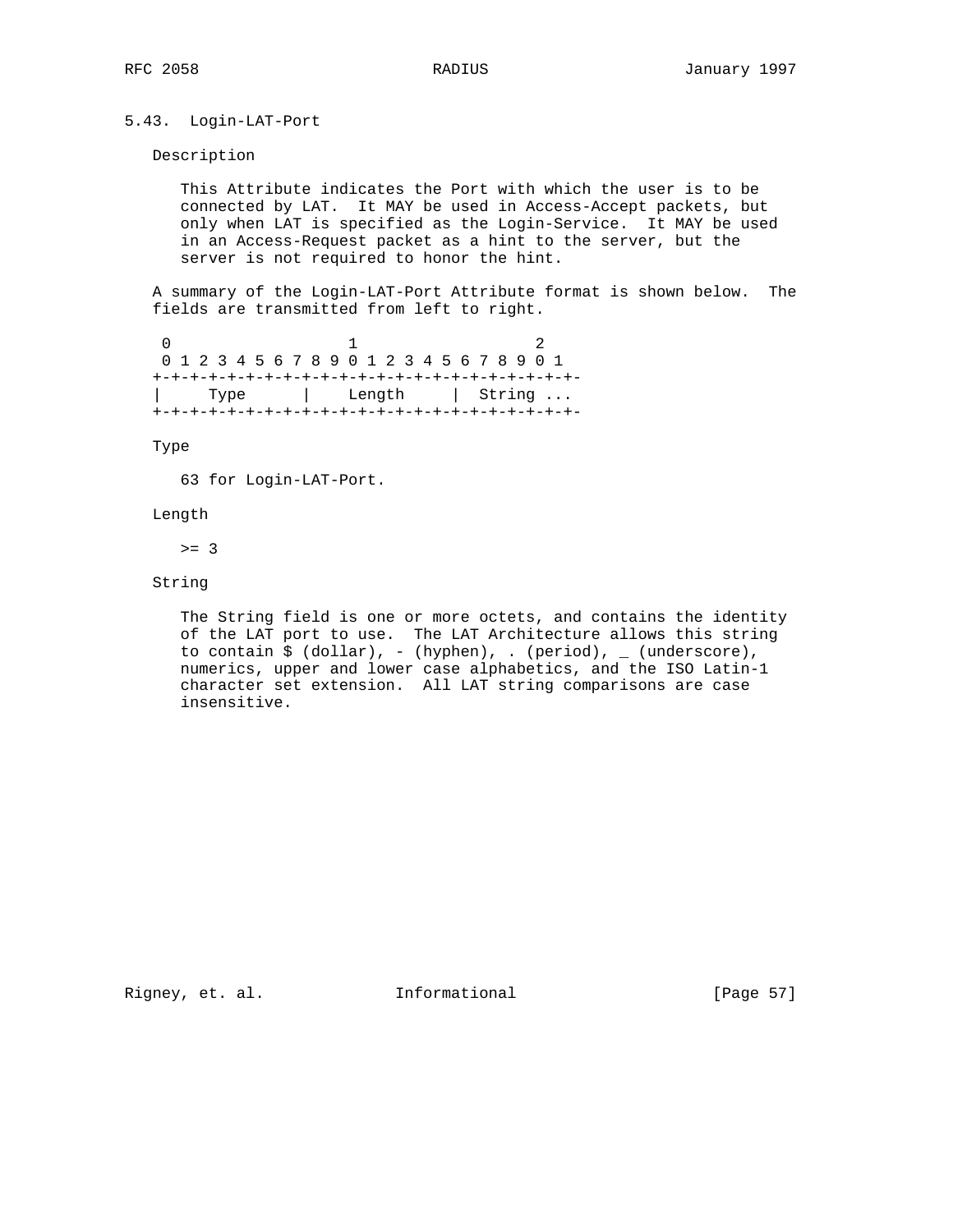## 5.43. Login-LAT-Port

Description

This Attribute indicates the Port with which the user is to be connected by LAT. It MAY be used in Access-Accept packets, but only when LAT is specified as the Login-Service. It MAY be used in an Access-Request packet as a hint to the server, but the server is not required to honor the hint.

A summary of the Login-LAT-Port Attribute format is shown below. The fields are transmitted from left to right.

```
 0                   1                   2
 0 1 2 3 4 5 6 7 8 9 0 1 2 3 4 5 6 7 8 9 0 1
+-+-+-+-+-+-+-+-+-+-+-+-+-+-+-+-+-+-+-+-+-+-+-
|     Type      |    Length     |  String ...
+-+-+-+-+-+-+-+-+-+-+-+-+-+-+-+-+-+-+-+-+-+-+-
```

Type

63 for Login-LAT-Port.

Length

>= 3

String

The String field is one or more octets, and contains the identity of the LAT port to use. The LAT Architecture allows this string to contain $ (dollar), - (hyphen), . (period), _ (underscore), numerics, upper and lower case alphabetics, and the ISO Latin-1 character set extension. All LAT string comparisons are case insensitive.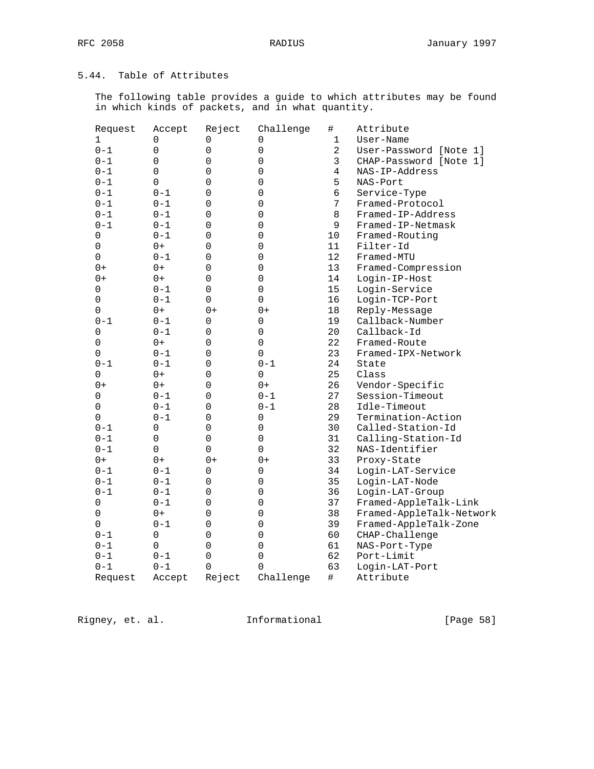## 5.44. Table of Attributes

The following table provides a guide to which attributes may be found in which kinds of packets, and in what quantity.

| Request | Accept | Reject | Challenge | # | Attribute |
|---|---|---|---|---|---|
| 1 | 0 | 0 | 0 | 1 | User-Name |
| 0-1 | 0 | 0 | 0 | 2 | User-Password [Note 1] |
| 0-1 | 0 | 0 | 0 | 3 | CHAP-Password [Note 1] |
| 0-1 | 0 | 0 | 0 | 4 | NAS-IP-Address |
| 0-1 | 0 | 0 | 0 | 5 | NAS-Port |
| 0-1 | 0-1 | 0 | 0 | 6 | Service-Type |
| 0-1 | 0-1 | 0 | 0 | 7 | Framed-Protocol |
| 0-1 | 0-1 | 0 | 0 | 8 | Framed-IP-Address |
| 0-1 | 0-1 | 0 | 0 | 9 | Framed-IP-Netmask |
| 0 | 0-1 | 0 | 0 | 10 | Framed-Routing |
| 0 | 0+ | 0 | 0 | 11 | Filter-Id |
| 0 | 0-1 | 0 | 0 | 12 | Framed-MTU |
| 0+ | 0+ | 0 | 0 | 13 | Framed-Compression |
| 0+ | 0+ | 0 | 0 | 14 | Login-IP-Host |
| 0 | 0-1 | 0 | 0 | 15 | Login-Service |
| 0 | 0-1 | 0 | 0 | 16 | Login-TCP-Port |
| 0 | 0+ | 0+ | 0+ | 18 | Reply-Message |
| 0-1 | 0-1 | 0 | 0 | 19 | Callback-Number |
| 0 | 0-1 | 0 | 0 | 20 | Callback-Id |
| 0 | 0+ | 0 | 0 | 22 | Framed-Route |
| 0 | 0-1 | 0 | 0 | 23 | Framed-IPX-Network |
| 0-1 | 0-1 | 0 | 0-1 | 24 | State |
| 0 | 0+ | 0 | 0 | 25 | Class |
| 0+ | 0+ | 0 | 0+ | 26 | Vendor-Specific |
| 0 | 0-1 | 0 | 0-1 | 27 | Session-Timeout |
| 0 | 0-1 | 0 | 0-1 | 28 | Idle-Timeout |
| 0 | 0-1 | 0 | 0 | 29 | Termination-Action |
| 0-1 | 0 | 0 | 0 | 30 | Called-Station-Id |
| 0-1 | 0 | 0 | 0 | 31 | Calling-Station-Id |
| 0-1 | 0 | 0 | 0 | 32 | NAS-Identifier |
| 0+ | 0+ | 0+ | 0+ | 33 | Proxy-State |
| 0-1 | 0-1 | 0 | 0 | 34 | Login-LAT-Service |
| 0-1 | 0-1 | 0 | 0 | 35 | Login-LAT-Node |
| 0-1 | 0-1 | 0 | 0 | 36 | Login-LAT-Group |
| 0 | 0-1 | 0 | 0 | 37 | Framed-AppleTalk-Link |
| 0 | 0+ | 0 | 0 | 38 | Framed-AppleTalk-Network |
| 0 | 0-1 | 0 | 0 | 39 | Framed-AppleTalk-Zone |
| 0-1 | 0 | 0 | 0 | 60 | CHAP-Challenge |
| 0-1 | 0 | 0 | 0 | 61 | NAS-Port-Type |
| 0-1 | 0-1 | 0 | 0 | 62 | Port-Limit |
| 0-1 | 0-1 | 0 | 0 | 63 | Login-LAT-Port |
| Request | Accept | Reject | Challenge | # | Attribute |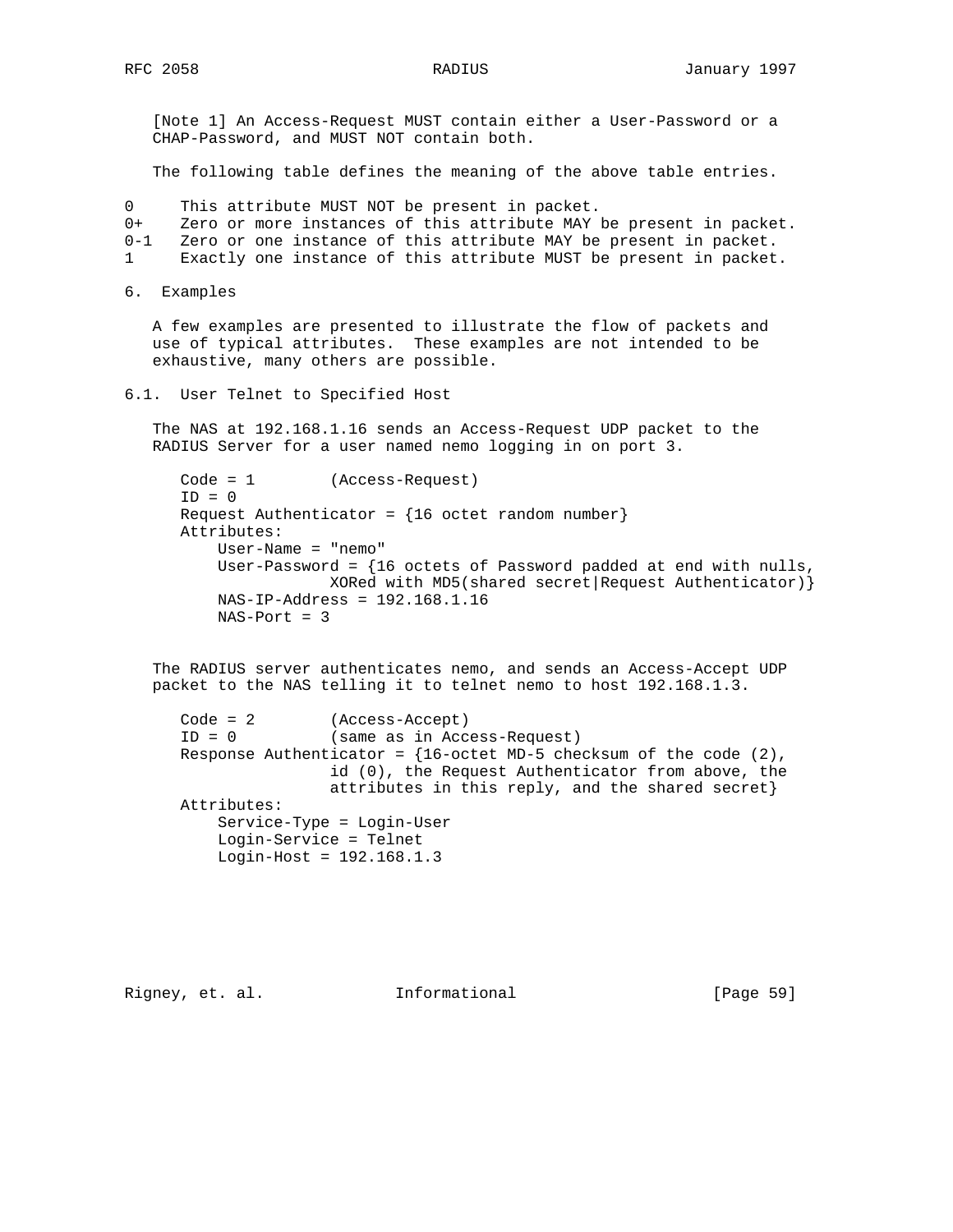[Note 1] An Access-Request MUST contain either a User-Password or a CHAP-Password, and MUST NOT contain both.

The following table defines the meaning of the above table entries.

```
0     This attribute MUST NOT be present in packet.
0+    Zero or more instances of this attribute MAY be present in packet.
0-1   Zero or one instance of this attribute MAY be present in packet.
1     Exactly one instance of this attribute MUST be present in packet.
```

## 6. Examples

A few examples are presented to illustrate the flow of packets and use of typical attributes. These examples are not intended to be exhaustive, many others are possible.

### 6.1. User Telnet to Specified Host

The NAS at 192.168.1.16 sends an Access-Request UDP packet to the RADIUS Server for a user named nemo logging in on port 3.

```
Code = 1        (Access-Request)
ID = 0
Request Authenticator = {16 octet random number}
Attributes:
    User-Name = "nemo"
    User-Password = {16 octets of Password padded at end with nulls,
                XORed with MD5(shared secret|Request Authenticator)}
    NAS-IP-Address = 192.168.1.16
    NAS-Port = 3
```

The RADIUS server authenticates nemo, and sends an Access-Accept UDP packet to the NAS telling it to telnet nemo to host 192.168.1.3.

```
Code = 2        (Access-Accept)
ID = 0          (same as in Access-Request)
Response Authenticator = {16-octet MD-5 checksum of the code (2),
                id (0), the Request Authenticator from above, the
                attributes in this reply, and the shared secret}
Attributes:
    Service-Type = Login-User
    Login-Service = Telnet
    Login-Host = 192.168.1.3
```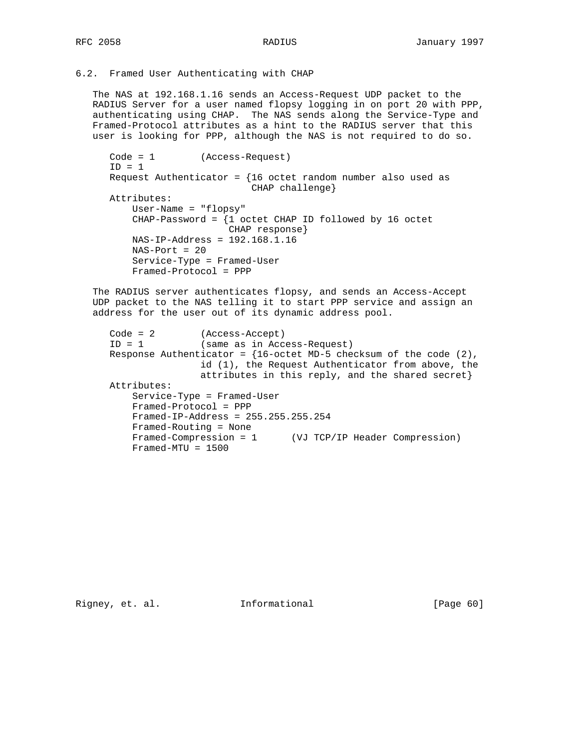## 6.2. Framed User Authenticating with CHAP

The NAS at 192.168.1.16 sends an Access-Request UDP packet to the RADIUS Server for a user named flopsy logging in on port 20 with PPP, authenticating using CHAP. The NAS sends along the Service-Type and Framed-Protocol attributes as a hint to the RADIUS server that this user is looking for PPP, although the NAS is not required to do so.

```
Code = 1        (Access-Request)
ID = 1
Request Authenticator = {16 octet random number also used as
                         CHAP challenge}
Attributes:
    User-Name = "flopsy"
    CHAP-Password = {1 octet CHAP ID followed by 16 octet
                     CHAP response}
    NAS-IP-Address = 192.168.1.16
    NAS-Port = 20
    Service-Type = Framed-User
    Framed-Protocol = PPP
```

The RADIUS server authenticates flopsy, and sends an Access-Accept UDP packet to the NAS telling it to start PPP service and assign an address for the user out of its dynamic address pool.

```
Code = 2        (Access-Accept)
ID = 1          (same as in Access-Request)
Response Authenticator = {16-octet MD-5 checksum of the code (2),
                id (1), the Request Authenticator from above, the
                attributes in this reply, and the shared secret}
Attributes:
    Service-Type = Framed-User
    Framed-Protocol = PPP
    Framed-IP-Address = 255.255.255.254
    Framed-Routing = None
    Framed-Compression = 1      (VJ TCP/IP Header Compression)
    Framed-MTU = 1500
```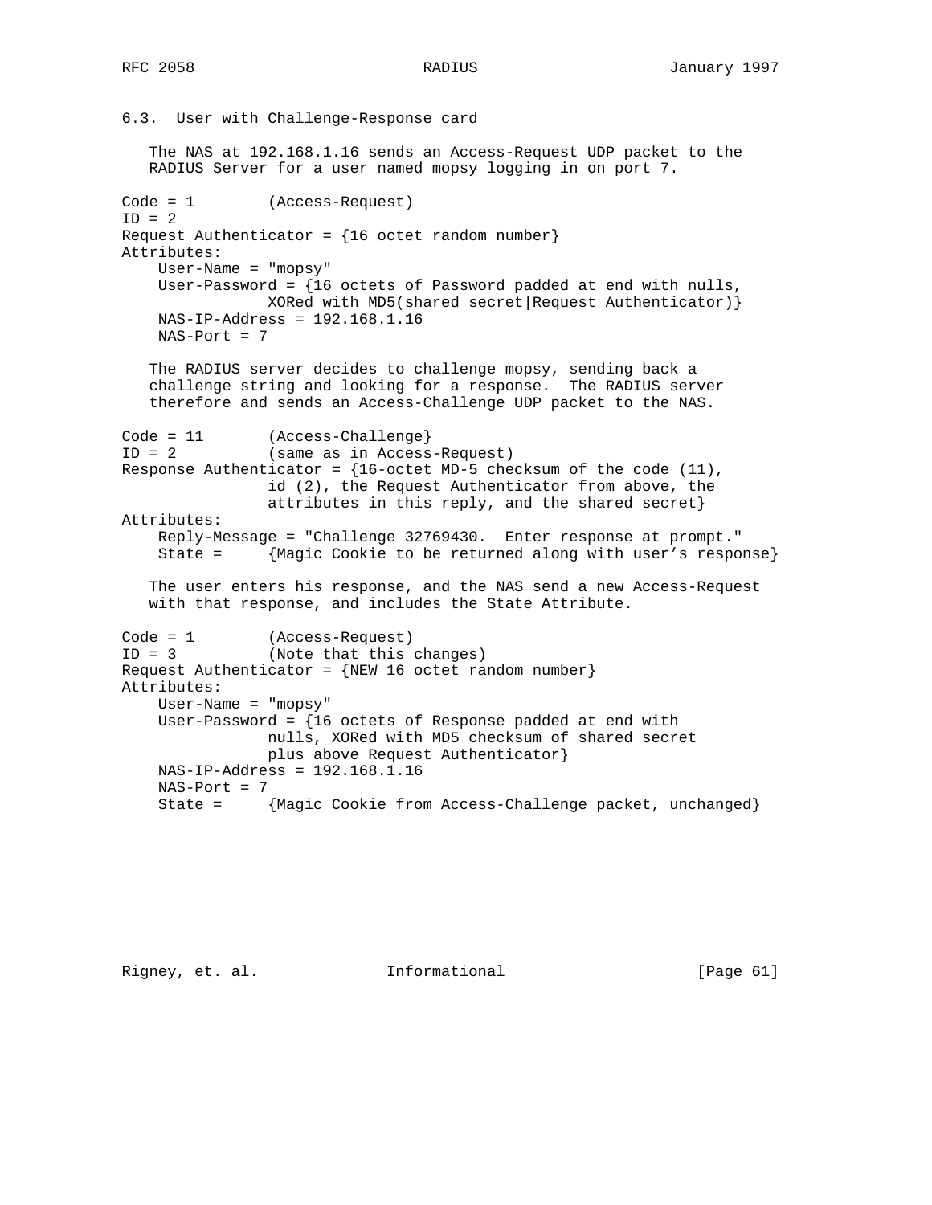### 6.3. User with Challenge-Response card

The NAS at 192.168.1.16 sends an Access-Request UDP packet to the RADIUS Server for a user named mopsy logging in on port 7.

```
Code = 1        (Access-Request)
ID = 2
Request Authenticator = {16 octet random number}
Attributes:
    User-Name = "mopsy"
    User-Password = {16 octets of Password padded at end with nulls,
                XORed with MD5(shared secret|Request Authenticator)}
    NAS-IP-Address = 192.168.1.16
    NAS-Port = 7
```

The RADIUS server decides to challenge mopsy, sending back a challenge string and looking for a response. The RADIUS server therefore and sends an Access-Challenge UDP packet to the NAS.

```
Code = 11       (Access-Challenge}
ID = 2          (same as in Access-Request)
Response Authenticator = {16-octet MD-5 checksum of the code (11),
                id (2), the Request Authenticator from above, the
                attributes in this reply, and the shared secret}
Attributes:
    Reply-Message = "Challenge 32769430.  Enter response at prompt."
    State =     {Magic Cookie to be returned along with user's response}
```

The user enters his response, and the NAS send a new Access-Request with that response, and includes the State Attribute.

```
Code = 1        (Access-Request)
ID = 3          (Note that this changes)
Request Authenticator = {NEW 16 octet random number}
Attributes:
    User-Name = "mopsy"
    User-Password = {16 octets of Response padded at end with
                nulls, XORed with MD5 checksum of shared secret
                plus above Request Authenticator}
    NAS-IP-Address = 192.168.1.16
    NAS-Port = 7
    State =     {Magic Cookie from Access-Challenge packet, unchanged}
```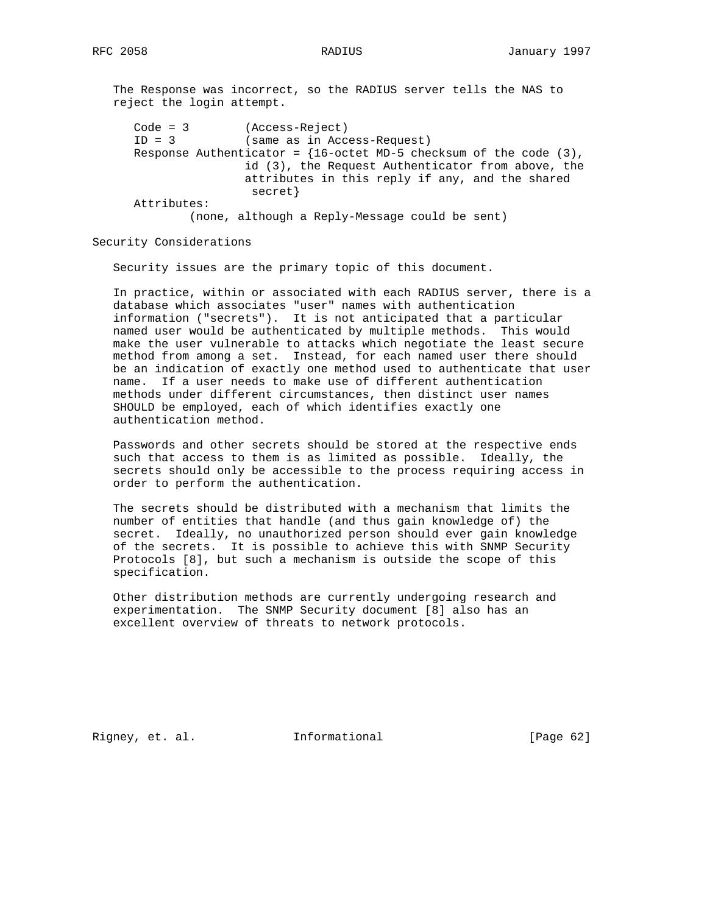The Response was incorrect, so the RADIUS server tells the NAS to reject the login attempt.

```
   Code = 3        (Access-Reject)
   ID = 3          (same as in Access-Request)
   Response Authenticator = {16-octet MD-5 checksum of the code (3),
                   id (3), the Request Authenticator from above, the
                   attributes in this reply if any, and the shared
                    secret}
   Attributes:
           (none, although a Reply-Message could be sent)
```

## Security Considerations

Security issues are the primary topic of this document.

In practice, within or associated with each RADIUS server, there is a database which associates "user" names with authentication information ("secrets"). It is not anticipated that a particular named user would be authenticated by multiple methods. This would make the user vulnerable to attacks which negotiate the least secure method from among a set. Instead, for each named user there should be an indication of exactly one method used to authenticate that user name. If a user needs to make use of different authentication methods under different circumstances, then distinct user names SHOULD be employed, each of which identifies exactly one authentication method.

Passwords and other secrets should be stored at the respective ends such that access to them is as limited as possible. Ideally, the secrets should only be accessible to the process requiring access in order to perform the authentication.

The secrets should be distributed with a mechanism that limits the number of entities that handle (and thus gain knowledge of) the secret. Ideally, no unauthorized person should ever gain knowledge of the secrets. It is possible to achieve this with SNMP Security Protocols [8], but such a mechanism is outside the scope of this specification.

Other distribution methods are currently undergoing research and experimentation. The SNMP Security document [8] also has an excellent overview of threats to network protocols.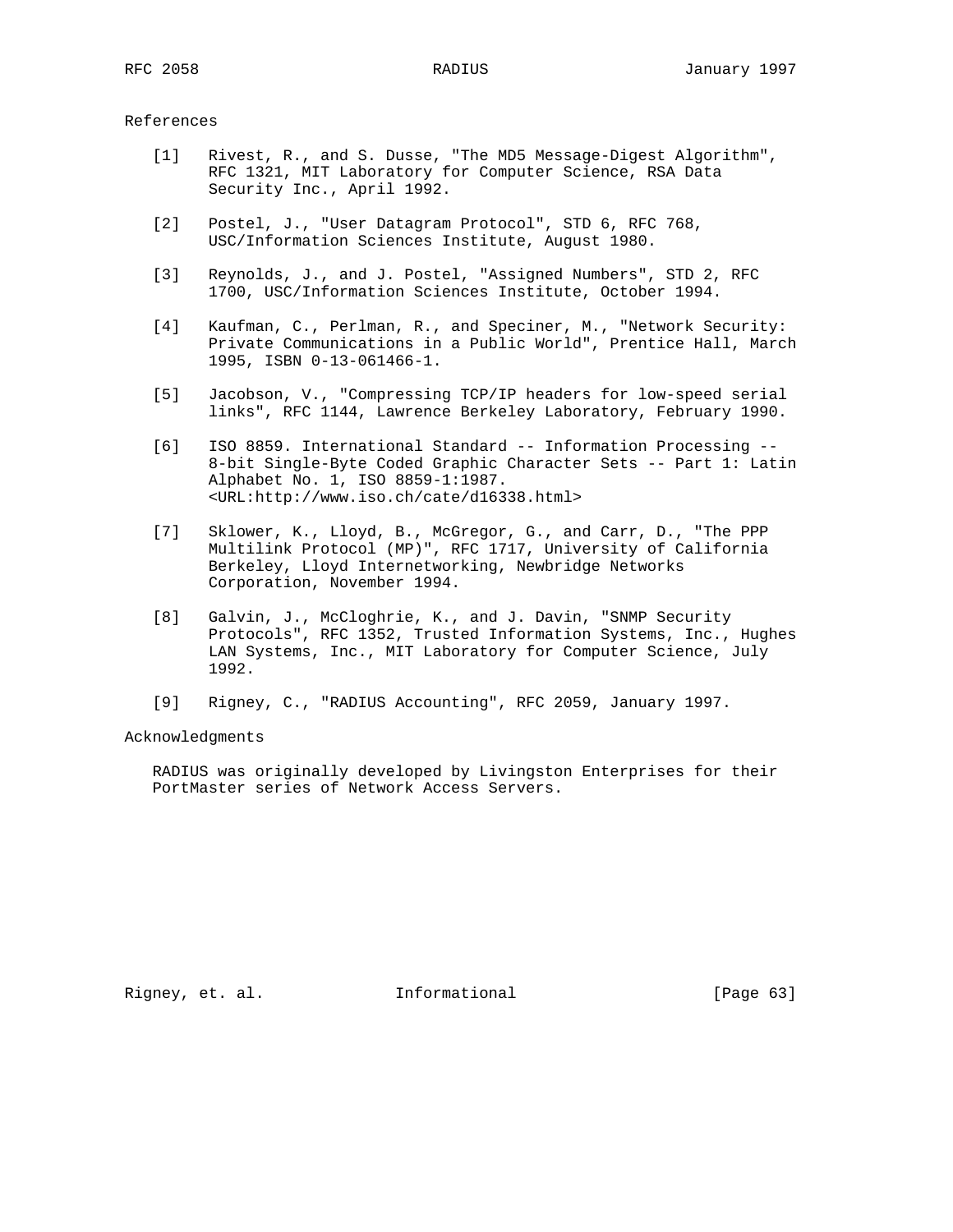## References

[1] Rivest, R., and S. Dusse, "The MD5 Message-Digest Algorithm", RFC 1321, MIT Laboratory for Computer Science, RSA Data Security Inc., April 1992.

[2] Postel, J., "User Datagram Protocol", STD 6, RFC 768, USC/Information Sciences Institute, August 1980.

[3] Reynolds, J., and J. Postel, "Assigned Numbers", STD 2, RFC 1700, USC/Information Sciences Institute, October 1994.

[4] Kaufman, C., Perlman, R., and Speciner, M., "Network Security: Private Communications in a Public World", Prentice Hall, March 1995, ISBN 0-13-061466-1.

[5] Jacobson, V., "Compressing TCP/IP headers for low-speed serial links", RFC 1144, Lawrence Berkeley Laboratory, February 1990.

[6] ISO 8859. International Standard -- Information Processing -- 8-bit Single-Byte Coded Graphic Character Sets -- Part 1: Latin Alphabet No. 1, ISO 8859-1:1987. <URL:http://www.iso.ch/cate/d16338.html>

[7] Sklower, K., Lloyd, B., McGregor, G., and Carr, D., "The PPP Multilink Protocol (MP)", RFC 1717, University of California Berkeley, Lloyd Internetworking, Newbridge Networks Corporation, November 1994.

[8] Galvin, J., McCloghrie, K., and J. Davin, "SNMP Security Protocols", RFC 1352, Trusted Information Systems, Inc., Hughes LAN Systems, Inc., MIT Laboratory for Computer Science, July 1992.

[9] Rigney, C., "RADIUS Accounting", RFC 2059, January 1997.

## Acknowledgments

RADIUS was originally developed by Livingston Enterprises for their PortMaster series of Network Access Servers.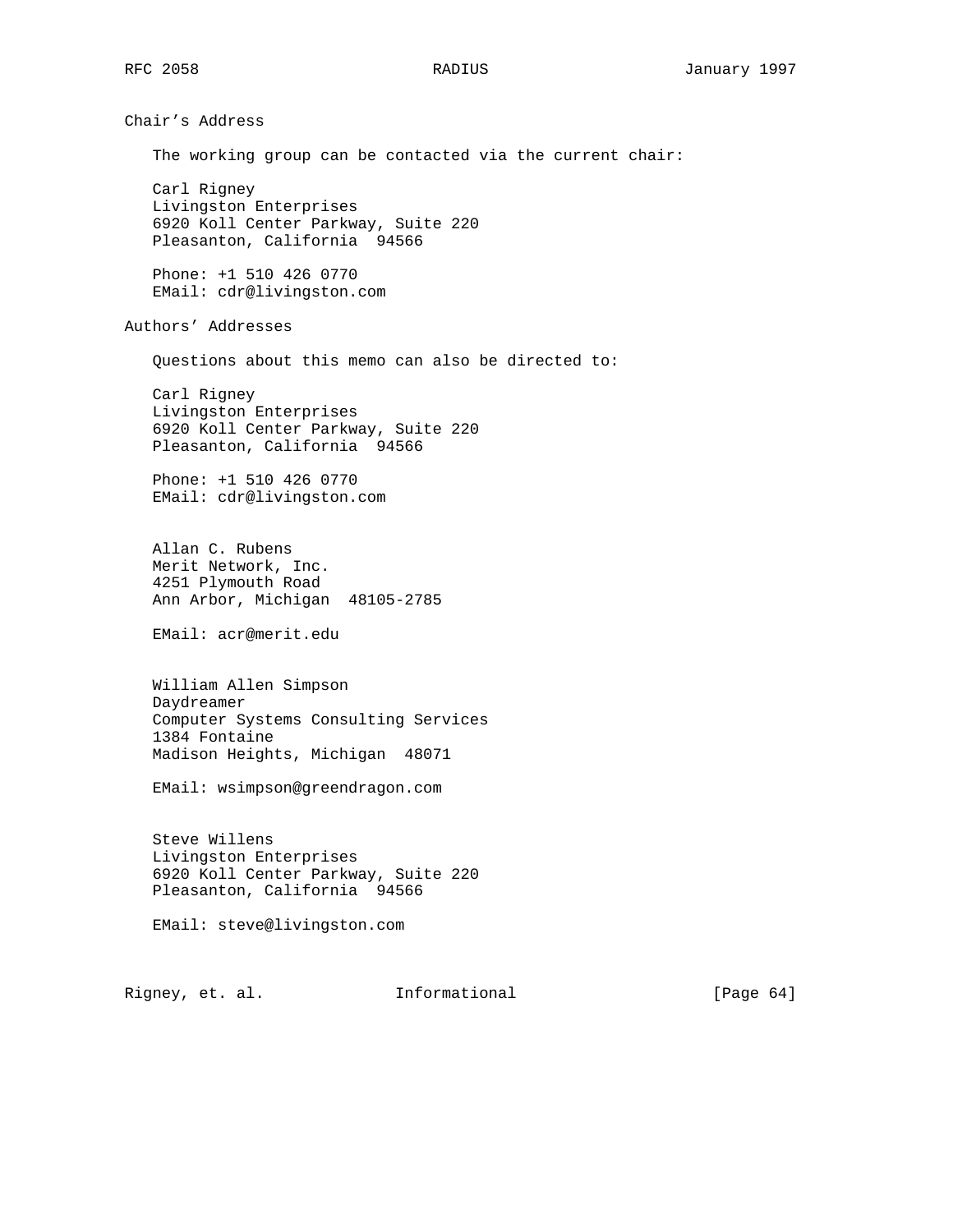## Chair's Address

The working group can be contacted via the current chair:

Carl Rigney
Livingston Enterprises
6920 Koll Center Parkway, Suite 220
Pleasanton, California  94566

Phone: +1 510 426 0770
EMail: cdr@livingston.com

## Authors' Addresses

Questions about this memo can also be directed to:

Carl Rigney
Livingston Enterprises
6920 Koll Center Parkway, Suite 220
Pleasanton, California  94566

Phone: +1 510 426 0770
EMail: cdr@livingston.com

Allan C. Rubens
Merit Network, Inc.
4251 Plymouth Road
Ann Arbor, Michigan  48105-2785

EMail: acr@merit.edu

William Allen Simpson
Daydreamer
Computer Systems Consulting Services
1384 Fontaine
Madison Heights, Michigan  48071

EMail: wsimpson@greendragon.com

Steve Willens
Livingston Enterprises
6920 Koll Center Parkway, Suite 220
Pleasanton, California  94566

EMail: steve@livingston.com